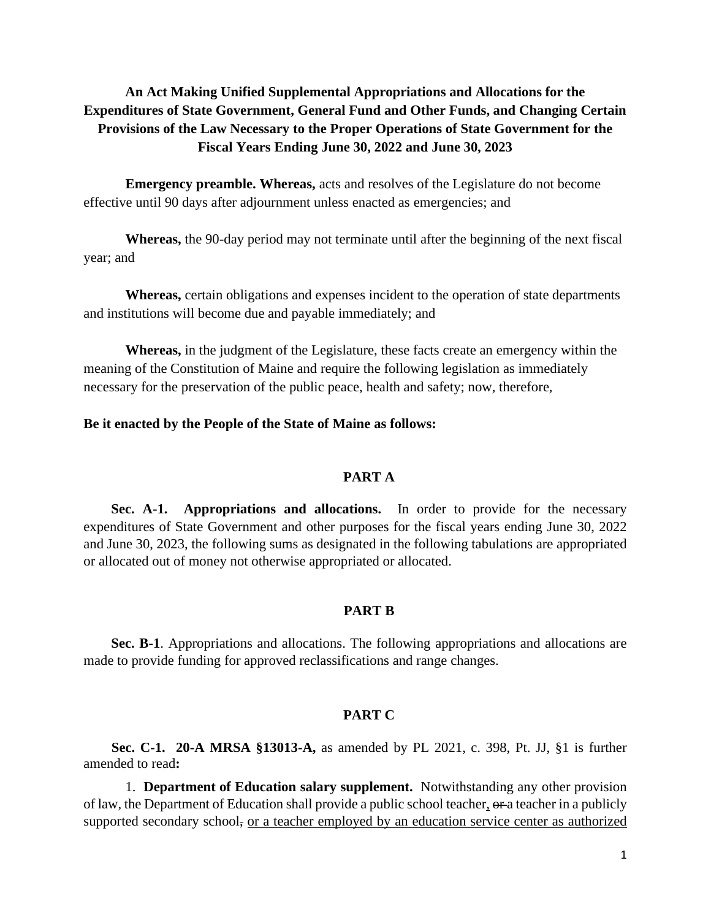**An Act Making Unified Supplemental Appropriations and Allocations for the Expenditures of State Government, General Fund and Other Funds, and Changing Certain Provisions of the Law Necessary to the Proper Operations of State Government for the Fiscal Years Ending June 30, 2022 and June 30, 2023**

**Emergency preamble. Whereas,** acts and resolves of the Legislature do not become effective until 90 days after adjournment unless enacted as emergencies; and

**Whereas,** the 90-day period may not terminate until after the beginning of the next fiscal year; and

**Whereas,** certain obligations and expenses incident to the operation of state departments and institutions will become due and payable immediately; and

**Whereas,** in the judgment of the Legislature, these facts create an emergency within the meaning of the Constitution of Maine and require the following legislation as immediately necessary for the preservation of the public peace, health and safety; now, therefore,

**Be it enacted by the People of the State of Maine as follows:**

## PART A

**Sec. A-1. Appropriations and allocations.** In order to provide for the necessary expenditures of State Government and other purposes for the fiscal years ending June 30, 2022 and June 30, 2023, the following sums as designated in the following tabulations are appropriated or allocated out of money not otherwise appropriated or allocated.

## PART B

**Sec. B-1**. Appropriations and allocations. The following appropriations and allocations are made to provide funding for approved reclassifications and range changes.

## PART C

**Sec. C-1. 20-A MRSA §13013-A,** as amended by PL 2021, c. 398, Pt. JJ, §1 is further amended to read**:**

1. **Department of Education salary supplement.** Notwithstanding any other provision of law, the Department of Education shall provide a public school teacher, ~~or~~ a teacher in a publicly supported secondary school, <u>or a teacher employed by an education service center as authorized</u>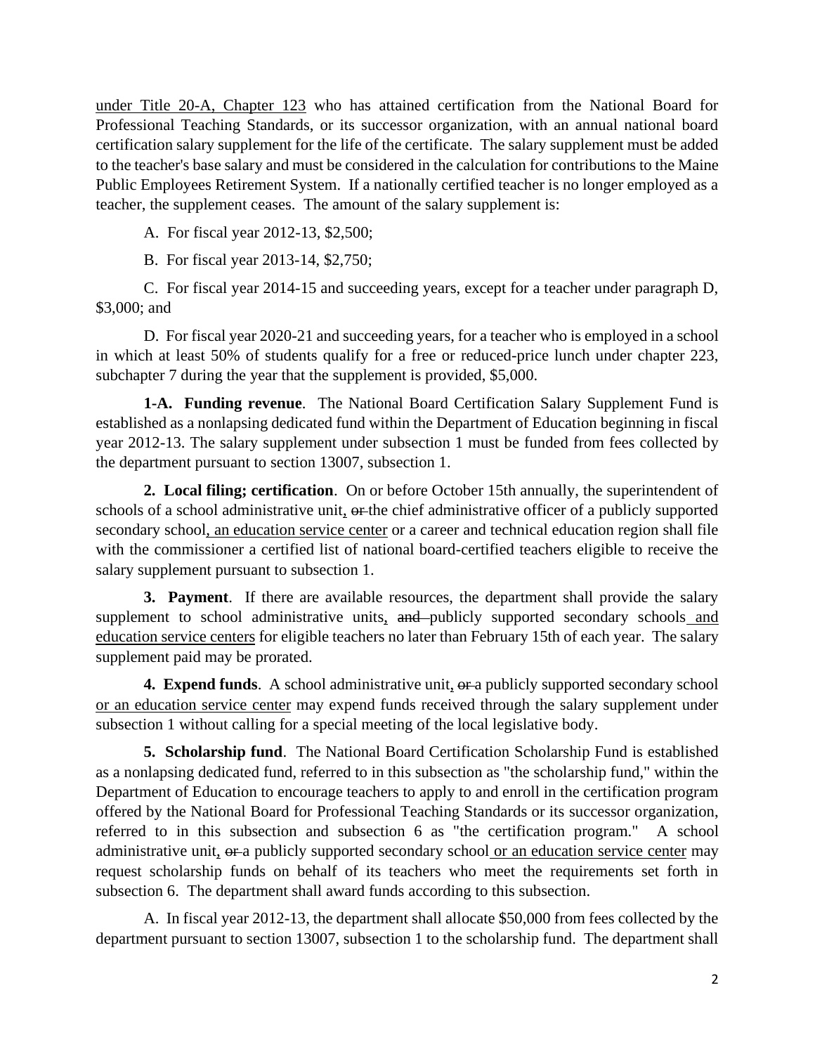<u>under Title 20-A, Chapter 123</u> who has attained certification from the National Board for Professional Teaching Standards, or its successor organization, with an annual national board certification salary supplement for the life of the certificate. The salary supplement must be added to the teacher's base salary and must be considered in the calculation for contributions to the Maine Public Employees Retirement System. If a nationally certified teacher is no longer employed as a teacher, the supplement ceases. The amount of the salary supplement is:

A. For fiscal year 2012-13, $2,500;

B. For fiscal year 2013-14, $2,750;

C. For fiscal year 2014-15 and succeeding years, except for a teacher under paragraph D, $3,000; and

D. For fiscal year 2020-21 and succeeding years, for a teacher who is employed in a school in which at least 50% of students qualify for a free or reduced-price lunch under chapter 223, subchapter 7 during the year that the supplement is provided, $5,000.

**1-A. Funding revenue**. The National Board Certification Salary Supplement Fund is established as a nonlapsing dedicated fund within the Department of Education beginning in fiscal year 2012-13. The salary supplement under subsection 1 must be funded from fees collected by the department pursuant to section 13007, subsection 1.

**2. Local filing; certification**. On or before October 15th annually, the superintendent of schools of a school administrative unit<u>,</u> ~~or~~ the chief administrative officer of a publicly supported secondary school<u>, an education service center</u> or a career and technical education region shall file with the commissioner a certified list of national board-certified teachers eligible to receive the salary supplement pursuant to subsection 1.

**3. Payment**. If there are available resources, the department shall provide the salary supplement to school administrative units<u>,</u> ~~and~~ publicly supported secondary schools<u> and education service centers</u> for eligible teachers no later than February 15th of each year. The salary supplement paid may be prorated.

**4. Expend funds**. A school administrative unit<u>,</u> ~~or~~ a publicly supported secondary school <u>or an education service center</u> may expend funds received through the salary supplement under subsection 1 without calling for a special meeting of the local legislative body.

**5. Scholarship fund**. The National Board Certification Scholarship Fund is established as a nonlapsing dedicated fund, referred to in this subsection as "the scholarship fund," within the Department of Education to encourage teachers to apply to and enroll in the certification program offered by the National Board for Professional Teaching Standards or its successor organization, referred to in this subsection and subsection 6 as "the certification program." A school administrative unit<u>,</u> ~~or~~ a publicly supported secondary school<u> or an education service center</u> may request scholarship funds on behalf of its teachers who meet the requirements set forth in subsection 6. The department shall award funds according to this subsection.

A. In fiscal year 2012-13, the department shall allocate $50,000 from fees collected by the department pursuant to section 13007, subsection 1 to the scholarship fund. The department shall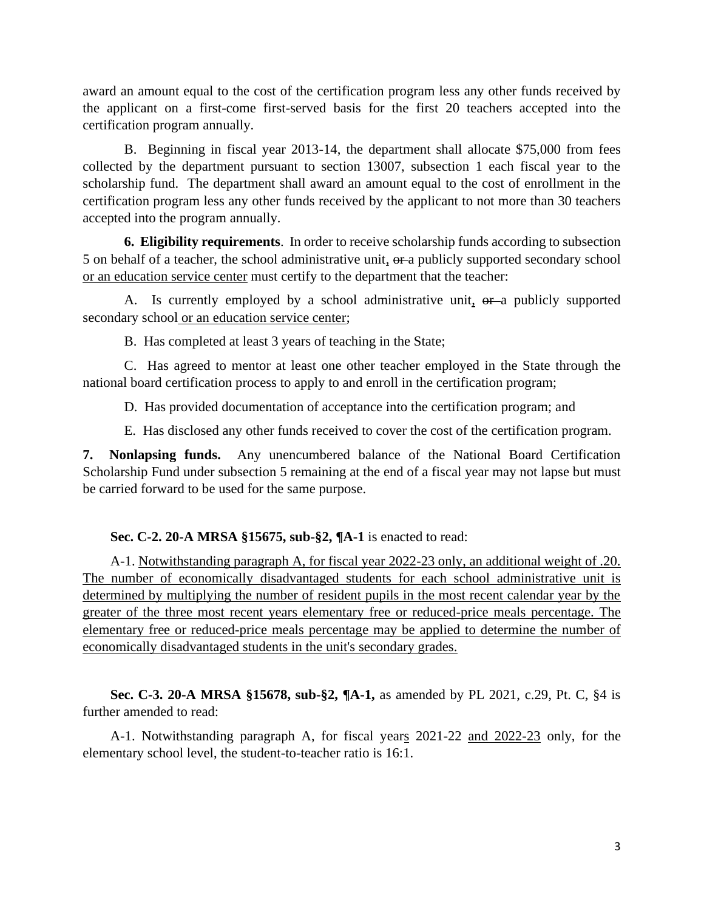award an amount equal to the cost of the certification program less any other funds received by the applicant on a first-come first-served basis for the first 20 teachers accepted into the certification program annually.

B. Beginning in fiscal year 2013-14, the department shall allocate $75,000 from fees collected by the department pursuant to section 13007, subsection 1 each fiscal year to the scholarship fund. The department shall award an amount equal to the cost of enrollment in the certification program less any other funds received by the applicant to not more than 30 teachers accepted into the program annually.

**6. Eligibility requirements**. In order to receive scholarship funds according to subsection 5 on behalf of a teacher, the school administrative unit, ~~or~~ a publicly supported secondary school <u>or an education service center</u> must certify to the department that the teacher:

A. Is currently employed by a school administrative unit, ~~or~~ a publicly supported secondary school<u> or an education service center</u>;

B. Has completed at least 3 years of teaching in the State;

C. Has agreed to mentor at least one other teacher employed in the State through the national board certification process to apply to and enroll in the certification program;

D. Has provided documentation of acceptance into the certification program; and

E. Has disclosed any other funds received to cover the cost of the certification program.

**7. Nonlapsing funds.** Any unencumbered balance of the National Board Certification Scholarship Fund under subsection 5 remaining at the end of a fiscal year may not lapse but must be carried forward to be used for the same purpose.

**Sec. C-2. 20-A MRSA §15675, sub-§2, ¶A-1** is enacted to read:

A-1. <u>Notwithstanding paragraph A, for fiscal year 2022-23 only, an additional weight of .20. The number of economically disadvantaged students for each school administrative unit is determined by multiplying the number of resident pupils in the most recent calendar year by the greater of the three most recent years elementary free or reduced-price meals percentage. The elementary free or reduced-price meals percentage may be applied to determine the number of economically disadvantaged students in the unit's secondary grades.</u>

**Sec. C-3. 20-A MRSA §15678, sub-§2, ¶A-1,** as amended by PL 2021, c.29, Pt. C, §4 is further amended to read:

A-1. Notwithstanding paragraph A, for fiscal year<u>s</u> 2021-22 <u>and 2022-23</u> only, for the elementary school level, the student-to-teacher ratio is 16:1.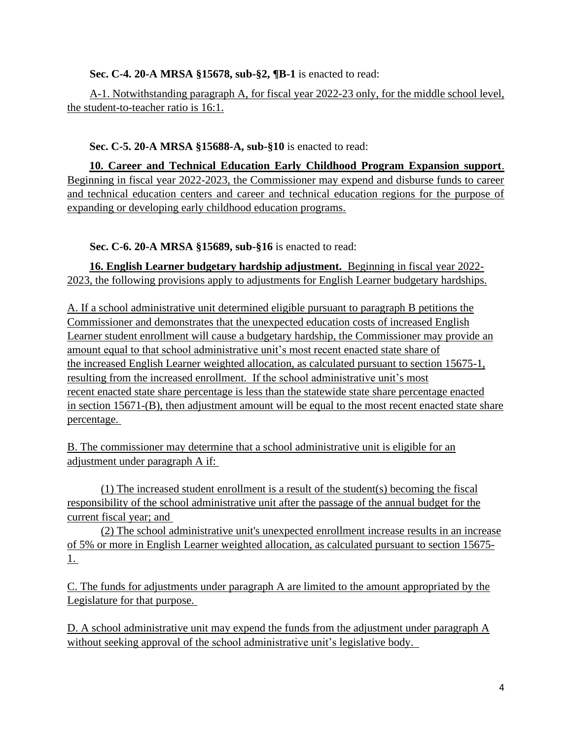**Sec. C-4. 20-A MRSA §15678, sub-§2, ¶B-1** is enacted to read:

A-1. Notwithstanding paragraph A, for fiscal year 2022-23 only, for the middle school level, the student-to-teacher ratio is 16:1.

**Sec. C-5. 20-A MRSA §15688-A, sub-§10** is enacted to read:

**10. Career and Technical Education Early Childhood Program Expansion support**. Beginning in fiscal year 2022-2023, the Commissioner may expend and disburse funds to career and technical education centers and career and technical education regions for the purpose of expanding or developing early childhood education programs.

**Sec. C-6. 20-A MRSA §15689, sub-§16** is enacted to read:

**16. English Learner budgetary hardship adjustment.** Beginning in fiscal year 2022-2023, the following provisions apply to adjustments for English Learner budgetary hardships.

A. If a school administrative unit determined eligible pursuant to paragraph B petitions the Commissioner and demonstrates that the unexpected education costs of increased English Learner student enrollment will cause a budgetary hardship, the Commissioner may provide an amount equal to that school administrative unit's most recent enacted state share of the increased English Learner weighted allocation, as calculated pursuant to section 15675-1, resulting from the increased enrollment. If the school administrative unit's most recent enacted state share percentage is less than the statewide state share percentage enacted in section 15671-(B), then adjustment amount will be equal to the most recent enacted state share percentage.

B. The commissioner may determine that a school administrative unit is eligible for an adjustment under paragraph A if:

(1) The increased student enrollment is a result of the student(s) becoming the fiscal responsibility of the school administrative unit after the passage of the annual budget for the current fiscal year; and

(2) The school administrative unit's unexpected enrollment increase results in an increase of 5% or more in English Learner weighted allocation, as calculated pursuant to section 15675-1.

C. The funds for adjustments under paragraph A are limited to the amount appropriated by the Legislature for that purpose.

D. A school administrative unit may expend the funds from the adjustment under paragraph A without seeking approval of the school administrative unit's legislative body.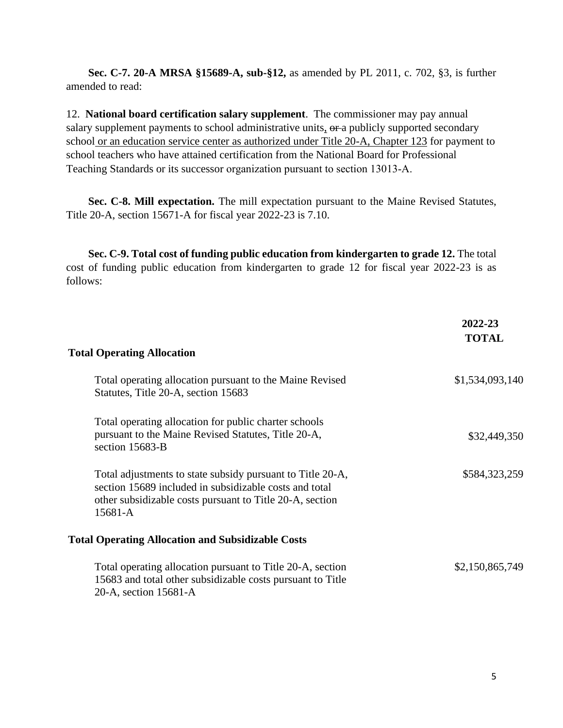**Sec. C-7. 20-A MRSA §15689-A, sub-§12,** as amended by PL 2011, c. 702, §3, is further amended to read:

12. **National board certification salary supplement**. The commissioner may pay annual salary supplement payments to school administrative units, ~~or~~ a publicly supported secondary school <u>or an education service center as authorized under Title 20-A, Chapter 123</u> for payment to school teachers who have attained certification from the National Board for Professional Teaching Standards or its successor organization pursuant to section 13013-A.

**Sec. C-8. Mill expectation.** The mill expectation pursuant to the Maine Revised Statutes, Title 20-A, section 15671-A for fiscal year 2022-23 is 7.10.

**Sec. C-9. Total cost of funding public education from kindergarten to grade 12.** The total cost of funding public education from kindergarten to grade 12 for fiscal year 2022-23 is as follows:

| | 2022-23 TOTAL |
|---|---|
| **Total Operating Allocation** | |
| Total operating allocation pursuant to the Maine Revised Statutes, Title 20-A, section 15683 | $1,534,093,140 |
| Total operating allocation for public charter schools pursuant to the Maine Revised Statutes, Title 20-A, section 15683-B | $32,449,350 |
| Total adjustments to state subsidy pursuant to Title 20-A, section 15689 included in subsidizable costs and total other subsidizable costs pursuant to Title 20-A, section 15681-A | $584,323,259 |
| **Total Operating Allocation and Subsidizable Costs** | |
| Total operating allocation pursuant to Title 20-A, section 15683 and total other subsidizable costs pursuant to Title 20-A, section 15681-A | $2,150,865,749 |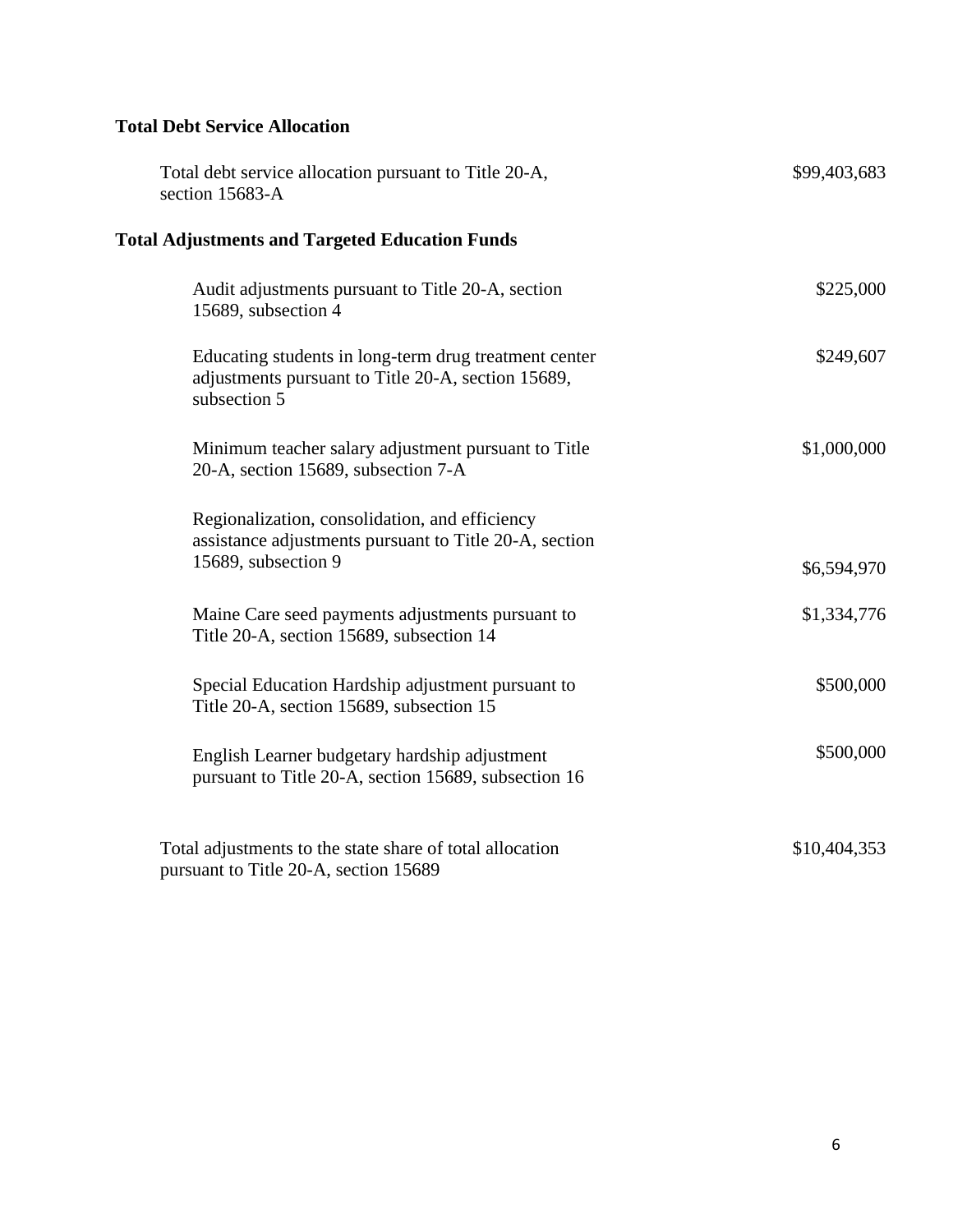**Total Debt Service Allocation**

| | |
|---|---|
| Total debt service allocation pursuant to Title 20-A, section 15683-A | $99,403,683 |

**Total Adjustments and Targeted Education Funds**

| | |
|---|---|
| Audit adjustments pursuant to Title 20-A, section 15689, subsection 4 | $225,000 |
| Educating students in long-term drug treatment center adjustments pursuant to Title 20-A, section 15689, subsection 5 | $249,607 |
| Minimum teacher salary adjustment pursuant to Title 20-A, section 15689, subsection 7-A | $1,000,000 |
| Regionalization, consolidation, and efficiency assistance adjustments pursuant to Title 20-A, section 15689, subsection 9 | $6,594,970 |
| Maine Care seed payments adjustments pursuant to Title 20-A, section 15689, subsection 14 | $1,334,776 |
| Special Education Hardship adjustment pursuant to Title 20-A, section 15689, subsection 15 | $500,000 |
| English Learner budgetary hardship adjustment pursuant to Title 20-A, section 15689, subsection 16 | $500,000 |
| Total adjustments to the state share of total allocation pursuant to Title 20-A, section 15689 | $10,404,353 |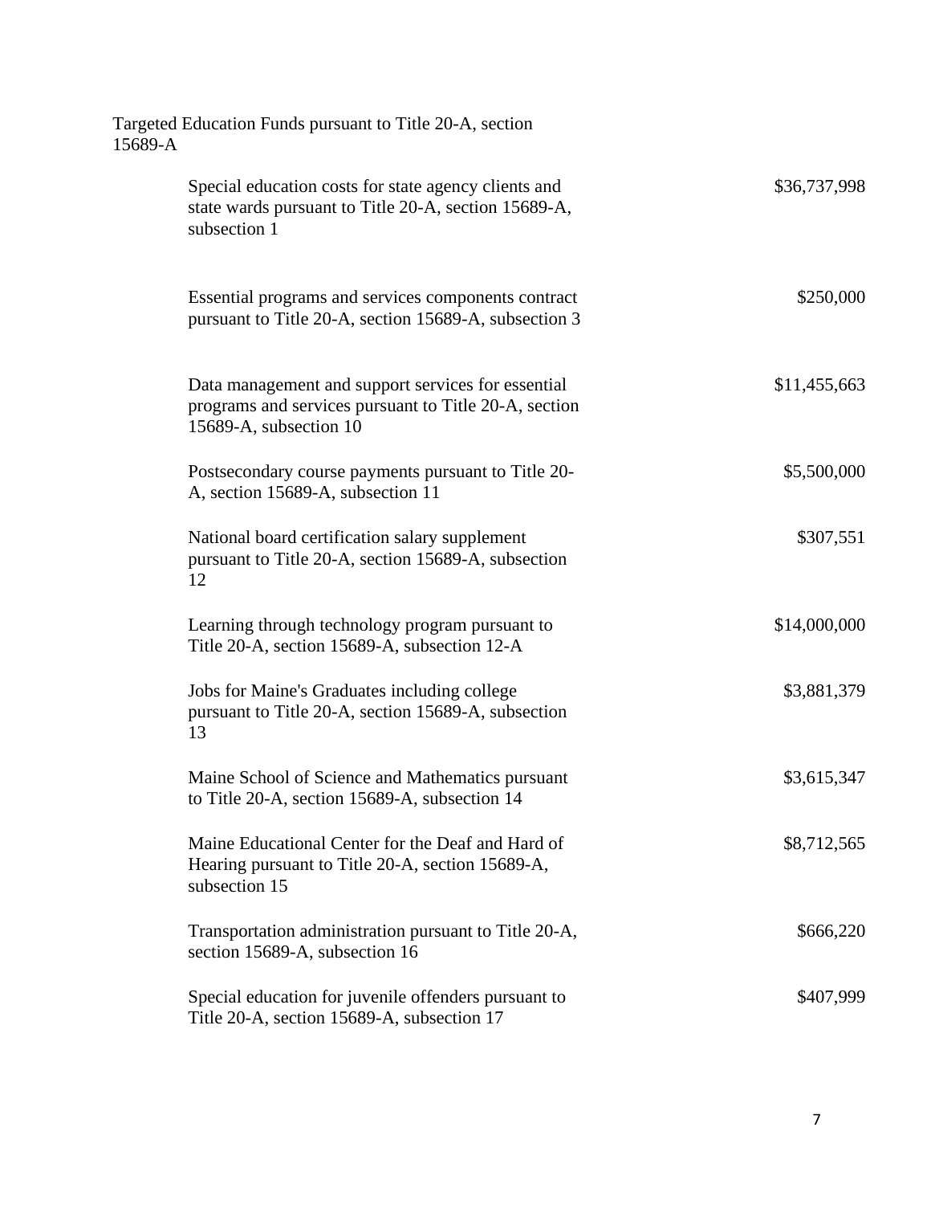Targeted Education Funds pursuant to Title 20-A, section 15689-A

| | |
|---|---|
| Special education costs for state agency clients and state wards pursuant to Title 20-A, section 15689-A, subsection 1 | $36,737,998 |
| Essential programs and services components contract pursuant to Title 20-A, section 15689-A, subsection 3 | $250,000 |
| Data management and support services for essential programs and services pursuant to Title 20-A, section 15689-A, subsection 10 | $11,455,663 |
| Postsecondary course payments pursuant to Title 20-A, section 15689-A, subsection 11 | $5,500,000 |
| National board certification salary supplement pursuant to Title 20-A, section 15689-A, subsection 12 | $307,551 |
| Learning through technology program pursuant to Title 20-A, section 15689-A, subsection 12-A | $14,000,000 |
| Jobs for Maine's Graduates including college pursuant to Title 20-A, section 15689-A, subsection 13 | $3,881,379 |
| Maine School of Science and Mathematics pursuant to Title 20-A, section 15689-A, subsection 14 | $3,615,347 |
| Maine Educational Center for the Deaf and Hard of Hearing pursuant to Title 20-A, section 15689-A, subsection 15 | $8,712,565 |
| Transportation administration pursuant to Title 20-A, section 15689-A, subsection 16 | $666,220 |
| Special education for juvenile offenders pursuant to Title 20-A, section 15689-A, subsection 17 | $407,999 |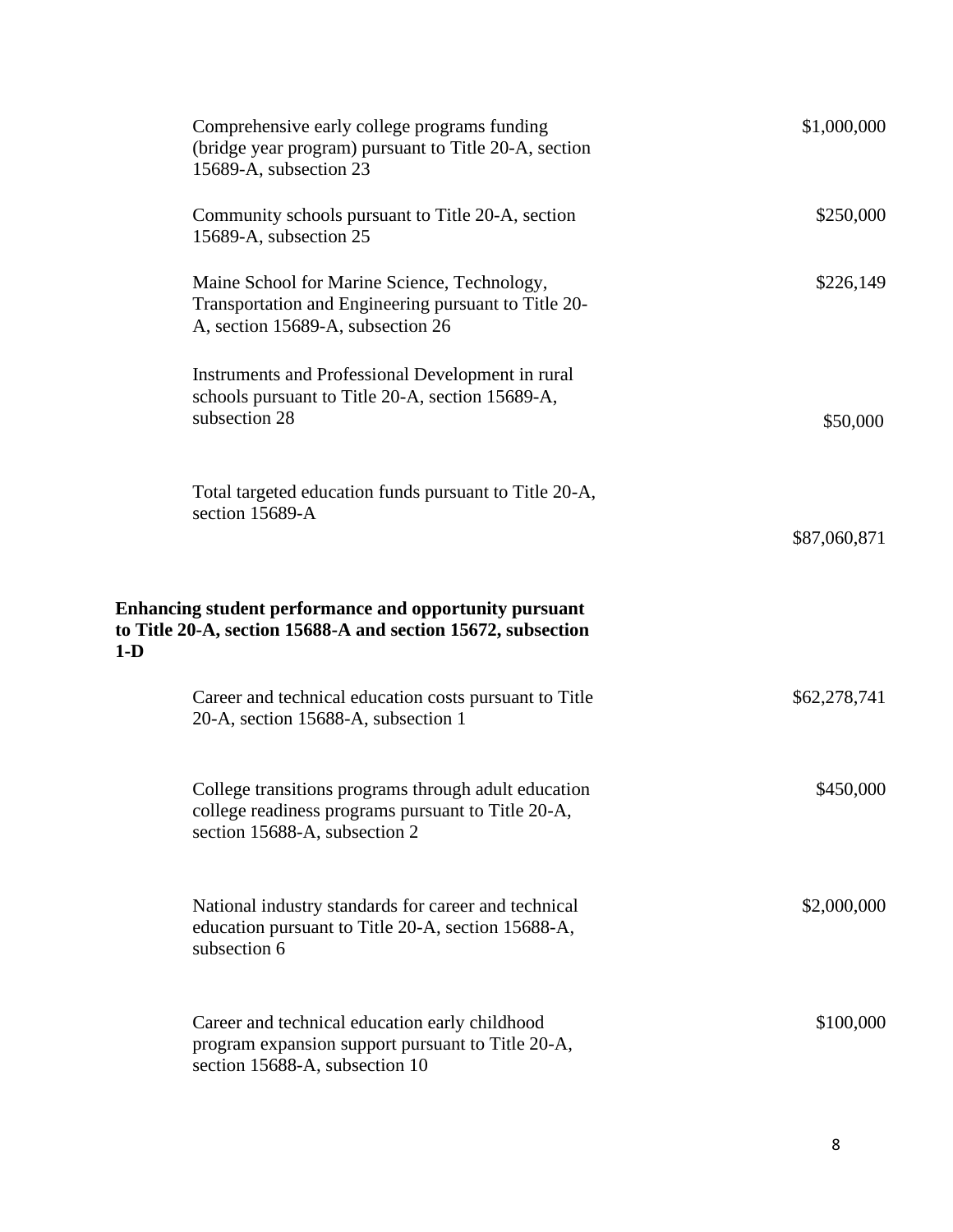| | |
|---|---|
| Comprehensive early college programs funding (bridge year program) pursuant to Title 20-A, section 15689-A, subsection 23 | $1,000,000 |
| Community schools pursuant to Title 20-A, section 15689-A, subsection 25 | $250,000 |
| Maine School for Marine Science, Technology, Transportation and Engineering pursuant to Title 20-A, section 15689-A, subsection 26 | $226,149 |
| Instruments and Professional Development in rural schools pursuant to Title 20-A, section 15689-A, subsection 28 | $50,000 |
| Total targeted education funds pursuant to Title 20-A, section 15689-A | $87,060,871 |

**Enhancing student performance and opportunity pursuant to Title 20-A, section 15688-A and section 15672, subsection 1-D**

| | |
|---|---|
| Career and technical education costs pursuant to Title 20-A, section 15688-A, subsection 1 | $62,278,741 |
| College transitions programs through adult education college readiness programs pursuant to Title 20-A, section 15688-A, subsection 2 | $450,000 |
| National industry standards for career and technical education pursuant to Title 20-A, section 15688-A, subsection 6 | $2,000,000 |
| Career and technical education early childhood program expansion support pursuant to Title 20-A, section 15688-A, subsection 10 | $100,000 |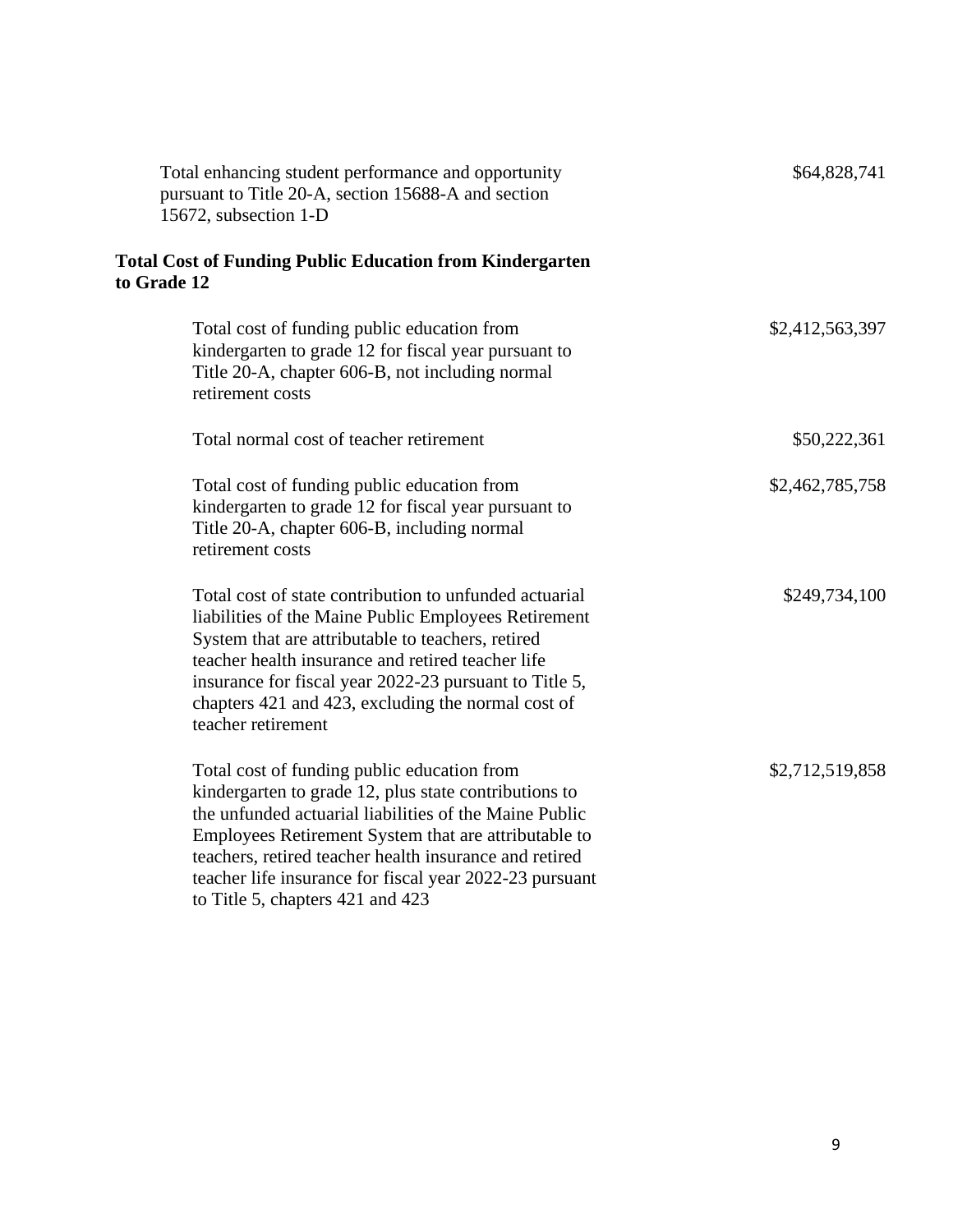| | |
|---|---|
| Total enhancing student performance and opportunity pursuant to Title 20-A, section 15688-A and section 15672, subsection 1-D | $64,828,741 |

**Total Cost of Funding Public Education from Kindergarten to Grade 12**

| | |
|---|---|
| Total cost of funding public education from kindergarten to grade 12 for fiscal year pursuant to Title 20-A, chapter 606-B, not including normal retirement costs | $2,412,563,397 |
| Total normal cost of teacher retirement | $50,222,361 |
| Total cost of funding public education from kindergarten to grade 12 for fiscal year pursuant to Title 20-A, chapter 606-B, including normal retirement costs | $2,462,785,758 |
| Total cost of state contribution to unfunded actuarial liabilities of the Maine Public Employees Retirement System that are attributable to teachers, retired teacher health insurance and retired teacher life insurance for fiscal year 2022-23 pursuant to Title 5, chapters 421 and 423, excluding the normal cost of teacher retirement | $249,734,100 |
| Total cost of funding public education from kindergarten to grade 12, plus state contributions to the unfunded actuarial liabilities of the Maine Public Employees Retirement System that are attributable to teachers, retired teacher health insurance and retired teacher life insurance for fiscal year 2022-23 pursuant to Title 5, chapters 421 and 423 | $2,712,519,858 |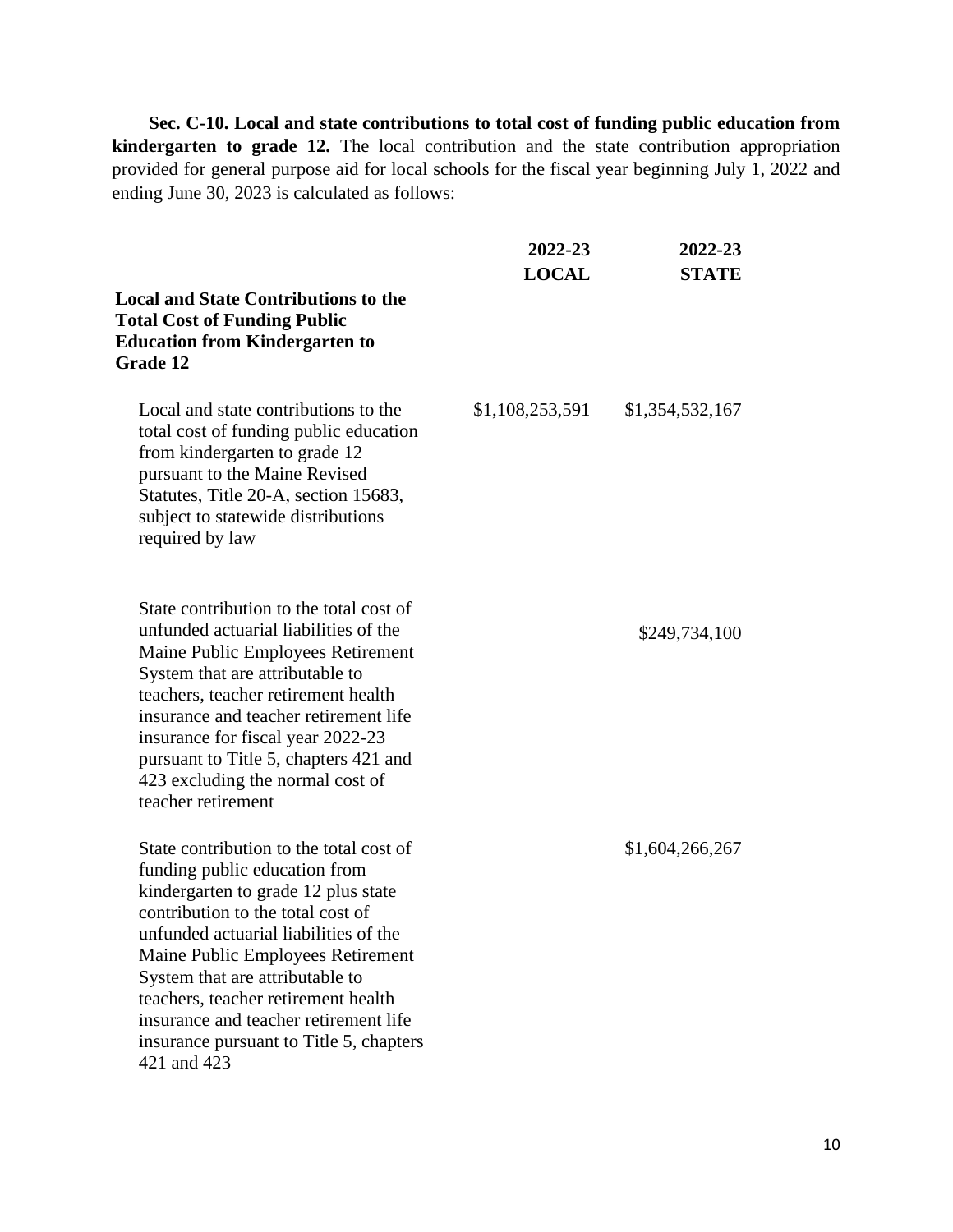**Sec. C-10. Local and state contributions to total cost of funding public education from kindergarten to grade 12.** The local contribution and the state contribution appropriation provided for general purpose aid for local schools for the fiscal year beginning July 1, 2022 and ending June 30, 2023 is calculated as follows:

| | 2022-23 LOCAL | 2022-23 STATE |
|---|---|---|
| **Local and State Contributions to the Total Cost of Funding Public Education from Kindergarten to Grade 12** | | |
| Local and state contributions to the total cost of funding public education from kindergarten to grade 12 pursuant to the Maine Revised Statutes, Title 20-A, section 15683, subject to statewide distributions required by law | $1,108,253,591 | $1,354,532,167 |
| State contribution to the total cost of unfunded actuarial liabilities of the Maine Public Employees Retirement System that are attributable to teachers, teacher retirement health insurance and teacher retirement life insurance for fiscal year 2022-23 pursuant to Title 5, chapters 421 and 423 excluding the normal cost of teacher retirement | | $249,734,100 |
| State contribution to the total cost of funding public education from kindergarten to grade 12 plus state contribution to the total cost of unfunded actuarial liabilities of the Maine Public Employees Retirement System that are attributable to teachers, teacher retirement health insurance and teacher retirement life insurance pursuant to Title 5, chapters 421 and 423 | | $1,604,266,267 |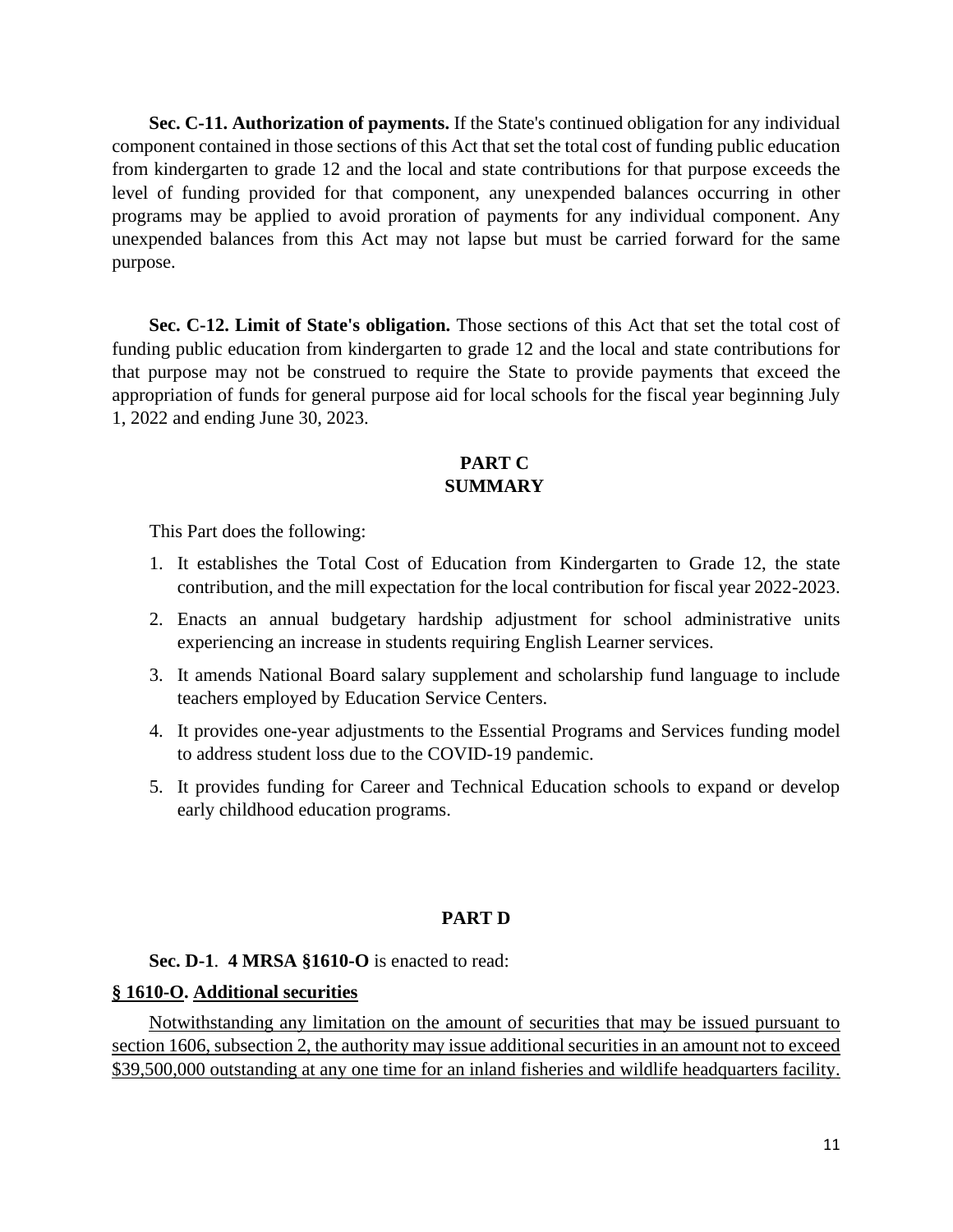**Sec. C-11. Authorization of payments.** If the State's continued obligation for any individual component contained in those sections of this Act that set the total cost of funding public education from kindergarten to grade 12 and the local and state contributions for that purpose exceeds the level of funding provided for that component, any unexpended balances occurring in other programs may be applied to avoid proration of payments for any individual component. Any unexpended balances from this Act may not lapse but must be carried forward for the same purpose.

**Sec. C-12. Limit of State's obligation.** Those sections of this Act that set the total cost of funding public education from kindergarten to grade 12 and the local and state contributions for that purpose may not be construed to require the State to provide payments that exceed the appropriation of funds for general purpose aid for local schools for the fiscal year beginning July 1, 2022 and ending June 30, 2023.

## PART C
## SUMMARY

This Part does the following:

1. It establishes the Total Cost of Education from Kindergarten to Grade 12, the state contribution, and the mill expectation for the local contribution for fiscal year 2022-2023.
2. Enacts an annual budgetary hardship adjustment for school administrative units experiencing an increase in students requiring English Learner services.
3. It amends National Board salary supplement and scholarship fund language to include teachers employed by Education Service Centers.
4. It provides one-year adjustments to the Essential Programs and Services funding model to address student loss due to the COVID-19 pandemic.
5. It provides funding for Career and Technical Education schools to expand or develop early childhood education programs.

## PART D

**Sec. D-1**. **4 MRSA §1610-O** is enacted to read:

**<u>§ 1610-O</u>. <u>Additional securities</u>**

<u>Notwithstanding any limitation on the amount of securities that may be issued pursuant to section 1606, subsection 2, the authority may issue additional securities in an amount not to exceed $39,500,000 outstanding at any one time for an inland fisheries and wildlife headquarters facility.</u>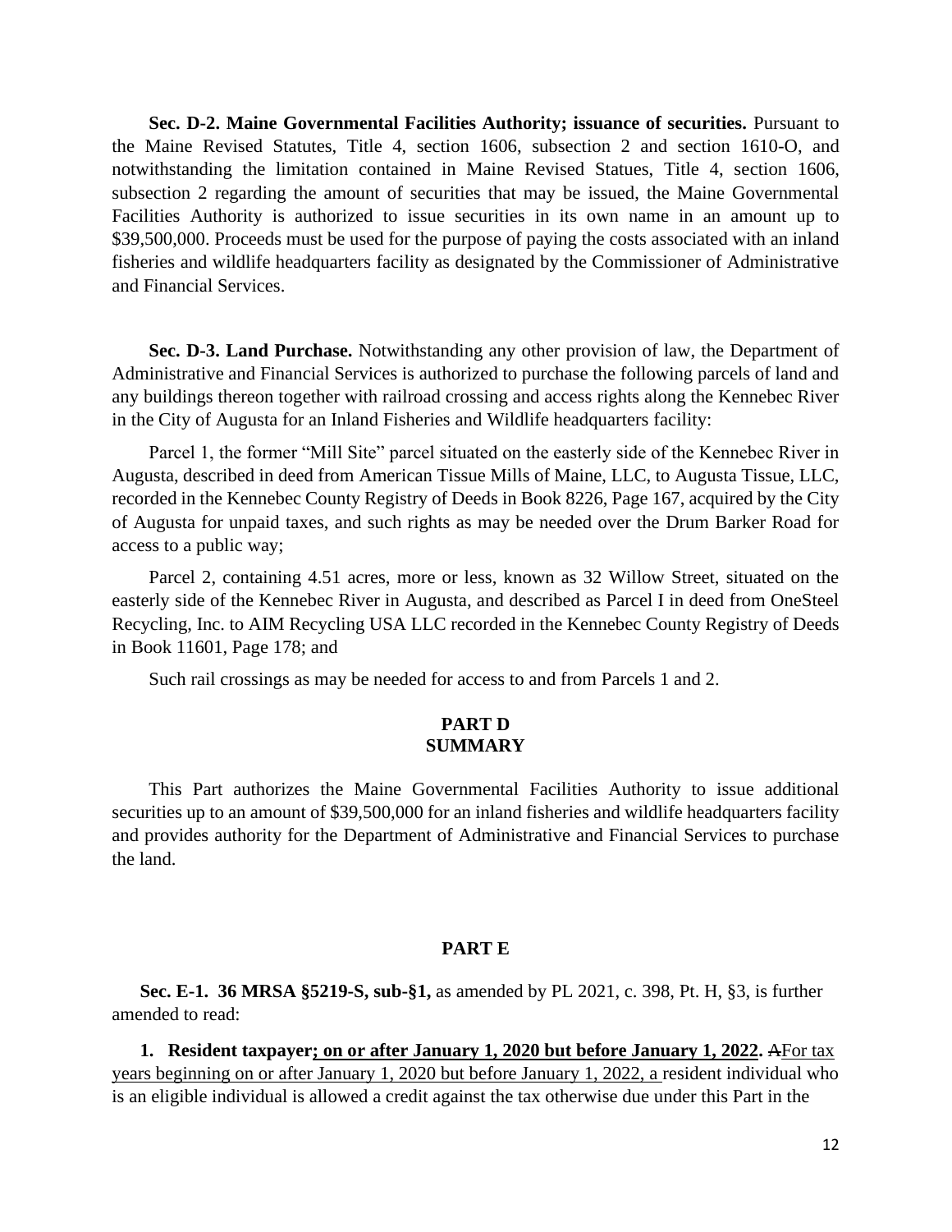**Sec. D-2. Maine Governmental Facilities Authority; issuance of securities.** Pursuant to the Maine Revised Statutes, Title 4, section 1606, subsection 2 and section 1610-O, and notwithstanding the limitation contained in Maine Revised Statues, Title 4, section 1606, subsection 2 regarding the amount of securities that may be issued, the Maine Governmental Facilities Authority is authorized to issue securities in its own name in an amount up to $39,500,000. Proceeds must be used for the purpose of paying the costs associated with an inland fisheries and wildlife headquarters facility as designated by the Commissioner of Administrative and Financial Services.

**Sec. D-3. Land Purchase.** Notwithstanding any other provision of law, the Department of Administrative and Financial Services is authorized to purchase the following parcels of land and any buildings thereon together with railroad crossing and access rights along the Kennebec River in the City of Augusta for an Inland Fisheries and Wildlife headquarters facility:

Parcel 1, the former "Mill Site" parcel situated on the easterly side of the Kennebec River in Augusta, described in deed from American Tissue Mills of Maine, LLC, to Augusta Tissue, LLC, recorded in the Kennebec County Registry of Deeds in Book 8226, Page 167, acquired by the City of Augusta for unpaid taxes, and such rights as may be needed over the Drum Barker Road for access to a public way;

Parcel 2, containing 4.51 acres, more or less, known as 32 Willow Street, situated on the easterly side of the Kennebec River in Augusta, and described as Parcel I in deed from OneSteel Recycling, Inc. to AIM Recycling USA LLC recorded in the Kennebec County Registry of Deeds in Book 11601, Page 178; and

Such rail crossings as may be needed for access to and from Parcels 1 and 2.

## PART D SUMMARY

This Part authorizes the Maine Governmental Facilities Authority to issue additional securities up to an amount of $39,500,000 for an inland fisheries and wildlife headquarters facility and provides authority for the Department of Administrative and Financial Services to purchase the land.

## PART E

**Sec. E-1. 36 MRSA §5219-S, sub-§1,** as amended by PL 2021, c. 398, Pt. H, §3, is further amended to read:

**1. Resident taxpayer<u>; on or after January 1, 2020 but before January 1, 2022</u>.** ~~A~~<u>For tax years beginning on or after January 1, 2020 but before January 1, 2022, a </u>resident individual who is an eligible individual is allowed a credit against the tax otherwise due under this Part in the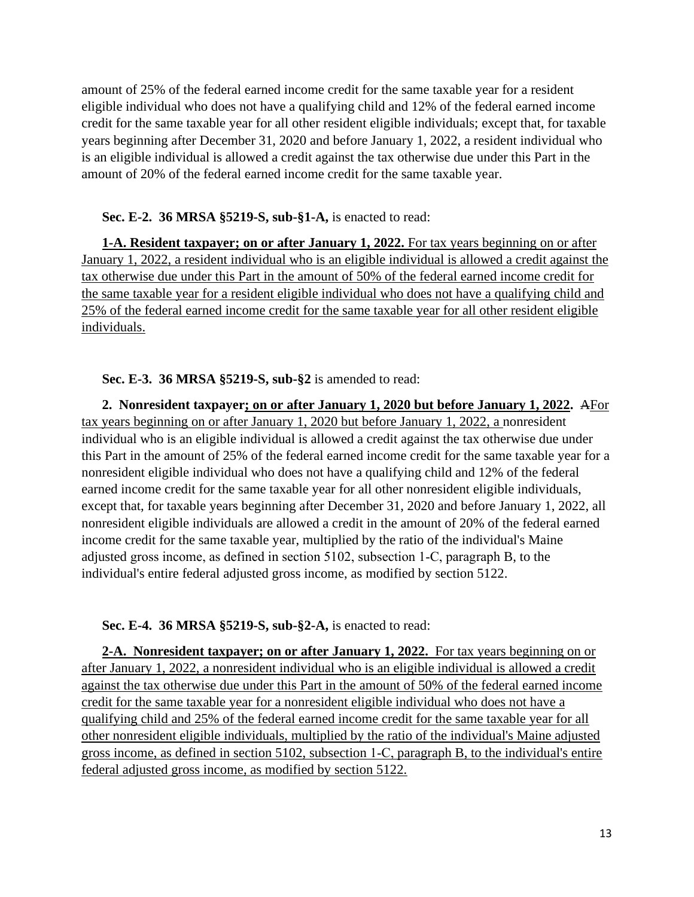amount of 25% of the federal earned income credit for the same taxable year for a resident eligible individual who does not have a qualifying child and 12% of the federal earned income credit for the same taxable year for all other resident eligible individuals; except that, for taxable years beginning after December 31, 2020 and before January 1, 2022, a resident individual who is an eligible individual is allowed a credit against the tax otherwise due under this Part in the amount of 20% of the federal earned income credit for the same taxable year.

**Sec. E-2. 36 MRSA §5219-S, sub-§1-A,** is enacted to read:

**1-A. Resident taxpayer; on or after January 1, 2022.** For tax years beginning on or after January 1, 2022, a resident individual who is an eligible individual is allowed a credit against the tax otherwise due under this Part in the amount of 50% of the federal earned income credit for the same taxable year for a resident eligible individual who does not have a qualifying child and 25% of the federal earned income credit for the same taxable year for all other resident eligible individuals.

**Sec. E-3. 36 MRSA §5219-S, sub-§2** is amended to read:

**2. Nonresident taxpayer; on or after January 1, 2020 but before January 1, 2022.** ~~A~~For tax years beginning on or after January 1, 2020 but before January 1, 2022, a nonresident individual who is an eligible individual is allowed a credit against the tax otherwise due under this Part in the amount of 25% of the federal earned income credit for the same taxable year for a nonresident eligible individual who does not have a qualifying child and 12% of the federal earned income credit for the same taxable year for all other nonresident eligible individuals, except that, for taxable years beginning after December 31, 2020 and before January 1, 2022, all nonresident eligible individuals are allowed a credit in the amount of 20% of the federal earned income credit for the same taxable year, multiplied by the ratio of the individual's Maine adjusted gross income, as defined in section 5102, subsection 1-C, paragraph B, to the individual's entire federal adjusted gross income, as modified by section 5122.

**Sec. E-4. 36 MRSA §5219-S, sub-§2-A,** is enacted to read:

**2-A. Nonresident taxpayer; on or after January 1, 2022.** For tax years beginning on or after January 1, 2022, a nonresident individual who is an eligible individual is allowed a credit against the tax otherwise due under this Part in the amount of 50% of the federal earned income credit for the same taxable year for a nonresident eligible individual who does not have a qualifying child and 25% of the federal earned income credit for the same taxable year for all other nonresident eligible individuals, multiplied by the ratio of the individual's Maine adjusted gross income, as defined in section 5102, subsection 1-C, paragraph B, to the individual's entire federal adjusted gross income, as modified by section 5122.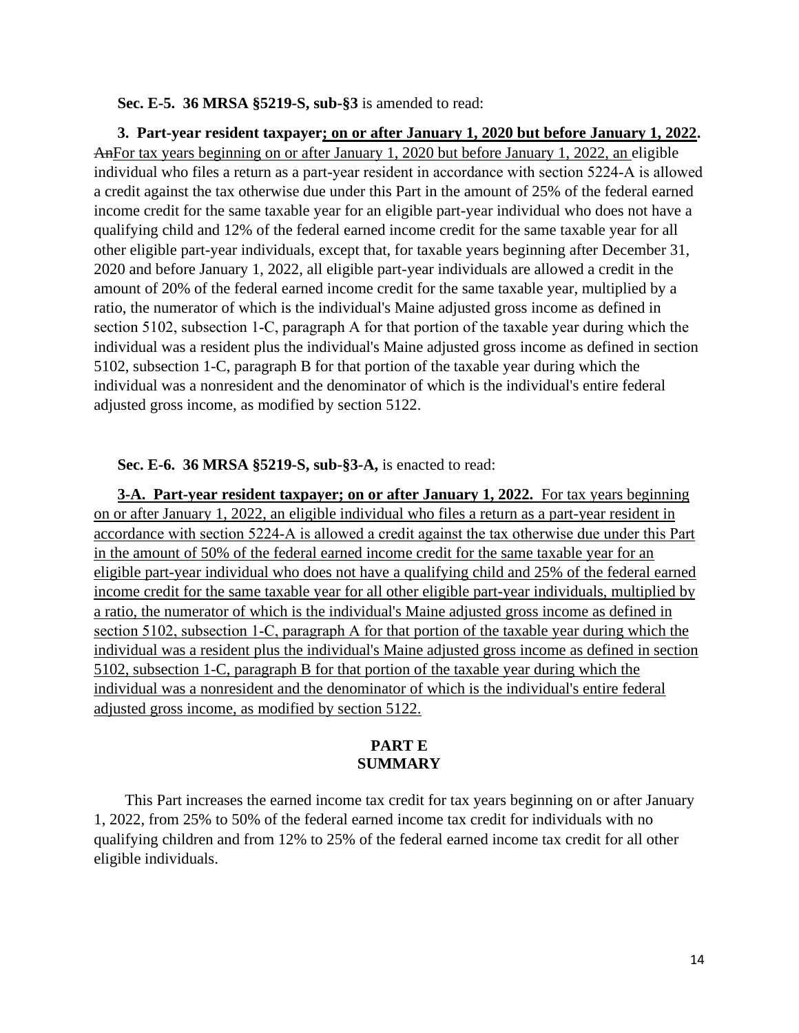**Sec. E-5. 36 MRSA §5219-S, sub-§3** is amended to read:

**3. Part-year resident taxpayer; on or after January 1, 2020 but before January 1, 2022.** ~~An~~For tax years beginning on or after January 1, 2020 but before January 1, 2022, an eligible individual who files a return as a part-year resident in accordance with section 5224-A is allowed a credit against the tax otherwise due under this Part in the amount of 25% of the federal earned income credit for the same taxable year for an eligible part-year individual who does not have a qualifying child and 12% of the federal earned income credit for the same taxable year for all other eligible part-year individuals, except that, for taxable years beginning after December 31, 2020 and before January 1, 2022, all eligible part-year individuals are allowed a credit in the amount of 20% of the federal earned income credit for the same taxable year, multiplied by a ratio, the numerator of which is the individual's Maine adjusted gross income as defined in section 5102, subsection 1-C, paragraph A for that portion of the taxable year during which the individual was a resident plus the individual's Maine adjusted gross income as defined in section 5102, subsection 1-C, paragraph B for that portion of the taxable year during which the individual was a nonresident and the denominator of which is the individual's entire federal adjusted gross income, as modified by section 5122.

**Sec. E-6. 36 MRSA §5219-S, sub-§3-A,** is enacted to read:

**3-A. Part-year resident taxpayer; on or after January 1, 2022.** For tax years beginning on or after January 1, 2022, an eligible individual who files a return as a part-year resident in accordance with section 5224-A is allowed a credit against the tax otherwise due under this Part in the amount of 50% of the federal earned income credit for the same taxable year for an eligible part-year individual who does not have a qualifying child and 25% of the federal earned income credit for the same taxable year for all other eligible part-year individuals, multiplied by a ratio, the numerator of which is the individual's Maine adjusted gross income as defined in section 5102, subsection 1-C, paragraph A for that portion of the taxable year during which the individual was a resident plus the individual's Maine adjusted gross income as defined in section 5102, subsection 1-C, paragraph B for that portion of the taxable year during which the individual was a nonresident and the denominator of which is the individual's entire federal adjusted gross income, as modified by section 5122.

## PART E
## SUMMARY

This Part increases the earned income tax credit for tax years beginning on or after January 1, 2022, from 25% to 50% of the federal earned income tax credit for individuals with no qualifying children and from 12% to 25% of the federal earned income tax credit for all other eligible individuals.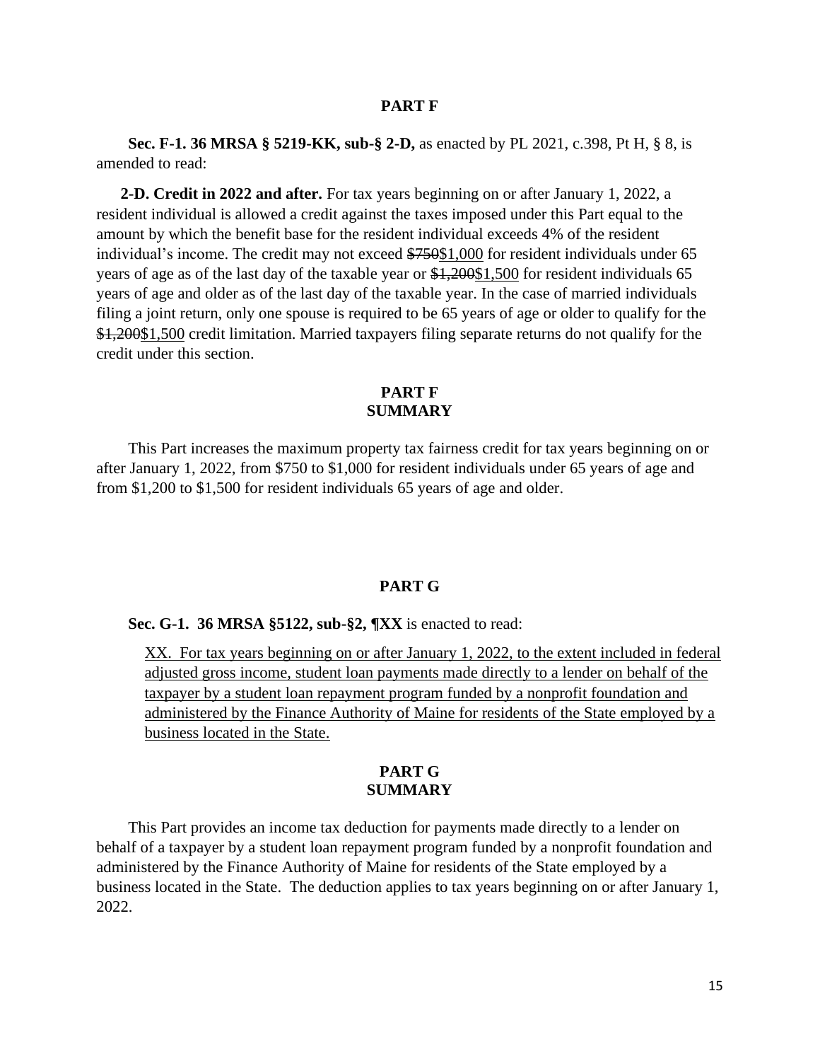## PART F

**Sec. F-1. 36 MRSA § 5219-KK, sub-§ 2-D,** as enacted by PL 2021, c.398, Pt H, § 8, is amended to read:

**2-D. Credit in 2022 and after.** For tax years beginning on or after January 1, 2022, a resident individual is allowed a credit against the taxes imposed under this Part equal to the amount by which the benefit base for the resident individual exceeds 4% of the resident individual's income. The credit may not exceed ~~$750~~<u>$1,000</u> for resident individuals under 65 years of age as of the last day of the taxable year or ~~$1,200~~<u>$1,500</u> for resident individuals 65 years of age and older as of the last day of the taxable year. In the case of married individuals filing a joint return, only one spouse is required to be 65 years of age or older to qualify for the ~~$1,200~~<u>$1,500</u> credit limitation. Married taxpayers filing separate returns do not qualify for the credit under this section.

## PART F SUMMARY

This Part increases the maximum property tax fairness credit for tax years beginning on or after January 1, 2022, from $750 to $1,000 for resident individuals under 65 years of age and from $1,200 to $1,500 for resident individuals 65 years of age and older.

## PART G

**Sec. G-1. 36 MRSA §5122, sub-§2, ¶XX** is enacted to read:

<u>XX. For tax years beginning on or after January 1, 2022, to the extent included in federal adjusted gross income, student loan payments made directly to a lender on behalf of the taxpayer by a student loan repayment program funded by a nonprofit foundation and administered by the Finance Authority of Maine for residents of the State employed by a business located in the State.</u>

## PART G SUMMARY

This Part provides an income tax deduction for payments made directly to a lender on behalf of a taxpayer by a student loan repayment program funded by a nonprofit foundation and administered by the Finance Authority of Maine for residents of the State employed by a business located in the State. The deduction applies to tax years beginning on or after January 1, 2022.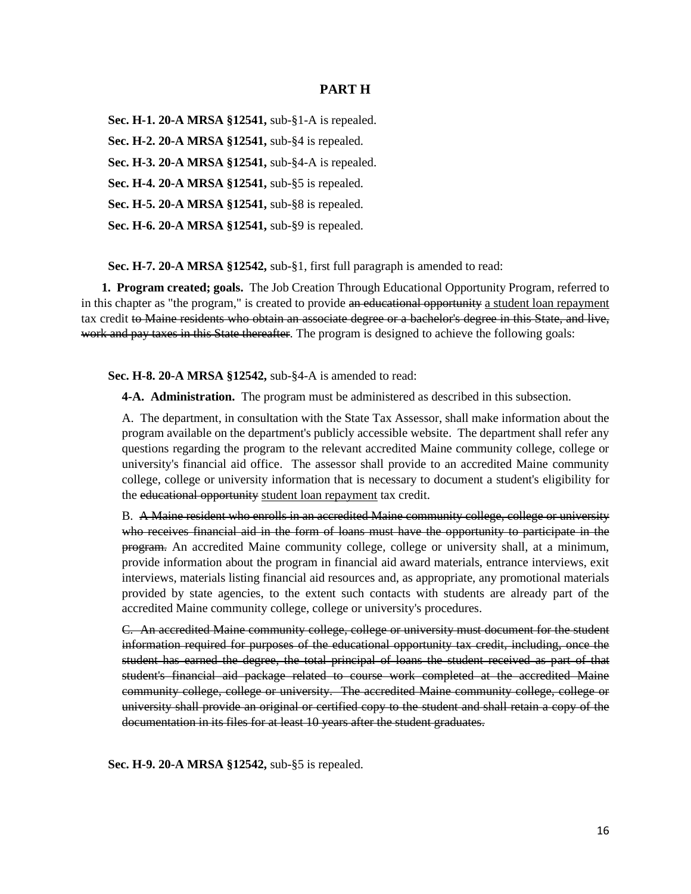# PART H

**Sec. H-1. 20-A MRSA §12541,** sub-§1-A is repealed.

**Sec. H-2. 20-A MRSA §12541,** sub-§4 is repealed.

**Sec. H-3. 20-A MRSA §12541,** sub-§4-A is repealed.

**Sec. H-4. 20-A MRSA §12541,** sub-§5 is repealed.

**Sec. H-5. 20-A MRSA §12541,** sub-§8 is repealed.

**Sec. H-6. 20-A MRSA §12541,** sub-§9 is repealed.

**Sec. H-7. 20-A MRSA §12542,** sub-§1, first full paragraph is amended to read:

**1. Program created; goals.** The Job Creation Through Educational Opportunity Program, referred to in this chapter as "the program," is created to provide ~~an educational opportunity~~ <u>a student loan repayment</u> tax credit ~~to Maine residents who obtain an associate degree or a bachelor's degree in this State, and live, work and pay taxes in this State thereafter~~. The program is designed to achieve the following goals:

**Sec. H-8. 20-A MRSA §12542,** sub-§4-A is amended to read:

**4-A. Administration.** The program must be administered as described in this subsection.

A. The department, in consultation with the State Tax Assessor, shall make information about the program available on the department's publicly accessible website. The department shall refer any questions regarding the program to the relevant accredited Maine community college, college or university's financial aid office. The assessor shall provide to an accredited Maine community college, college or university information that is necessary to document a student's eligibility for the ~~educational opportunity~~ <u>student loan repayment</u> tax credit.

B. ~~A Maine resident who enrolls in an accredited Maine community college, college or university who receives financial aid in the form of loans must have the opportunity to participate in the program.~~ An accredited Maine community college, college or university shall, at a minimum, provide information about the program in financial aid award materials, entrance interviews, exit interviews, materials listing financial aid resources and, as appropriate, any promotional materials provided by state agencies, to the extent such contacts with students are already part of the accredited Maine community college, college or university's procedures.

~~C. An accredited Maine community college, college or university must document for the student information required for purposes of the educational opportunity tax credit, including, once the student has earned the degree, the total principal of loans the student received as part of that student's financial aid package related to course work completed at the accredited Maine community college, college or university. The accredited Maine community college, college or university shall provide an original or certified copy to the student and shall retain a copy of the documentation in its files for at least 10 years after the student graduates.~~

**Sec. H-9. 20-A MRSA §12542,** sub-§5 is repealed.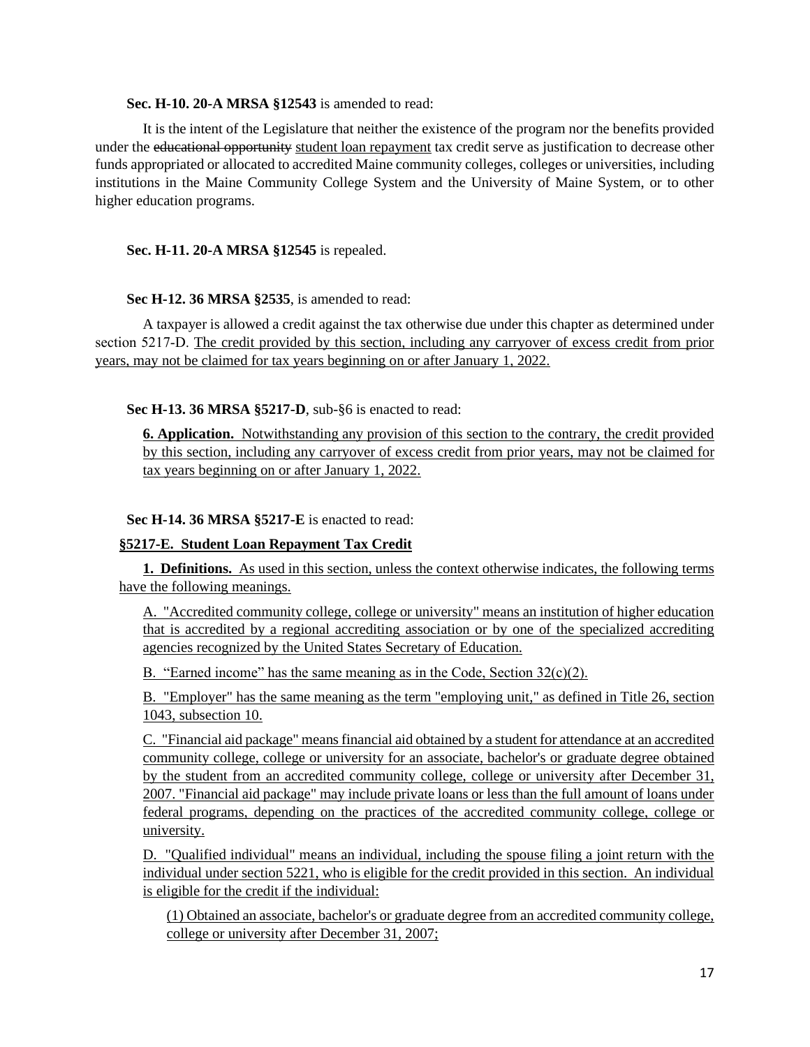**Sec. H-10. 20-A MRSA §12543** is amended to read:

It is the intent of the Legislature that neither the existence of the program nor the benefits provided under the ~~educational opportunity~~ <u>student loan repayment</u> tax credit serve as justification to decrease other funds appropriated or allocated to accredited Maine community colleges, colleges or universities, including institutions in the Maine Community College System and the University of Maine System, or to other higher education programs.

**Sec. H-11. 20-A MRSA §12545** is repealed.

**Sec H-12. 36 MRSA §2535**, is amended to read:

A taxpayer is allowed a credit against the tax otherwise due under this chapter as determined under section 5217-D. <u>The credit provided by this section, including any carryover of excess credit from prior years, may not be claimed for tax years beginning on or after January 1, 2022.</u>

**Sec H-13. 36 MRSA §5217-D**, sub-§6 is enacted to read:

<u>**6. Application.** Notwithstanding any provision of this section to the contrary, the credit provided by this section, including any carryover of excess credit from prior years, may not be claimed for tax years beginning on or after January 1, 2022.</u>

**Sec H-14. 36 MRSA §5217-E** is enacted to read:

<u>**§5217-E. Student Loan Repayment Tax Credit**</u>

<u>**1. Definitions.** As used in this section, unless the context otherwise indicates, the following terms have the following meanings.</u>

<u>A. "Accredited community college, college or university" means an institution of higher education that is accredited by a regional accrediting association or by one of the specialized accrediting agencies recognized by the United States Secretary of Education.</u>

<u>B. "Earned income" has the same meaning as in the Code, Section 32(c)(2).</u>

<u>B. "Employer" has the same meaning as the term "employing unit," as defined in Title 26, section 1043, subsection 10.</u>

<u>C. "Financial aid package" means financial aid obtained by a student for attendance at an accredited community college, college or university for an associate, bachelor's or graduate degree obtained by the student from an accredited community college, college or university after December 31, 2007. "Financial aid package" may include private loans or less than the full amount of loans under federal programs, depending on the practices of the accredited community college, college or university.</u>

<u>D. "Qualified individual" means an individual, including the spouse filing a joint return with the individual under section 5221, who is eligible for the credit provided in this section. An individual is eligible for the credit if the individual:</u>

<u>(1) Obtained an associate, bachelor's or graduate degree from an accredited community college, college or university after December 31, 2007;</u>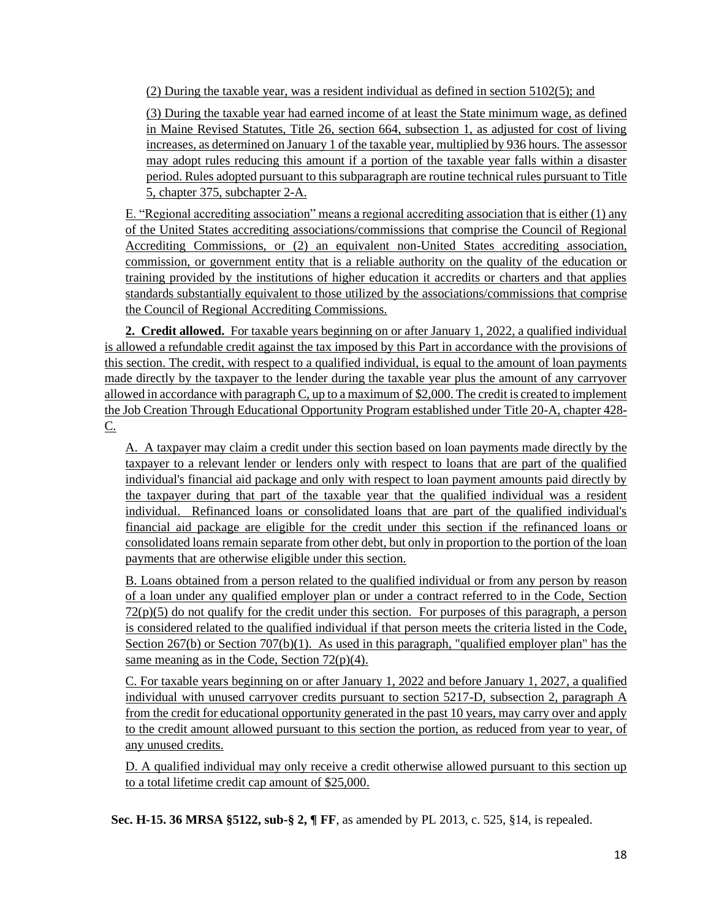(2) During the taxable year, was a resident individual as defined in section 5102(5); and

(3) During the taxable year had earned income of at least the State minimum wage, as defined in Maine Revised Statutes, Title 26, section 664, subsection 1, as adjusted for cost of living increases, as determined on January 1 of the taxable year, multiplied by 936 hours. The assessor may adopt rules reducing this amount if a portion of the taxable year falls within a disaster period. Rules adopted pursuant to this subparagraph are routine technical rules pursuant to Title 5, chapter 375, subchapter 2-A.

E. "Regional accrediting association" means a regional accrediting association that is either (1) any of the United States accrediting associations/commissions that comprise the Council of Regional Accrediting Commissions, or (2) an equivalent non-United States accrediting association, commission, or government entity that is a reliable authority on the quality of the education or training provided by the institutions of higher education it accredits or charters and that applies standards substantially equivalent to those utilized by the associations/commissions that comprise the Council of Regional Accrediting Commissions.

**2. Credit allowed.** For taxable years beginning on or after January 1, 2022, a qualified individual is allowed a refundable credit against the tax imposed by this Part in accordance with the provisions of this section. The credit, with respect to a qualified individual, is equal to the amount of loan payments made directly by the taxpayer to the lender during the taxable year plus the amount of any carryover allowed in accordance with paragraph C, up to a maximum of $2,000. The credit is created to implement the Job Creation Through Educational Opportunity Program established under Title 20-A, chapter 428-C.

A. A taxpayer may claim a credit under this section based on loan payments made directly by the taxpayer to a relevant lender or lenders only with respect to loans that are part of the qualified individual's financial aid package and only with respect to loan payment amounts paid directly by the taxpayer during that part of the taxable year that the qualified individual was a resident individual. Refinanced loans or consolidated loans that are part of the qualified individual's financial aid package are eligible for the credit under this section if the refinanced loans or consolidated loans remain separate from other debt, but only in proportion to the portion of the loan payments that are otherwise eligible under this section.

B. Loans obtained from a person related to the qualified individual or from any person by reason of a loan under any qualified employer plan or under a contract referred to in the Code, Section 72(p)(5) do not qualify for the credit under this section. For purposes of this paragraph, a person is considered related to the qualified individual if that person meets the criteria listed in the Code, Section 267(b) or Section 707(b)(1). As used in this paragraph, "qualified employer plan" has the same meaning as in the Code, Section 72(p)(4).

C. For taxable years beginning on or after January 1, 2022 and before January 1, 2027, a qualified individual with unused carryover credits pursuant to section 5217-D, subsection 2, paragraph A from the credit for educational opportunity generated in the past 10 years, may carry over and apply to the credit amount allowed pursuant to this section the portion, as reduced from year to year, of any unused credits.

D. A qualified individual may only receive a credit otherwise allowed pursuant to this section up to a total lifetime credit cap amount of $25,000.

**Sec. H-15. 36 MRSA §5122, sub-§ 2, ¶ FF**, as amended by PL 2013, c. 525, §14, is repealed.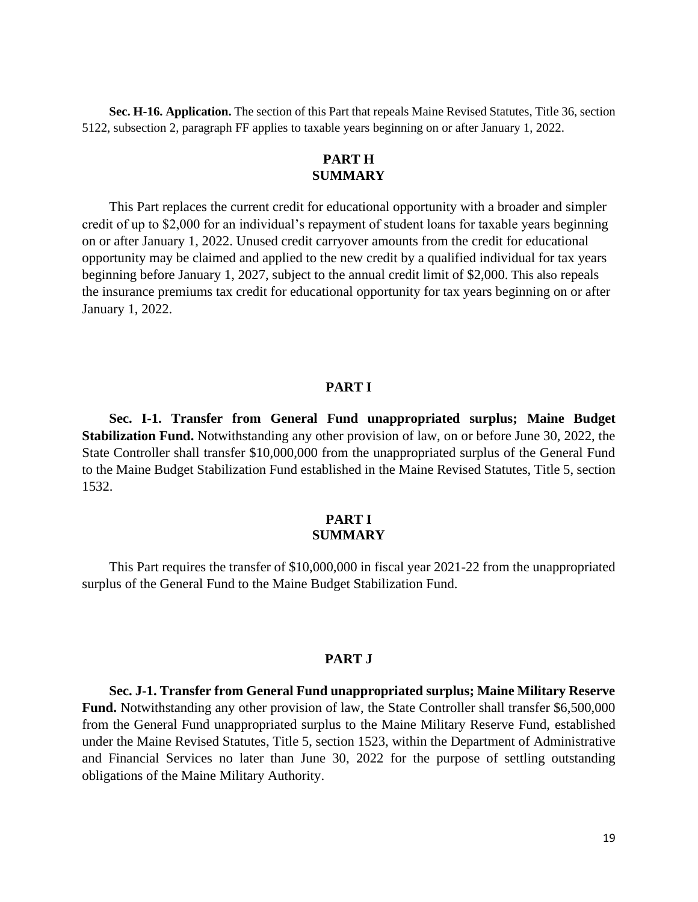**Sec. H-16. Application.** The section of this Part that repeals Maine Revised Statutes, Title 36, section 5122, subsection 2, paragraph FF applies to taxable years beginning on or after January 1, 2022.

## PART H
## SUMMARY

This Part replaces the current credit for educational opportunity with a broader and simpler credit of up to $2,000 for an individual's repayment of student loans for taxable years beginning on or after January 1, 2022. Unused credit carryover amounts from the credit for educational opportunity may be claimed and applied to the new credit by a qualified individual for tax years beginning before January 1, 2027, subject to the annual credit limit of $2,000. This also repeals the insurance premiums tax credit for educational opportunity for tax years beginning on or after January 1, 2022.

## PART I

**Sec. I-1. Transfer from General Fund unappropriated surplus; Maine Budget Stabilization Fund.** Notwithstanding any other provision of law, on or before June 30, 2022, the State Controller shall transfer $10,000,000 from the unappropriated surplus of the General Fund to the Maine Budget Stabilization Fund established in the Maine Revised Statutes, Title 5, section 1532.

## PART I
## SUMMARY

This Part requires the transfer of $10,000,000 in fiscal year 2021-22 from the unappropriated surplus of the General Fund to the Maine Budget Stabilization Fund.

## PART J

**Sec. J-1. Transfer from General Fund unappropriated surplus; Maine Military Reserve Fund.** Notwithstanding any other provision of law, the State Controller shall transfer $6,500,000 from the General Fund unappropriated surplus to the Maine Military Reserve Fund, established under the Maine Revised Statutes, Title 5, section 1523, within the Department of Administrative and Financial Services no later than June 30, 2022 for the purpose of settling outstanding obligations of the Maine Military Authority.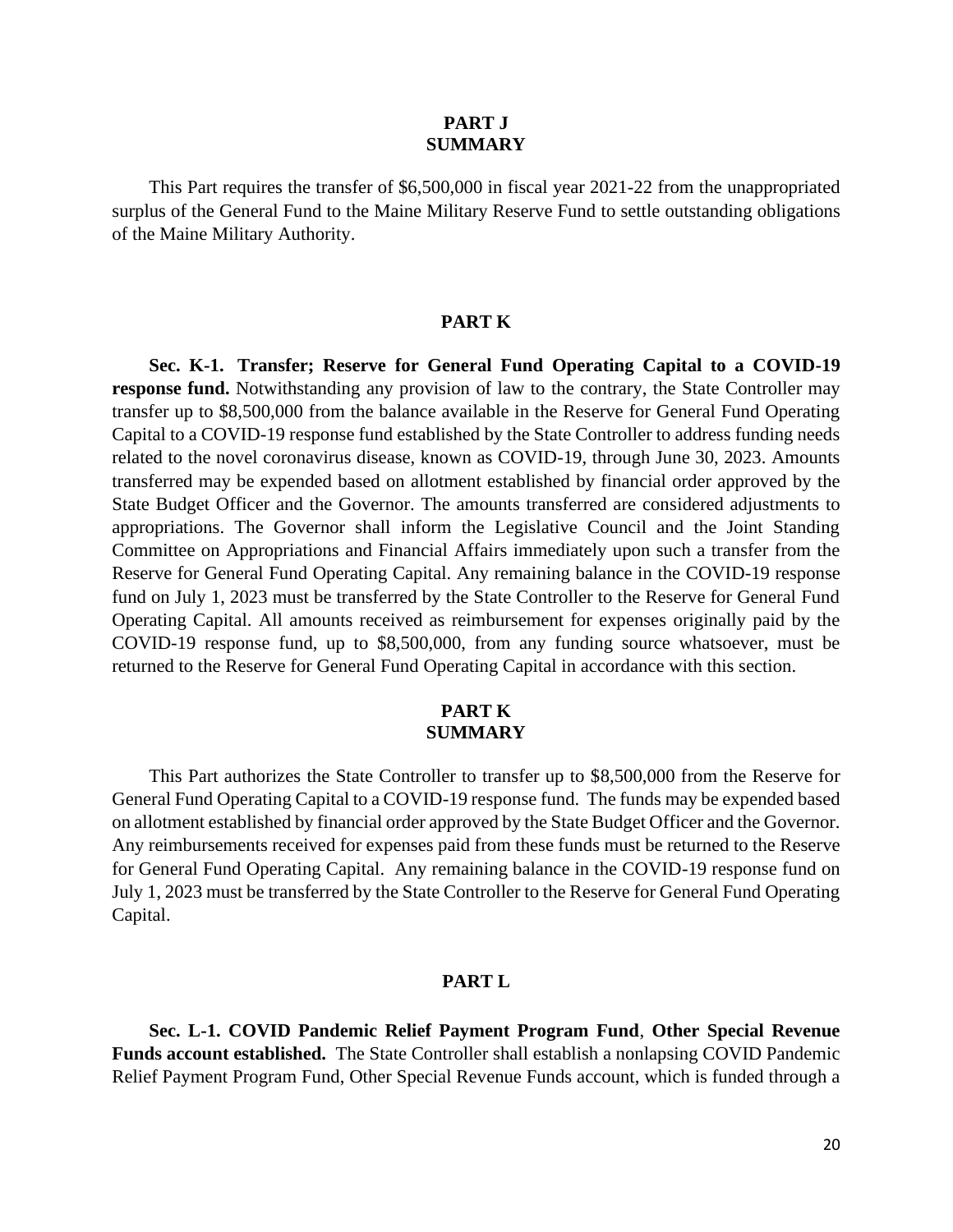## PART J
## SUMMARY

This Part requires the transfer of $6,500,000 in fiscal year 2021-22 from the unappropriated surplus of the General Fund to the Maine Military Reserve Fund to settle outstanding obligations of the Maine Military Authority.

## PART K

**Sec. K-1. Transfer; Reserve for General Fund Operating Capital to a COVID-19 response fund.** Notwithstanding any provision of law to the contrary, the State Controller may transfer up to $8,500,000 from the balance available in the Reserve for General Fund Operating Capital to a COVID-19 response fund established by the State Controller to address funding needs related to the novel coronavirus disease, known as COVID-19, through June 30, 2023. Amounts transferred may be expended based on allotment established by financial order approved by the State Budget Officer and the Governor. The amounts transferred are considered adjustments to appropriations. The Governor shall inform the Legislative Council and the Joint Standing Committee on Appropriations and Financial Affairs immediately upon such a transfer from the Reserve for General Fund Operating Capital. Any remaining balance in the COVID-19 response fund on July 1, 2023 must be transferred by the State Controller to the Reserve for General Fund Operating Capital. All amounts received as reimbursement for expenses originally paid by the COVID-19 response fund, up to $8,500,000, from any funding source whatsoever, must be returned to the Reserve for General Fund Operating Capital in accordance with this section.

## PART K
## SUMMARY

This Part authorizes the State Controller to transfer up to $8,500,000 from the Reserve for General Fund Operating Capital to a COVID-19 response fund. The funds may be expended based on allotment established by financial order approved by the State Budget Officer and the Governor. Any reimbursements received for expenses paid from these funds must be returned to the Reserve for General Fund Operating Capital. Any remaining balance in the COVID-19 response fund on July 1, 2023 must be transferred by the State Controller to the Reserve for General Fund Operating Capital.

## PART L

**Sec. L-1. COVID Pandemic Relief Payment Program Fund**, **Other Special Revenue Funds account established.** The State Controller shall establish a nonlapsing COVID Pandemic Relief Payment Program Fund, Other Special Revenue Funds account, which is funded through a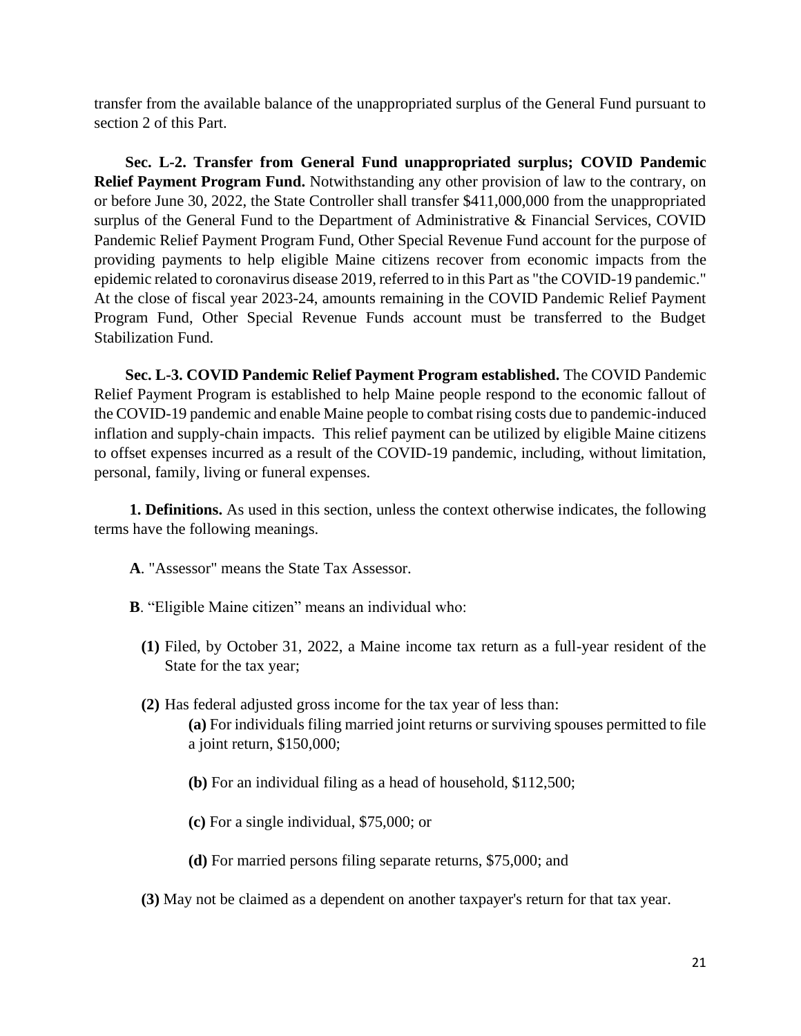transfer from the available balance of the unappropriated surplus of the General Fund pursuant to section 2 of this Part.

**Sec. L-2. Transfer from General Fund unappropriated surplus; COVID Pandemic Relief Payment Program Fund.** Notwithstanding any other provision of law to the contrary, on or before June 30, 2022, the State Controller shall transfer $411,000,000 from the unappropriated surplus of the General Fund to the Department of Administrative & Financial Services, COVID Pandemic Relief Payment Program Fund, Other Special Revenue Fund account for the purpose of providing payments to help eligible Maine citizens recover from economic impacts from the epidemic related to coronavirus disease 2019, referred to in this Part as "the COVID-19 pandemic." At the close of fiscal year 2023-24, amounts remaining in the COVID Pandemic Relief Payment Program Fund, Other Special Revenue Funds account must be transferred to the Budget Stabilization Fund.

**Sec. L-3. COVID Pandemic Relief Payment Program established.** The COVID Pandemic Relief Payment Program is established to help Maine people respond to the economic fallout of the COVID-19 pandemic and enable Maine people to combat rising costs due to pandemic-induced inflation and supply-chain impacts. This relief payment can be utilized by eligible Maine citizens to offset expenses incurred as a result of the COVID-19 pandemic, including, without limitation, personal, family, living or funeral expenses.

**1. Definitions.** As used in this section, unless the context otherwise indicates, the following terms have the following meanings.

**A**. "Assessor" means the State Tax Assessor.

**B**. "Eligible Maine citizen" means an individual who:

**(1)** Filed, by October 31, 2022, a Maine income tax return as a full-year resident of the State for the tax year;

**(2)** Has federal adjusted gross income for the tax year of less than:

**(a)** For individuals filing married joint returns or surviving spouses permitted to file a joint return, $150,000;

**(b)** For an individual filing as a head of household, $112,500;

**(c)** For a single individual, $75,000; or

**(d)** For married persons filing separate returns, $75,000; and

**(3)** May not be claimed as a dependent on another taxpayer's return for that tax year.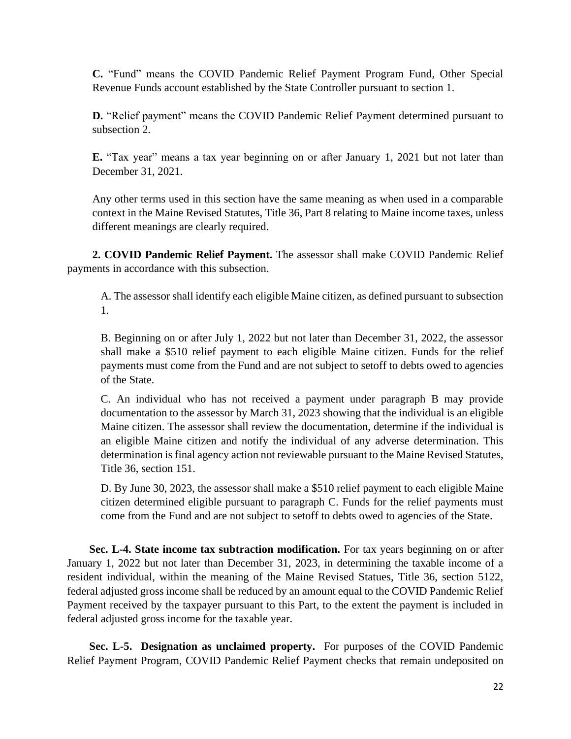**C.** “Fund” means the COVID Pandemic Relief Payment Program Fund, Other Special Revenue Funds account established by the State Controller pursuant to section 1.

**D.** “Relief payment” means the COVID Pandemic Relief Payment determined pursuant to subsection 2.

**E.** “Tax year” means a tax year beginning on or after January 1, 2021 but not later than December 31, 2021.

Any other terms used in this section have the same meaning as when used in a comparable context in the Maine Revised Statutes, Title 36, Part 8 relating to Maine income taxes, unless different meanings are clearly required.

**2. COVID Pandemic Relief Payment.** The assessor shall make COVID Pandemic Relief payments in accordance with this subsection.

A. The assessor shall identify each eligible Maine citizen, as defined pursuant to subsection 1.

B. Beginning on or after July 1, 2022 but not later than December 31, 2022, the assessor shall make a $510 relief payment to each eligible Maine citizen. Funds for the relief payments must come from the Fund and are not subject to setoff to debts owed to agencies of the State.

C. An individual who has not received a payment under paragraph B may provide documentation to the assessor by March 31, 2023 showing that the individual is an eligible Maine citizen. The assessor shall review the documentation, determine if the individual is an eligible Maine citizen and notify the individual of any adverse determination. This determination is final agency action not reviewable pursuant to the Maine Revised Statutes, Title 36, section 151.

D. By June 30, 2023, the assessor shall make a $510 relief payment to each eligible Maine citizen determined eligible pursuant to paragraph C. Funds for the relief payments must come from the Fund and are not subject to setoff to debts owed to agencies of the State.

**Sec. L-4. State income tax subtraction modification.** For tax years beginning on or after January 1, 2022 but not later than December 31, 2023, in determining the taxable income of a resident individual, within the meaning of the Maine Revised Statues, Title 36, section 5122, federal adjusted gross income shall be reduced by an amount equal to the COVID Pandemic Relief Payment received by the taxpayer pursuant to this Part, to the extent the payment is included in federal adjusted gross income for the taxable year.

**Sec. L-5. Designation as unclaimed property.** For purposes of the COVID Pandemic Relief Payment Program, COVID Pandemic Relief Payment checks that remain undeposited on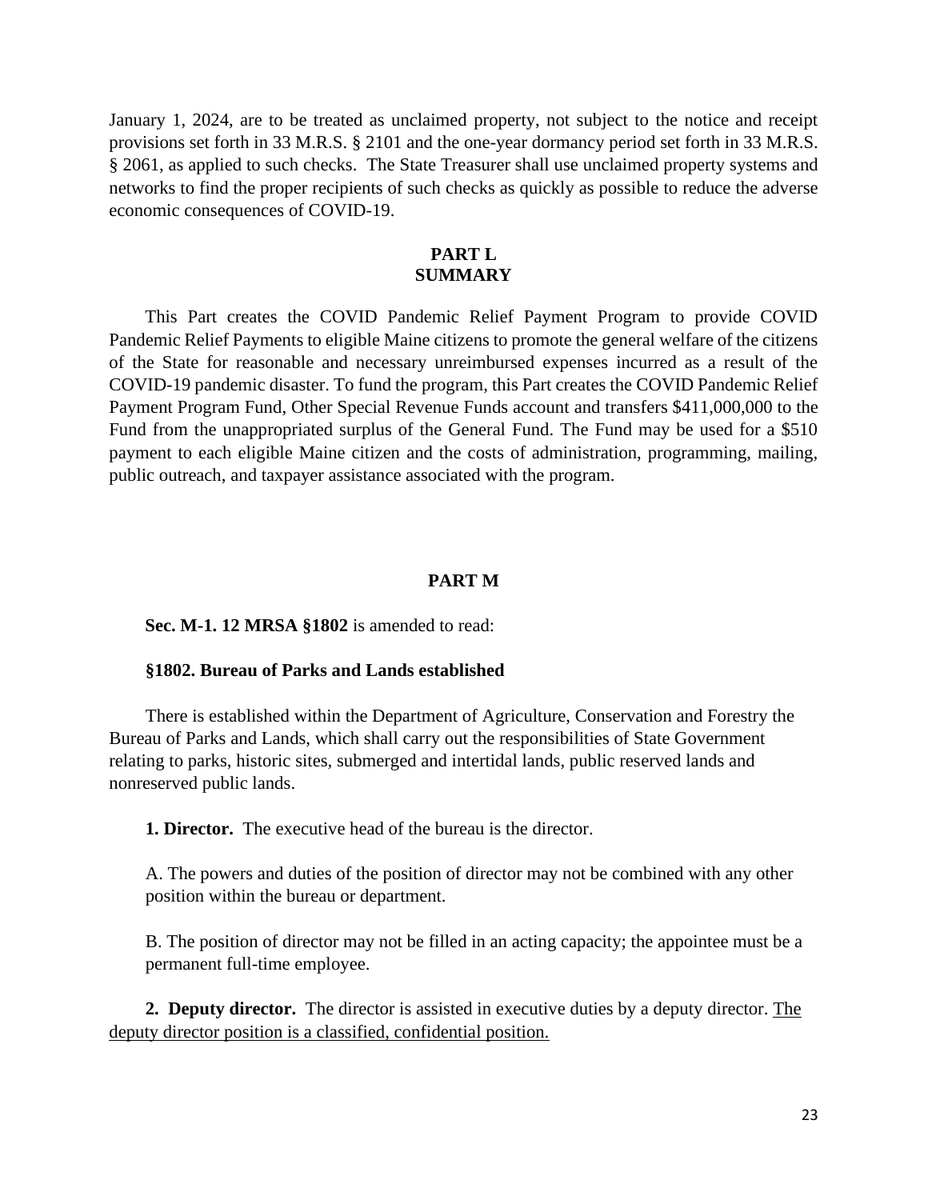January 1, 2024, are to be treated as unclaimed property, not subject to the notice and receipt provisions set forth in 33 M.R.S. § 2101 and the one-year dormancy period set forth in 33 M.R.S. § 2061, as applied to such checks. The State Treasurer shall use unclaimed property systems and networks to find the proper recipients of such checks as quickly as possible to reduce the adverse economic consequences of COVID-19.

## PART L
## SUMMARY

This Part creates the COVID Pandemic Relief Payment Program to provide COVID Pandemic Relief Payments to eligible Maine citizens to promote the general welfare of the citizens of the State for reasonable and necessary unreimbursed expenses incurred as a result of the COVID-19 pandemic disaster. To fund the program, this Part creates the COVID Pandemic Relief Payment Program Fund, Other Special Revenue Funds account and transfers $411,000,000 to the Fund from the unappropriated surplus of the General Fund. The Fund may be used for a $510 payment to each eligible Maine citizen and the costs of administration, programming, mailing, public outreach, and taxpayer assistance associated with the program.

## PART M

**Sec. M-1. 12 MRSA §1802** is amended to read:

**§1802. Bureau of Parks and Lands established**

There is established within the Department of Agriculture, Conservation and Forestry the Bureau of Parks and Lands, which shall carry out the responsibilities of State Government relating to parks, historic sites, submerged and intertidal lands, public reserved lands and nonreserved public lands.

**1. Director.** The executive head of the bureau is the director.

A. The powers and duties of the position of director may not be combined with any other position within the bureau or department.

B. The position of director may not be filled in an acting capacity; the appointee must be a permanent full-time employee.

**2. Deputy director.** The director is assisted in executive duties by a deputy director. <u>The deputy director position is a classified, confidential position.</u>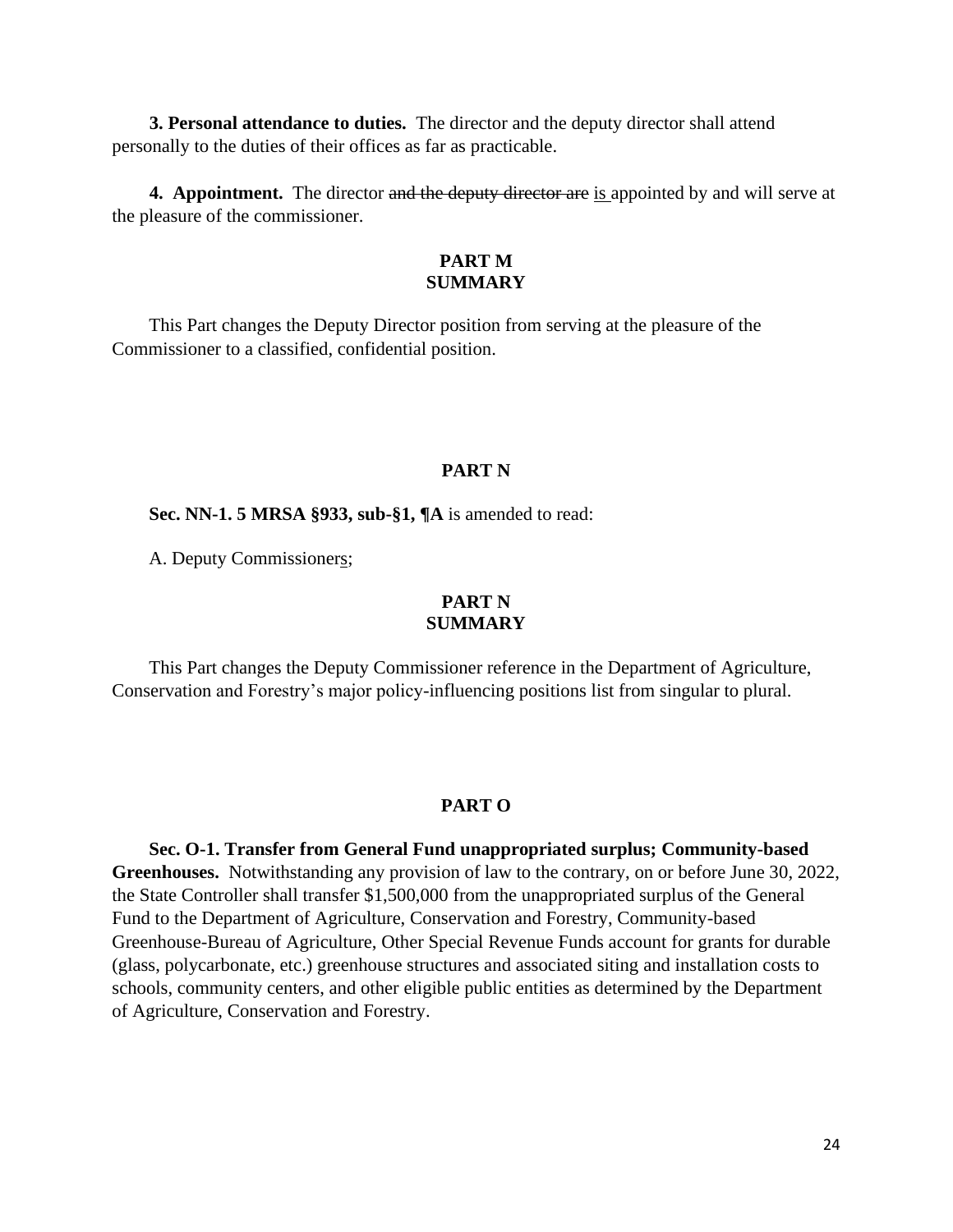**3. Personal attendance to duties.** The director and the deputy director shall attend personally to the duties of their offices as far as practicable.

**4. Appointment.** The director ~~and the deputy director are~~ <u>is</u> appointed by and will serve at the pleasure of the commissioner.

**PART M**
**SUMMARY**

This Part changes the Deputy Director position from serving at the pleasure of the Commissioner to a classified, confidential position.

**PART N**

**Sec. NN-1. 5 MRSA §933, sub-§1, ¶A** is amended to read:

A. Deputy Commissioner<u>s</u>;

**PART N**
**SUMMARY**

This Part changes the Deputy Commissioner reference in the Department of Agriculture, Conservation and Forestry's major policy-influencing positions list from singular to plural.

**PART O**

**Sec. O-1. Transfer from General Fund unappropriated surplus; Community-based Greenhouses.** Notwithstanding any provision of law to the contrary, on or before June 30, 2022, the State Controller shall transfer $1,500,000 from the unappropriated surplus of the General Fund to the Department of Agriculture, Conservation and Forestry, Community-based Greenhouse-Bureau of Agriculture, Other Special Revenue Funds account for grants for durable (glass, polycarbonate, etc.) greenhouse structures and associated siting and installation costs to schools, community centers, and other eligible public entities as determined by the Department of Agriculture, Conservation and Forestry.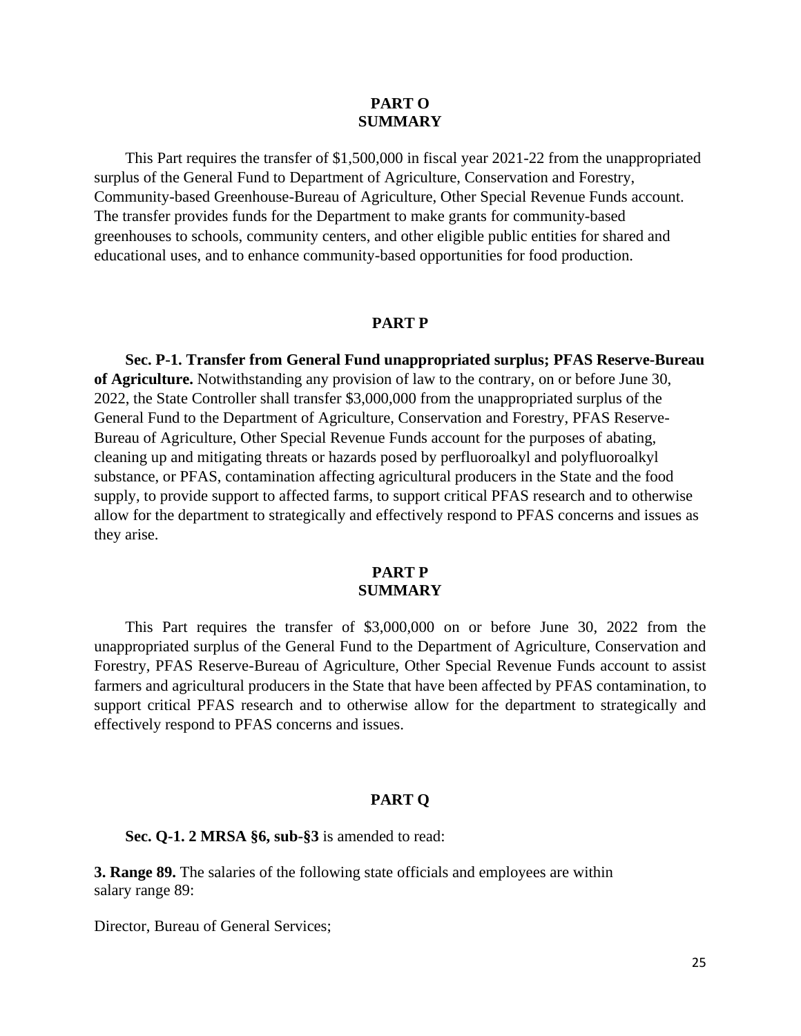## PART O
## SUMMARY

This Part requires the transfer of $1,500,000 in fiscal year 2021-22 from the unappropriated surplus of the General Fund to Department of Agriculture, Conservation and Forestry, Community-based Greenhouse-Bureau of Agriculture, Other Special Revenue Funds account. The transfer provides funds for the Department to make grants for community-based greenhouses to schools, community centers, and other eligible public entities for shared and educational uses, and to enhance community-based opportunities for food production.

## PART P

**Sec. P-1. Transfer from General Fund unappropriated surplus; PFAS Reserve-Bureau of Agriculture.** Notwithstanding any provision of law to the contrary, on or before June 30, 2022, the State Controller shall transfer $3,000,000 from the unappropriated surplus of the General Fund to the Department of Agriculture, Conservation and Forestry, PFAS Reserve-Bureau of Agriculture, Other Special Revenue Funds account for the purposes of abating, cleaning up and mitigating threats or hazards posed by perfluoroalkyl and polyfluoroalkyl substance, or PFAS, contamination affecting agricultural producers in the State and the food supply, to provide support to affected farms, to support critical PFAS research and to otherwise allow for the department to strategically and effectively respond to PFAS concerns and issues as they arise.

## PART P
## SUMMARY

This Part requires the transfer of $3,000,000 on or before June 30, 2022 from the unappropriated surplus of the General Fund to the Department of Agriculture, Conservation and Forestry, PFAS Reserve-Bureau of Agriculture, Other Special Revenue Funds account to assist farmers and agricultural producers in the State that have been affected by PFAS contamination, to support critical PFAS research and to otherwise allow for the department to strategically and effectively respond to PFAS concerns and issues.

## PART Q

**Sec. Q-1. 2 MRSA §6, sub-§3** is amended to read:

**3. Range 89.** The salaries of the following state officials and employees are within salary range 89:

Director, Bureau of General Services;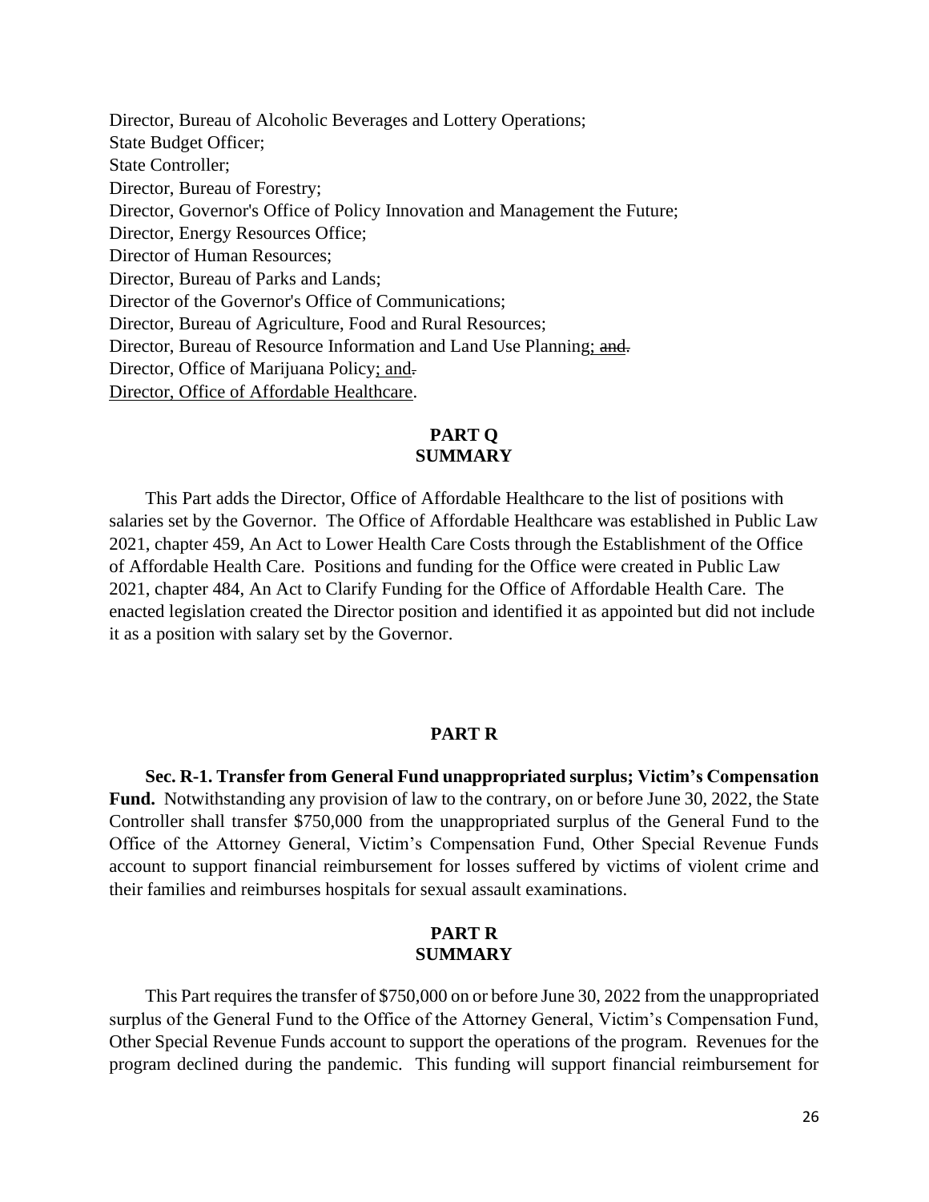Director, Bureau of Alcoholic Beverages and Lottery Operations;
State Budget Officer;
State Controller;
Director, Bureau of Forestry;
Director, Governor's Office of Policy Innovation and Management the Future;
Director, Energy Resources Office;
Director of Human Resources;
Director, Bureau of Parks and Lands;
Director of the Governor's Office of Communications;
Director, Bureau of Agriculture, Food and Rural Resources;
Director, Bureau of Resource Information and Land Use Planning<u>; and</u>~~and.~~
Director, Office of Marijuana Policy<u>; and</u>~~.~~
<u>Director, Office of Affordable Healthcare</u>.

**PART Q**
**SUMMARY**

This Part adds the Director, Office of Affordable Healthcare to the list of positions with salaries set by the Governor. The Office of Affordable Healthcare was established in Public Law 2021, chapter 459, An Act to Lower Health Care Costs through the Establishment of the Office of Affordable Health Care. Positions and funding for the Office were created in Public Law 2021, chapter 484, An Act to Clarify Funding for the Office of Affordable Health Care. The enacted legislation created the Director position and identified it as appointed but did not include it as a position with salary set by the Governor.

**PART R**

**Sec. R-1. Transfer from General Fund unappropriated surplus; Victim's Compensation Fund.** Notwithstanding any provision of law to the contrary, on or before June 30, 2022, the State Controller shall transfer $750,000 from the unappropriated surplus of the General Fund to the Office of the Attorney General, Victim's Compensation Fund, Other Special Revenue Funds account to support financial reimbursement for losses suffered by victims of violent crime and their families and reimburses hospitals for sexual assault examinations.

**PART R**
**SUMMARY**

This Part requires the transfer of $750,000 on or before June 30, 2022 from the unappropriated surplus of the General Fund to the Office of the Attorney General, Victim's Compensation Fund, Other Special Revenue Funds account to support the operations of the program. Revenues for the program declined during the pandemic. This funding will support financial reimbursement for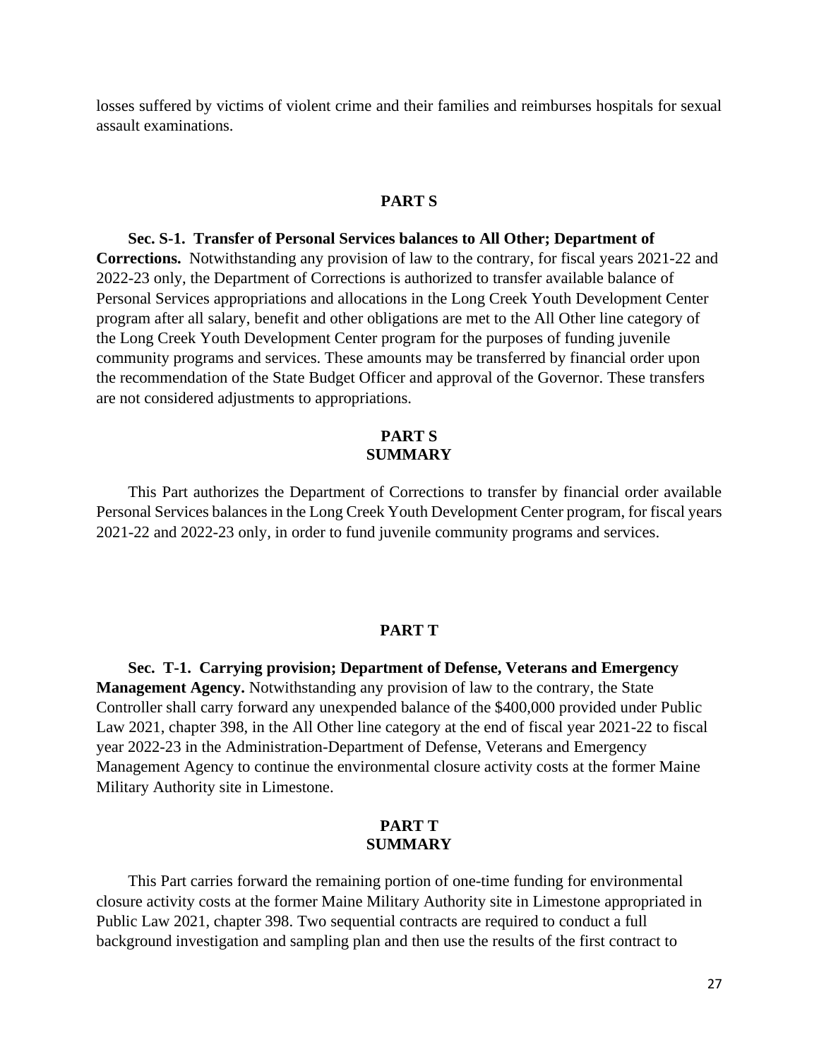losses suffered by victims of violent crime and their families and reimburses hospitals for sexual assault examinations.

## PART S

**Sec. S-1. Transfer of Personal Services balances to All Other; Department of Corrections.** Notwithstanding any provision of law to the contrary, for fiscal years 2021-22 and 2022-23 only, the Department of Corrections is authorized to transfer available balance of Personal Services appropriations and allocations in the Long Creek Youth Development Center program after all salary, benefit and other obligations are met to the All Other line category of the Long Creek Youth Development Center program for the purposes of funding juvenile community programs and services. These amounts may be transferred by financial order upon the recommendation of the State Budget Officer and approval of the Governor. These transfers are not considered adjustments to appropriations.

## PART S SUMMARY

This Part authorizes the Department of Corrections to transfer by financial order available Personal Services balances in the Long Creek Youth Development Center program, for fiscal years 2021-22 and 2022-23 only, in order to fund juvenile community programs and services.

## PART T

**Sec. T-1. Carrying provision; Department of Defense, Veterans and Emergency Management Agency.** Notwithstanding any provision of law to the contrary, the State Controller shall carry forward any unexpended balance of the $400,000 provided under Public Law 2021, chapter 398, in the All Other line category at the end of fiscal year 2021-22 to fiscal year 2022-23 in the Administration-Department of Defense, Veterans and Emergency Management Agency to continue the environmental closure activity costs at the former Maine Military Authority site in Limestone.

## PART T SUMMARY

This Part carries forward the remaining portion of one-time funding for environmental closure activity costs at the former Maine Military Authority site in Limestone appropriated in Public Law 2021, chapter 398. Two sequential contracts are required to conduct a full background investigation and sampling plan and then use the results of the first contract to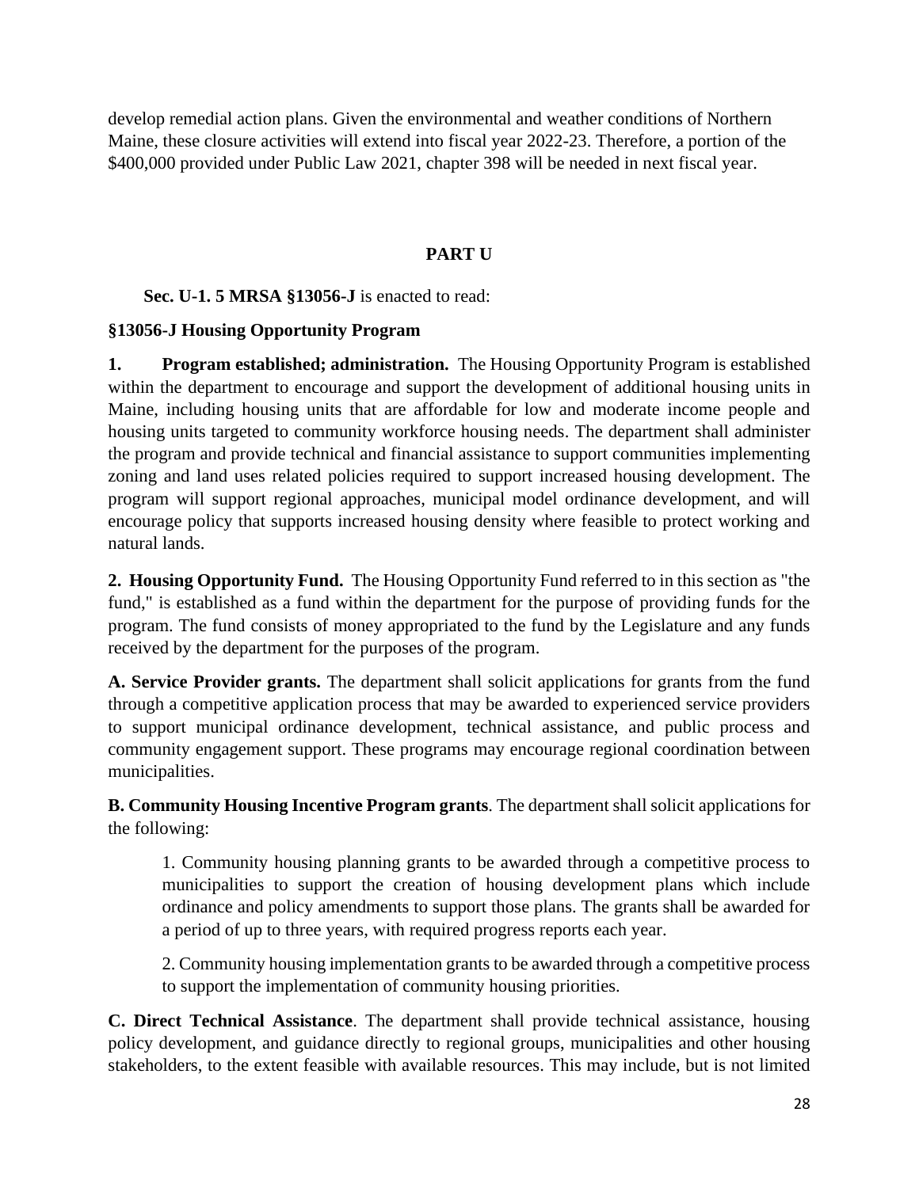develop remedial action plans. Given the environmental and weather conditions of Northern Maine, these closure activities will extend into fiscal year 2022-23. Therefore, a portion of the $400,000 provided under Public Law 2021, chapter 398 will be needed in next fiscal year.

## PART U

**Sec. U-1. 5 MRSA §13056-J** is enacted to read:

**§13056-J Housing Opportunity Program**

**1. Program established; administration.** The Housing Opportunity Program is established within the department to encourage and support the development of additional housing units in Maine, including housing units that are affordable for low and moderate income people and housing units targeted to community workforce housing needs. The department shall administer the program and provide technical and financial assistance to support communities implementing zoning and land uses related policies required to support increased housing development. The program will support regional approaches, municipal model ordinance development, and will encourage policy that supports increased housing density where feasible to protect working and natural lands.

**2. Housing Opportunity Fund.** The Housing Opportunity Fund referred to in this section as "the fund," is established as a fund within the department for the purpose of providing funds for the program. The fund consists of money appropriated to the fund by the Legislature and any funds received by the department for the purposes of the program.

**A. Service Provider grants.** The department shall solicit applications for grants from the fund through a competitive application process that may be awarded to experienced service providers to support municipal ordinance development, technical assistance, and public process and community engagement support. These programs may encourage regional coordination between municipalities.

**B. Community Housing Incentive Program grants**. The department shall solicit applications for the following:

> 1. Community housing planning grants to be awarded through a competitive process to municipalities to support the creation of housing development plans which include ordinance and policy amendments to support those plans. The grants shall be awarded for a period of up to three years, with required progress reports each year.
>
> 2. Community housing implementation grants to be awarded through a competitive process to support the implementation of community housing priorities.

**C. Direct Technical Assistance**. The department shall provide technical assistance, housing policy development, and guidance directly to regional groups, municipalities and other housing stakeholders, to the extent feasible with available resources. This may include, but is not limited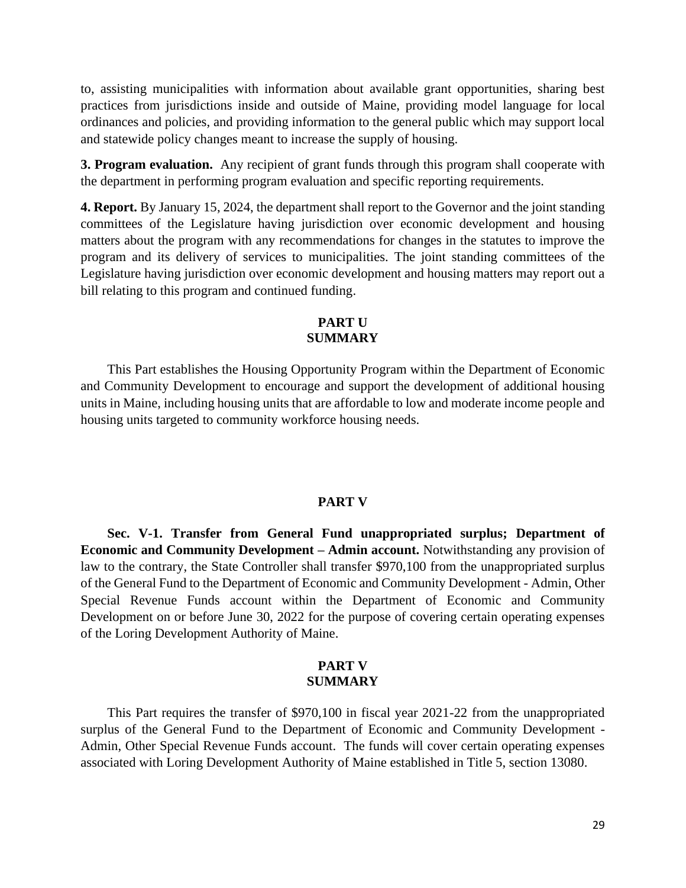to, assisting municipalities with information about available grant opportunities, sharing best practices from jurisdictions inside and outside of Maine, providing model language for local ordinances and policies, and providing information to the general public which may support local and statewide policy changes meant to increase the supply of housing.

**3. Program evaluation.** Any recipient of grant funds through this program shall cooperate with the department in performing program evaluation and specific reporting requirements.

**4. Report.** By January 15, 2024, the department shall report to the Governor and the joint standing committees of the Legislature having jurisdiction over economic development and housing matters about the program with any recommendations for changes in the statutes to improve the program and its delivery of services to municipalities. The joint standing committees of the Legislature having jurisdiction over economic development and housing matters may report out a bill relating to this program and continued funding.

**PART U**
**SUMMARY**

This Part establishes the Housing Opportunity Program within the Department of Economic and Community Development to encourage and support the development of additional housing units in Maine, including housing units that are affordable to low and moderate income people and housing units targeted to community workforce housing needs.

**PART V**

**Sec. V-1. Transfer from General Fund unappropriated surplus; Department of Economic and Community Development – Admin account.** Notwithstanding any provision of law to the contrary, the State Controller shall transfer $970,100 from the unappropriated surplus of the General Fund to the Department of Economic and Community Development - Admin, Other Special Revenue Funds account within the Department of Economic and Community Development on or before June 30, 2022 for the purpose of covering certain operating expenses of the Loring Development Authority of Maine.

**PART V**
**SUMMARY**

This Part requires the transfer of $970,100 in fiscal year 2021-22 from the unappropriated surplus of the General Fund to the Department of Economic and Community Development - Admin, Other Special Revenue Funds account. The funds will cover certain operating expenses associated with Loring Development Authority of Maine established in Title 5, section 13080.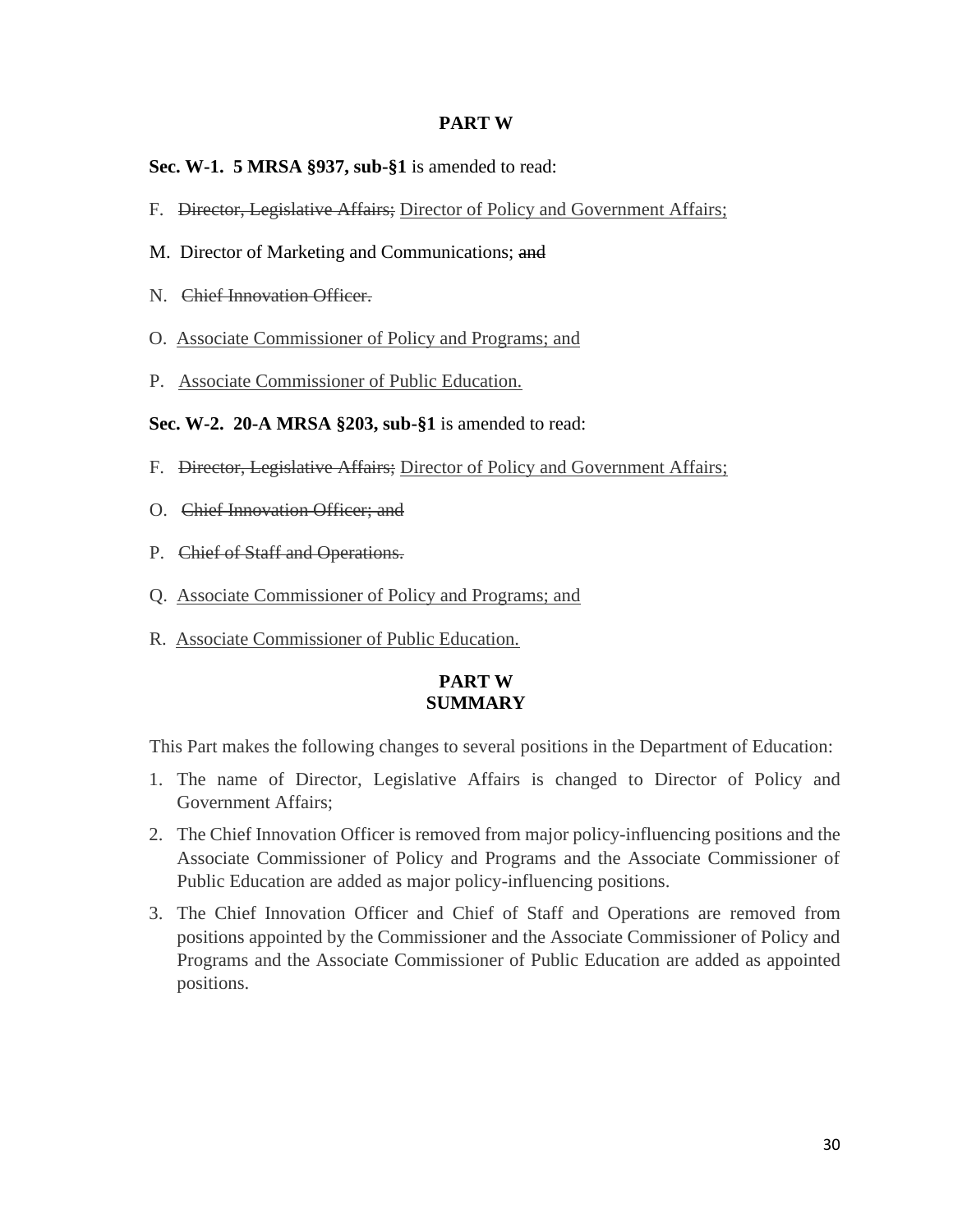**PART W**

**Sec. W-1. 5 MRSA §937, sub-§1** is amended to read:

F. ~~Director, Legislative Affairs;~~ <u>Director of Policy and Government Affairs;</u>

M. Director of Marketing and Communications; ~~and~~

N. ~~Chief Innovation Officer.~~

O. <u>Associate Commissioner of Policy and Programs; and</u>

P. <u>Associate Commissioner of Public Education.</u>

**Sec. W-2. 20-A MRSA §203, sub-§1** is amended to read:

F. ~~Director, Legislative Affairs;~~ <u>Director of Policy and Government Affairs;</u>

O. ~~Chief Innovation Officer; and~~

P. ~~Chief of Staff and Operations.~~

Q. <u>Associate Commissioner of Policy and Programs; and</u>

R. <u>Associate Commissioner of Public Education.</u>

**PART W**
**SUMMARY**

This Part makes the following changes to several positions in the Department of Education:

1. The name of Director, Legislative Affairs is changed to Director of Policy and Government Affairs;
2. The Chief Innovation Officer is removed from major policy-influencing positions and the Associate Commissioner of Policy and Programs and the Associate Commissioner of Public Education are added as major policy-influencing positions.
3. The Chief Innovation Officer and Chief of Staff and Operations are removed from positions appointed by the Commissioner and the Associate Commissioner of Policy and Programs and the Associate Commissioner of Public Education are added as appointed positions.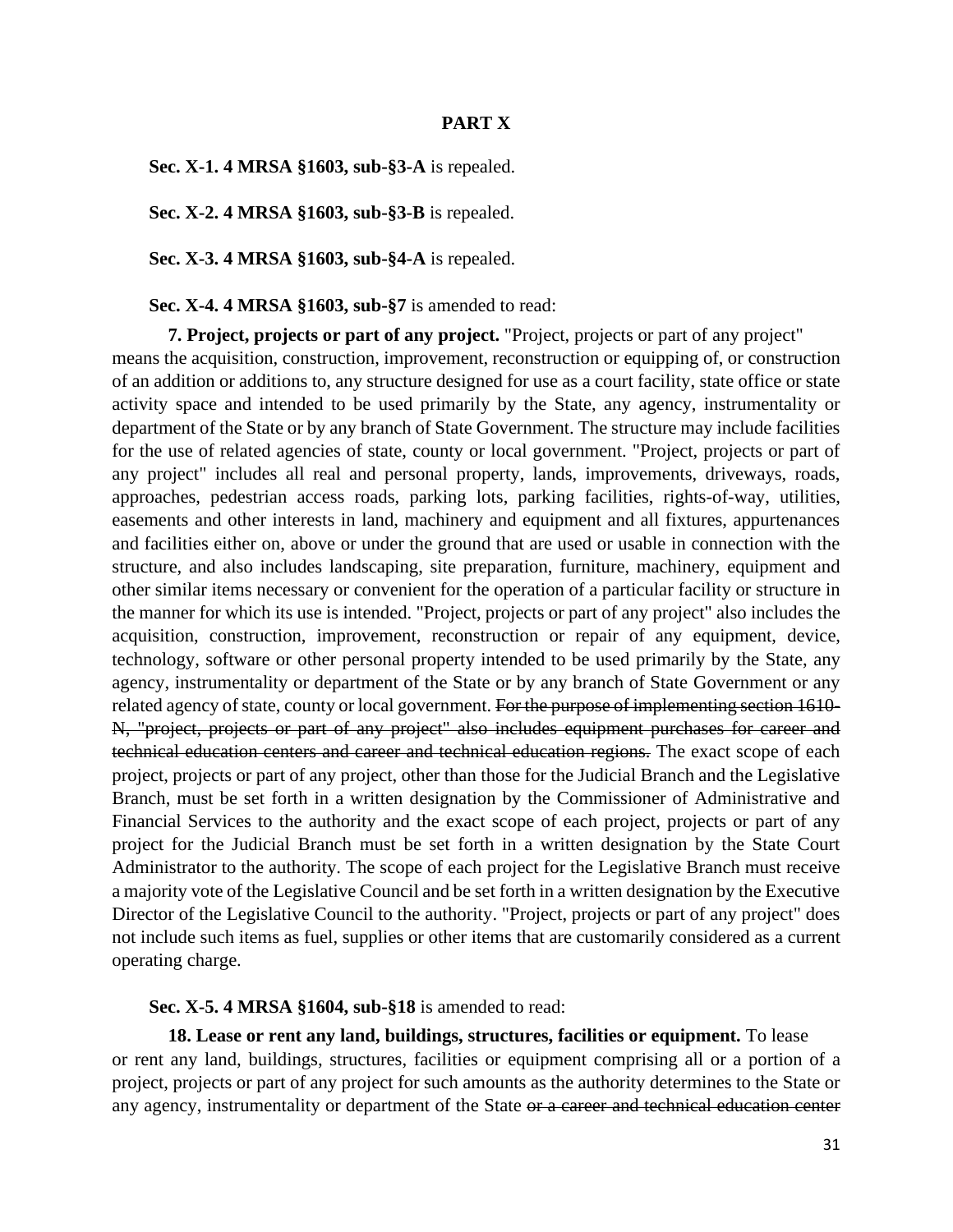## PART X

**Sec. X-1. 4 MRSA §1603, sub-§3-A** is repealed.

**Sec. X-2. 4 MRSA §1603, sub-§3-B** is repealed.

**Sec. X-3. 4 MRSA §1603, sub-§4-A** is repealed.

**Sec. X-4. 4 MRSA §1603, sub-§7** is amended to read:

**7. Project, projects or part of any project.** "Project, projects or part of any project" means the acquisition, construction, improvement, reconstruction or equipping of, or construction of an addition or additions to, any structure designed for use as a court facility, state office or state activity space and intended to be used primarily by the State, any agency, instrumentality or department of the State or by any branch of State Government. The structure may include facilities for the use of related agencies of state, county or local government. "Project, projects or part of any project" includes all real and personal property, lands, improvements, driveways, roads, approaches, pedestrian access roads, parking lots, parking facilities, rights-of-way, utilities, easements and other interests in land, machinery and equipment and all fixtures, appurtenances and facilities either on, above or under the ground that are used or usable in connection with the structure, and also includes landscaping, site preparation, furniture, machinery, equipment and other similar items necessary or convenient for the operation of a particular facility or structure in the manner for which its use is intended. "Project, projects or part of any project" also includes the acquisition, construction, improvement, reconstruction or repair of any equipment, device, technology, software or other personal property intended to be used primarily by the State, any agency, instrumentality or department of the State or by any branch of State Government or any related agency of state, county or local government. ~~For the purpose of implementing section 1610-N, "project, projects or part of any project" also includes equipment purchases for career and technical education centers and career and technical education regions.~~ The exact scope of each project, projects or part of any project, other than those for the Judicial Branch and the Legislative Branch, must be set forth in a written designation by the Commissioner of Administrative and Financial Services to the authority and the exact scope of each project, projects or part of any project for the Judicial Branch must be set forth in a written designation by the State Court Administrator to the authority. The scope of each project for the Legislative Branch must receive a majority vote of the Legislative Council and be set forth in a written designation by the Executive Director of the Legislative Council to the authority. "Project, projects or part of any project" does not include such items as fuel, supplies or other items that are customarily considered as a current operating charge.

**Sec. X-5. 4 MRSA §1604, sub-§18** is amended to read:

**18. Lease or rent any land, buildings, structures, facilities or equipment.** To lease or rent any land, buildings, structures, facilities or equipment comprising all or a portion of a project, projects or part of any project for such amounts as the authority determines to the State or any agency, instrumentality or department of the State ~~or a career and technical education center~~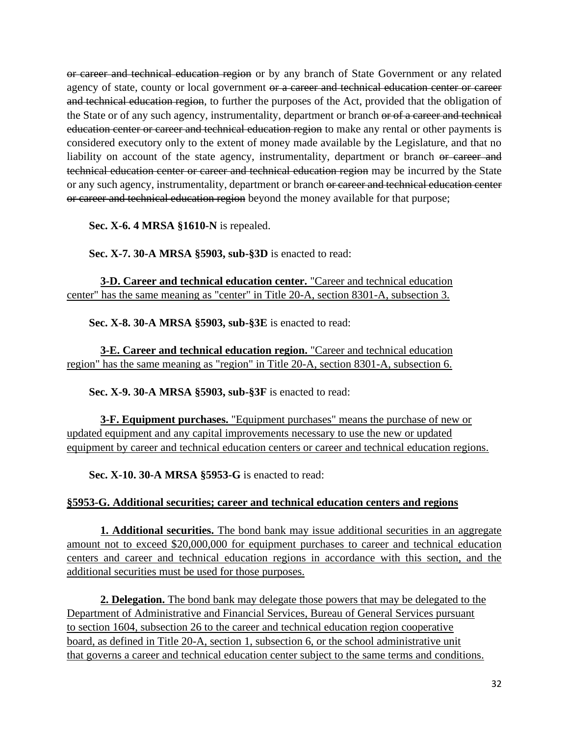~~or career and technical education region~~ or by any branch of State Government or any related agency of state, county or local government ~~or a career and technical education center or career and technical education region~~, to further the purposes of the Act, provided that the obligation of the State or of any such agency, instrumentality, department or branch ~~or of a career and technical education center or career and technical education region~~ to make any rental or other payments is considered executory only to the extent of money made available by the Legislature, and that no liability on account of the state agency, instrumentality, department or branch ~~or career and technical education center or career and technical education region~~ may be incurred by the State or any such agency, instrumentality, department or branch ~~or career and technical education center or career and technical education region~~ beyond the money available for that purpose;

**Sec. X-6. 4 MRSA §1610-N** is repealed.

**Sec. X-7. 30-A MRSA §5903, sub-§3D** is enacted to read:

<u>**3-D. Career and technical education center.** "Career and technical education center" has the same meaning as "center" in Title 20-A, section 8301-A, subsection 3.</u>

**Sec. X-8. 30-A MRSA §5903, sub-§3E** is enacted to read:

<u>**3-E. Career and technical education region.** "Career and technical education region" has the same meaning as "region" in Title 20-A, section 8301-A, subsection 6.</u>

**Sec. X-9. 30-A MRSA §5903, sub-§3F** is enacted to read:

<u>**3-F. Equipment purchases.** "Equipment purchases" means the purchase of new or updated equipment and any capital improvements necessary to use the new or updated equipment by career and technical education centers or career and technical education regions.</u>

**Sec. X-10. 30-A MRSA §5953-G** is enacted to read:

<u>**§5953-G. Additional securities; career and technical education centers and regions**</u>

<u>**1. Additional securities.** The bond bank may issue additional securities in an aggregate amount not to exceed $20,000,000 for equipment purchases to career and technical education centers and career and technical education regions in accordance with this section, and the additional securities must be used for those purposes.</u>

<u>**2. Delegation.** The bond bank may delegate those powers that may be delegated to the Department of Administrative and Financial Services, Bureau of General Services pursuant to section 1604, subsection 26 to the career and technical education region cooperative board, as defined in Title 20-A, section 1, subsection 6, or the school administrative unit that governs a career and technical education center subject to the same terms and conditions.</u>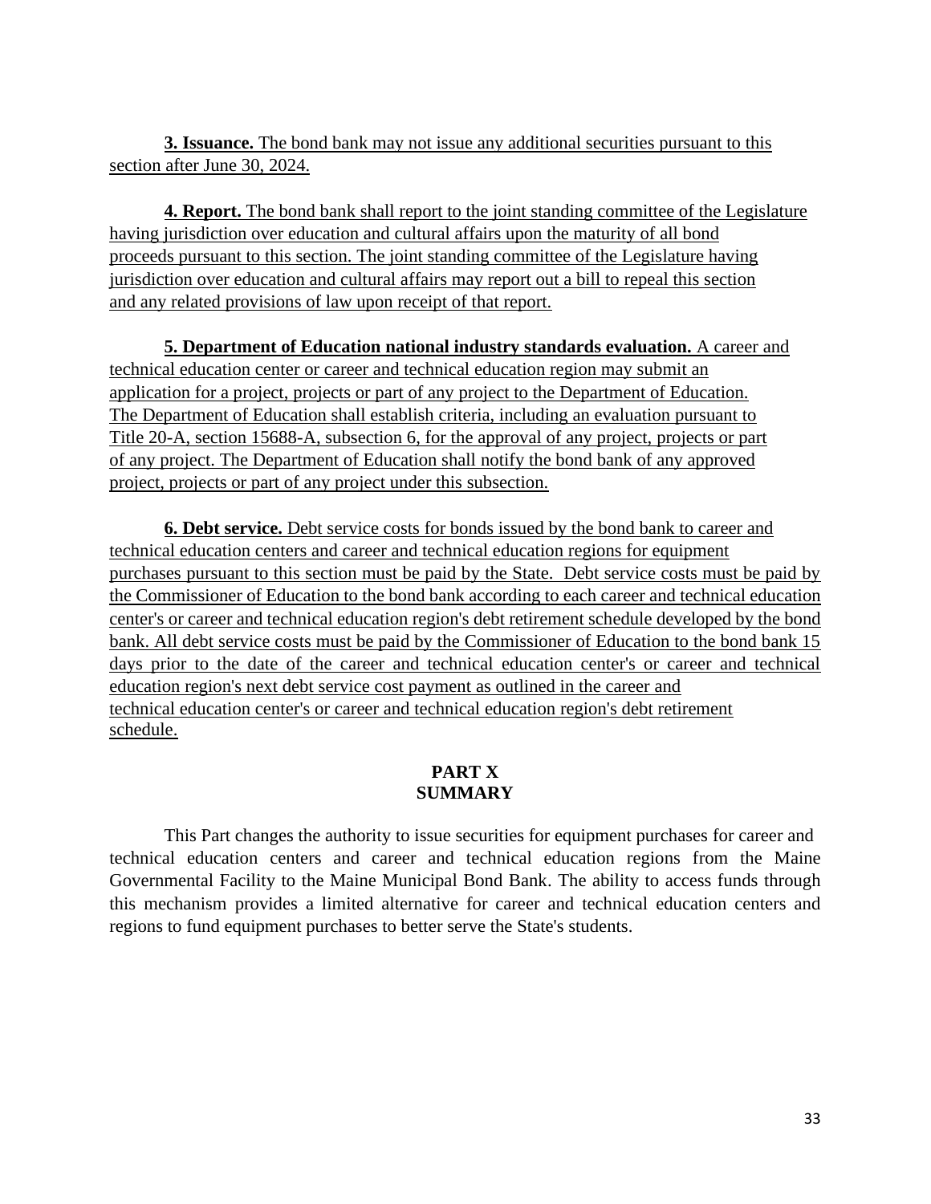**3. Issuance.** The bond bank may not issue any additional securities pursuant to this section after June 30, 2024.

**4. Report.** The bond bank shall report to the joint standing committee of the Legislature having jurisdiction over education and cultural affairs upon the maturity of all bond proceeds pursuant to this section. The joint standing committee of the Legislature having jurisdiction over education and cultural affairs may report out a bill to repeal this section and any related provisions of law upon receipt of that report.

**5. Department of Education national industry standards evaluation.** A career and technical education center or career and technical education region may submit an application for a project, projects or part of any project to the Department of Education. The Department of Education shall establish criteria, including an evaluation pursuant to Title 20-A, section 15688-A, subsection 6, for the approval of any project, projects or part of any project. The Department of Education shall notify the bond bank of any approved project, projects or part of any project under this subsection.

**6. Debt service.** Debt service costs for bonds issued by the bond bank to career and technical education centers and career and technical education regions for equipment purchases pursuant to this section must be paid by the State. Debt service costs must be paid by the Commissioner of Education to the bond bank according to each career and technical education center's or career and technical education region's debt retirement schedule developed by the bond bank. All debt service costs must be paid by the Commissioner of Education to the bond bank 15 days prior to the date of the career and technical education center's or career and technical education region's next debt service cost payment as outlined in the career and technical education center's or career and technical education region's debt retirement schedule.

## PART X
## SUMMARY

This Part changes the authority to issue securities for equipment purchases for career and technical education centers and career and technical education regions from the Maine Governmental Facility to the Maine Municipal Bond Bank. The ability to access funds through this mechanism provides a limited alternative for career and technical education centers and regions to fund equipment purchases to better serve the State's students.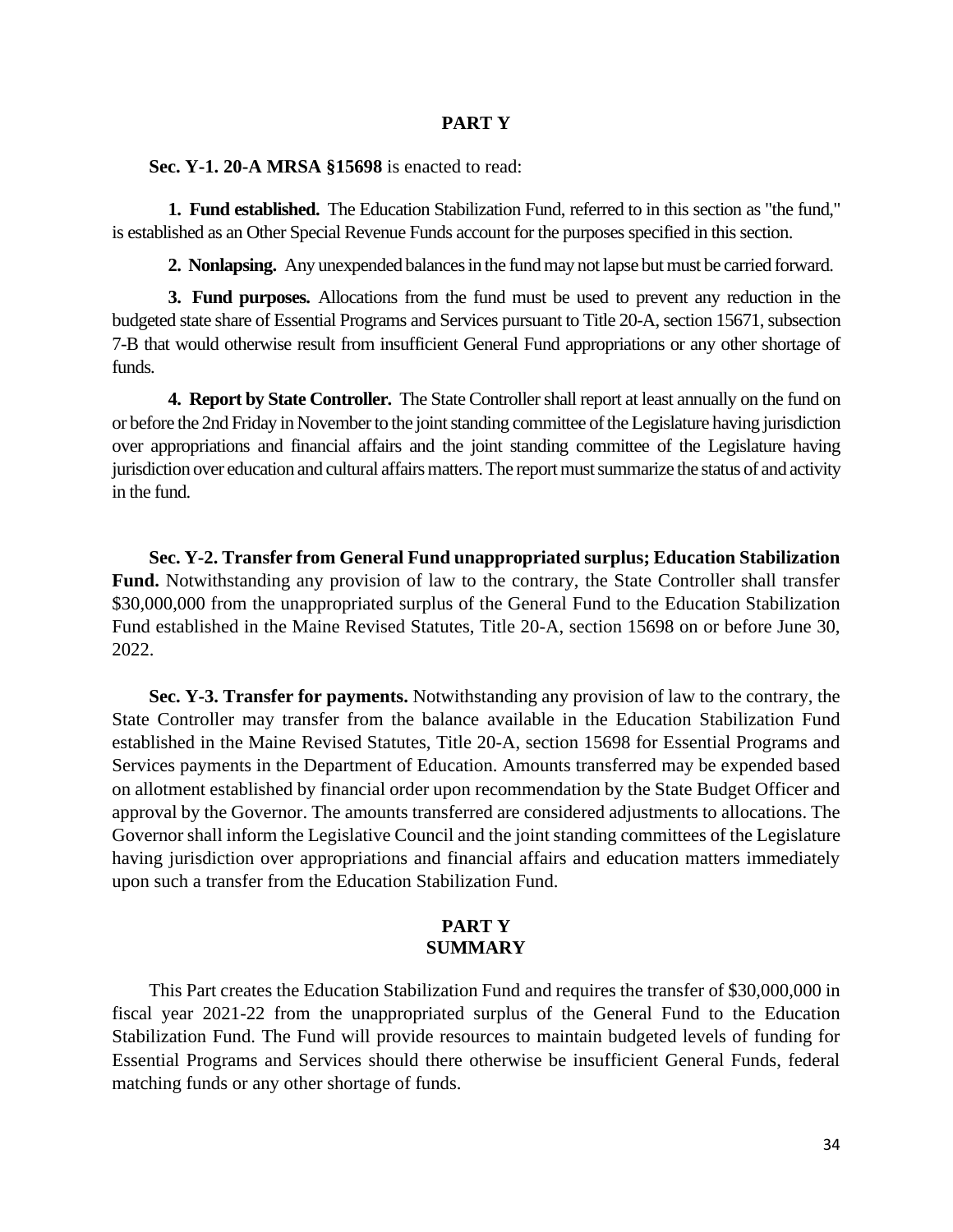## PART Y

**Sec. Y-1. 20-A MRSA §15698** is enacted to read:

**1. Fund established.** The Education Stabilization Fund, referred to in this section as "the fund," is established as an Other Special Revenue Funds account for the purposes specified in this section.

**2. Nonlapsing.** Any unexpended balances in the fund may not lapse but must be carried forward.

**3. Fund purposes.** Allocations from the fund must be used to prevent any reduction in the budgeted state share of Essential Programs and Services pursuant to Title 20-A, section 15671, subsection 7-B that would otherwise result from insufficient General Fund appropriations or any other shortage of funds.

**4. Report by State Controller.** The State Controller shall report at least annually on the fund on or before the 2nd Friday in November to the joint standing committee of the Legislature having jurisdiction over appropriations and financial affairs and the joint standing committee of the Legislature having jurisdiction over education and cultural affairs matters. The report must summarize the status of and activity in the fund.

**Sec. Y-2. Transfer from General Fund unappropriated surplus; Education Stabilization Fund.** Notwithstanding any provision of law to the contrary, the State Controller shall transfer $30,000,000 from the unappropriated surplus of the General Fund to the Education Stabilization Fund established in the Maine Revised Statutes, Title 20-A, section 15698 on or before June 30, 2022.

**Sec. Y-3. Transfer for payments.** Notwithstanding any provision of law to the contrary, the State Controller may transfer from the balance available in the Education Stabilization Fund established in the Maine Revised Statutes, Title 20-A, section 15698 for Essential Programs and Services payments in the Department of Education. Amounts transferred may be expended based on allotment established by financial order upon recommendation by the State Budget Officer and approval by the Governor. The amounts transferred are considered adjustments to allocations. The Governor shall inform the Legislative Council and the joint standing committees of the Legislature having jurisdiction over appropriations and financial affairs and education matters immediately upon such a transfer from the Education Stabilization Fund.

## PART Y
## SUMMARY

This Part creates the Education Stabilization Fund and requires the transfer of $30,000,000 in fiscal year 2021-22 from the unappropriated surplus of the General Fund to the Education Stabilization Fund. The Fund will provide resources to maintain budgeted levels of funding for Essential Programs and Services should there otherwise be insufficient General Funds, federal matching funds or any other shortage of funds.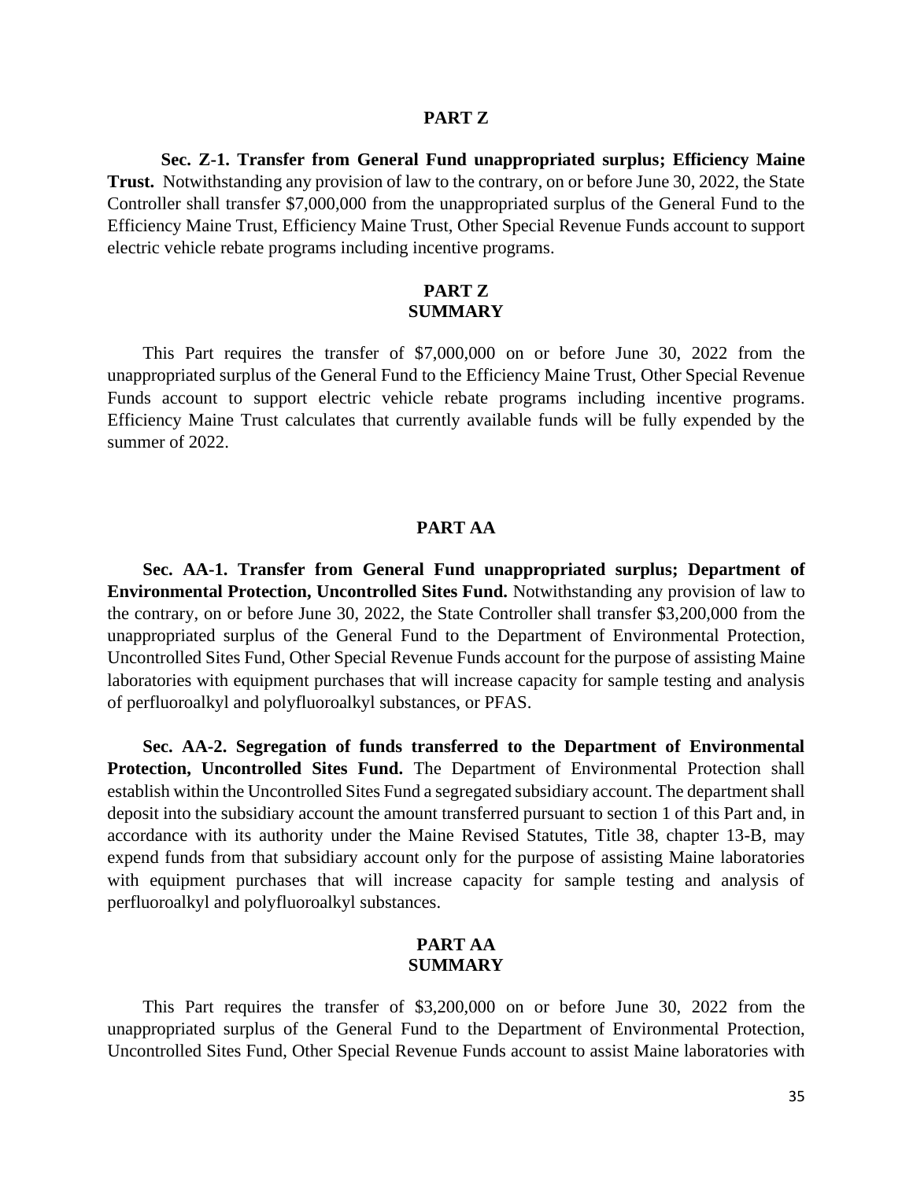## PART Z

**Sec. Z-1. Transfer from General Fund unappropriated surplus; Efficiency Maine Trust.** Notwithstanding any provision of law to the contrary, on or before June 30, 2022, the State Controller shall transfer $7,000,000 from the unappropriated surplus of the General Fund to the Efficiency Maine Trust, Efficiency Maine Trust, Other Special Revenue Funds account to support electric vehicle rebate programs including incentive programs.

## PART Z
## SUMMARY

This Part requires the transfer of $7,000,000 on or before June 30, 2022 from the unappropriated surplus of the General Fund to the Efficiency Maine Trust, Other Special Revenue Funds account to support electric vehicle rebate programs including incentive programs. Efficiency Maine Trust calculates that currently available funds will be fully expended by the summer of 2022.

## PART AA

**Sec. AA-1. Transfer from General Fund unappropriated surplus; Department of Environmental Protection, Uncontrolled Sites Fund.** Notwithstanding any provision of law to the contrary, on or before June 30, 2022, the State Controller shall transfer $3,200,000 from the unappropriated surplus of the General Fund to the Department of Environmental Protection, Uncontrolled Sites Fund, Other Special Revenue Funds account for the purpose of assisting Maine laboratories with equipment purchases that will increase capacity for sample testing and analysis of perfluoroalkyl and polyfluoroalkyl substances, or PFAS.

**Sec. AA-2. Segregation of funds transferred to the Department of Environmental Protection, Uncontrolled Sites Fund.** The Department of Environmental Protection shall establish within the Uncontrolled Sites Fund a segregated subsidiary account. The department shall deposit into the subsidiary account the amount transferred pursuant to section 1 of this Part and, in accordance with its authority under the Maine Revised Statutes, Title 38, chapter 13-B, may expend funds from that subsidiary account only for the purpose of assisting Maine laboratories with equipment purchases that will increase capacity for sample testing and analysis of perfluoroalkyl and polyfluoroalkyl substances.

## PART AA
## SUMMARY

This Part requires the transfer of $3,200,000 on or before June 30, 2022 from the unappropriated surplus of the General Fund to the Department of Environmental Protection, Uncontrolled Sites Fund, Other Special Revenue Funds account to assist Maine laboratories with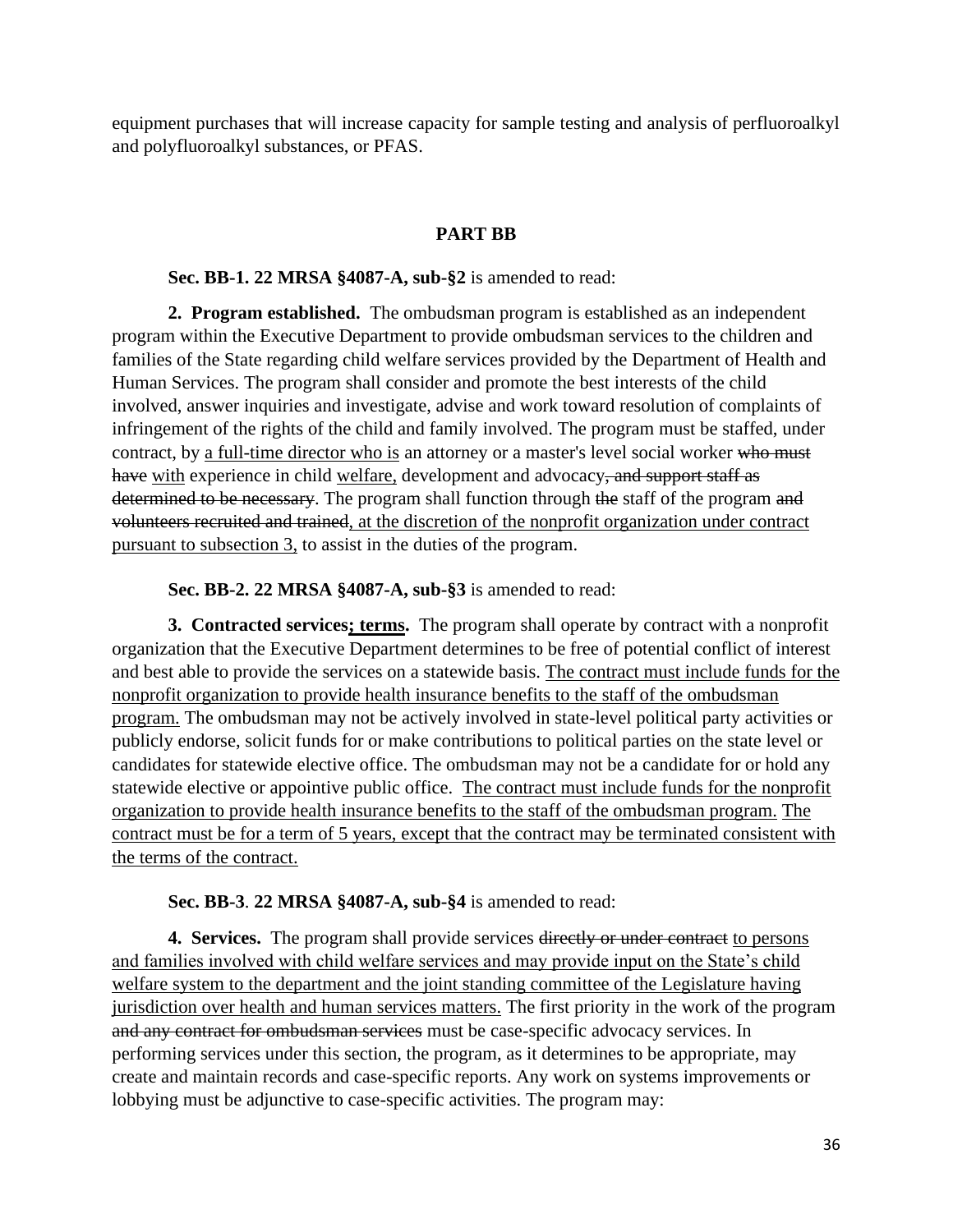equipment purchases that will increase capacity for sample testing and analysis of perfluoroalkyl and polyfluoroalkyl substances, or PFAS.

## PART BB

**Sec. BB-1. 22 MRSA §4087-A, sub-§2** is amended to read:

**2. Program established.** The ombudsman program is established as an independent program within the Executive Department to provide ombudsman services to the children and families of the State regarding child welfare services provided by the Department of Health and Human Services. The program shall consider and promote the best interests of the child involved, answer inquiries and investigate, advise and work toward resolution of complaints of infringement of the rights of the child and family involved. The program must be staffed, under contract, by <u>a full-time director who is</u> an attorney or a master's level social worker ~~who must have~~ <u>with</u> experience in child <u>welfare,</u> development and advocacy~~, and support staff as determined to be necessary~~. The program shall function through ~~the~~ staff of the program ~~and volunteers recruited and trained~~<u>, at the discretion of the nonprofit organization under contract pursuant to subsection 3,</u> to assist in the duties of the program.

**Sec. BB-2. 22 MRSA §4087-A, sub-§3** is amended to read:

**3. Contracted services<u>; terms</u>.** The program shall operate by contract with a nonprofit organization that the Executive Department determines to be free of potential conflict of interest and best able to provide the services on a statewide basis. <u>The contract must include funds for the nonprofit organization to provide health insurance benefits to the staff of the ombudsman program.</u> The ombudsman may not be actively involved in state-level political party activities or publicly endorse, solicit funds for or make contributions to political parties on the state level or candidates for statewide elective office. The ombudsman may not be a candidate for or hold any statewide elective or appointive public office. <u>The contract must include funds for the nonprofit organization to provide health insurance benefits to the staff of the ombudsman program.</u> <u>The contract must be for a term of 5 years, except that the contract may be terminated consistent with the terms of the contract.</u>

**Sec. BB-3**. **22 MRSA §4087-A, sub-§4** is amended to read:

**4. Services.** The program shall provide services ~~directly or under contract~~ <u>to persons and families involved with child welfare services and may provide input on the State's child welfare system to the department and the joint standing committee of the Legislature having jurisdiction over health and human services matters.</u> The first priority in the work of the program ~~and any contract for ombudsman services~~ must be case-specific advocacy services. In performing services under this section, the program, as it determines to be appropriate, may create and maintain records and case-specific reports. Any work on systems improvements or lobbying must be adjunctive to case-specific activities. The program may: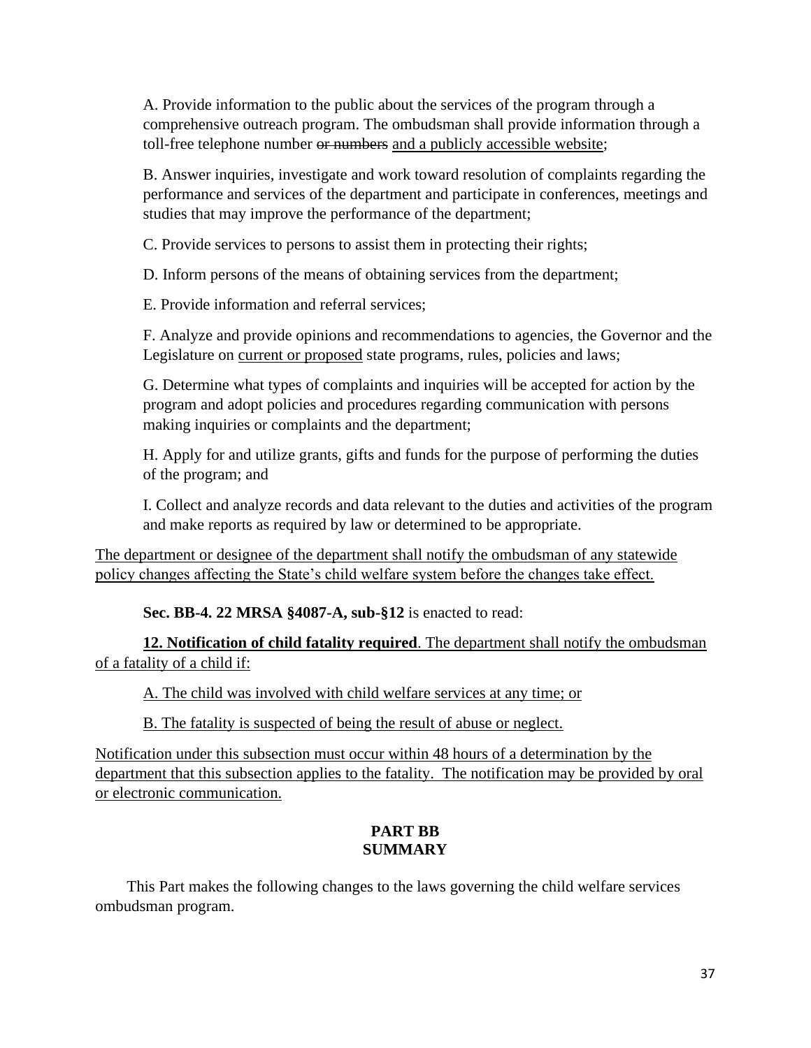A. Provide information to the public about the services of the program through a comprehensive outreach program. The ombudsman shall provide information through a toll-free telephone number ~~or numbers~~ <u>and a publicly accessible website</u>;

B. Answer inquiries, investigate and work toward resolution of complaints regarding the performance and services of the department and participate in conferences, meetings and studies that may improve the performance of the department;

C. Provide services to persons to assist them in protecting their rights;

D. Inform persons of the means of obtaining services from the department;

E. Provide information and referral services;

F. Analyze and provide opinions and recommendations to agencies, the Governor and the Legislature on <u>current or proposed</u> state programs, rules, policies and laws;

G. Determine what types of complaints and inquiries will be accepted for action by the program and adopt policies and procedures regarding communication with persons making inquiries or complaints and the department;

H. Apply for and utilize grants, gifts and funds for the purpose of performing the duties of the program; and

I. Collect and analyze records and data relevant to the duties and activities of the program and make reports as required by law or determined to be appropriate.

<u>The department or designee of the department shall notify the ombudsman of any statewide policy changes affecting the State's child welfare system before the changes take effect.</u>

**Sec. BB-4. 22 MRSA §4087-A, sub-§12** is enacted to read:

<u>**12. Notification of child fatality required**. The department shall notify the ombudsman of a fatality of a child if:</u>

<u>A. The child was involved with child welfare services at any time; or</u>

<u>B. The fatality is suspected of being the result of abuse or neglect.</u>

<u>Notification under this subsection must occur within 48 hours of a determination by the department that this subsection applies to the fatality. The notification may be provided by oral or electronic communication.</u>

**PART BB**
**SUMMARY**

This Part makes the following changes to the laws governing the child welfare services ombudsman program.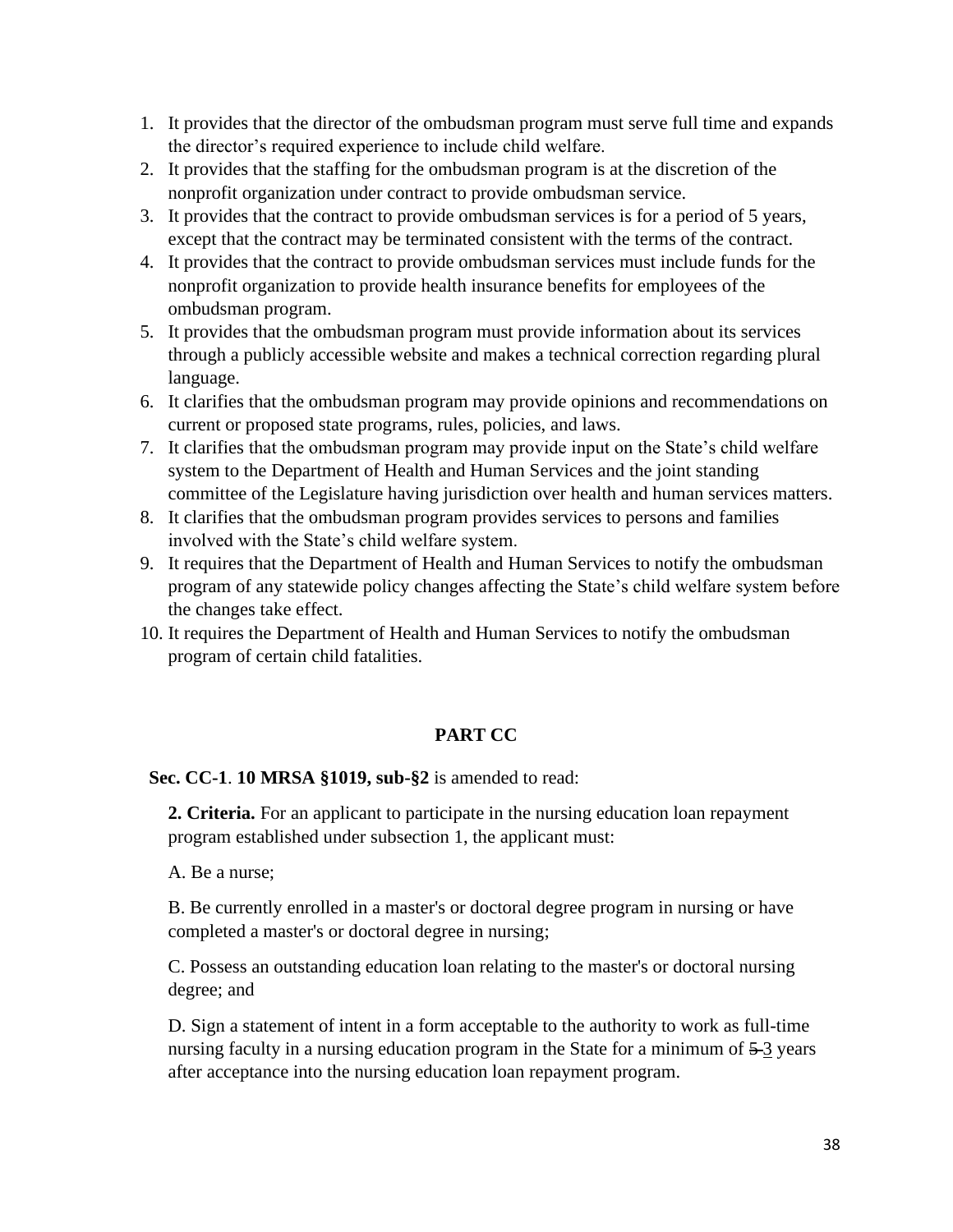1. It provides that the director of the ombudsman program must serve full time and expands the director's required experience to include child welfare.
2. It provides that the staffing for the ombudsman program is at the discretion of the nonprofit organization under contract to provide ombudsman service.
3. It provides that the contract to provide ombudsman services is for a period of 5 years, except that the contract may be terminated consistent with the terms of the contract.
4. It provides that the contract to provide ombudsman services must include funds for the nonprofit organization to provide health insurance benefits for employees of the ombudsman program.
5. It provides that the ombudsman program must provide information about its services through a publicly accessible website and makes a technical correction regarding plural language.
6. It clarifies that the ombudsman program may provide opinions and recommendations on current or proposed state programs, rules, policies, and laws.
7. It clarifies that the ombudsman program may provide input on the State's child welfare system to the Department of Health and Human Services and the joint standing committee of the Legislature having jurisdiction over health and human services matters.
8. It clarifies that the ombudsman program provides services to persons and families involved with the State's child welfare system.
9. It requires that the Department of Health and Human Services to notify the ombudsman program of any statewide policy changes affecting the State's child welfare system before the changes take effect.
10. It requires the Department of Health and Human Services to notify the ombudsman program of certain child fatalities.

## PART CC

**Sec. CC-1**. **10 MRSA §1019, sub-§2** is amended to read:

**2. Criteria.** For an applicant to participate in the nursing education loan repayment program established under subsection 1, the applicant must:

A. Be a nurse;

B. Be currently enrolled in a master's or doctoral degree program in nursing or have completed a master's or doctoral degree in nursing;

C. Possess an outstanding education loan relating to the master's or doctoral nursing degree; and

D. Sign a statement of intent in a form acceptable to the authority to work as full-time nursing faculty in a nursing education program in the State for a minimum of ~~5~~ <u>3</u> years after acceptance into the nursing education loan repayment program.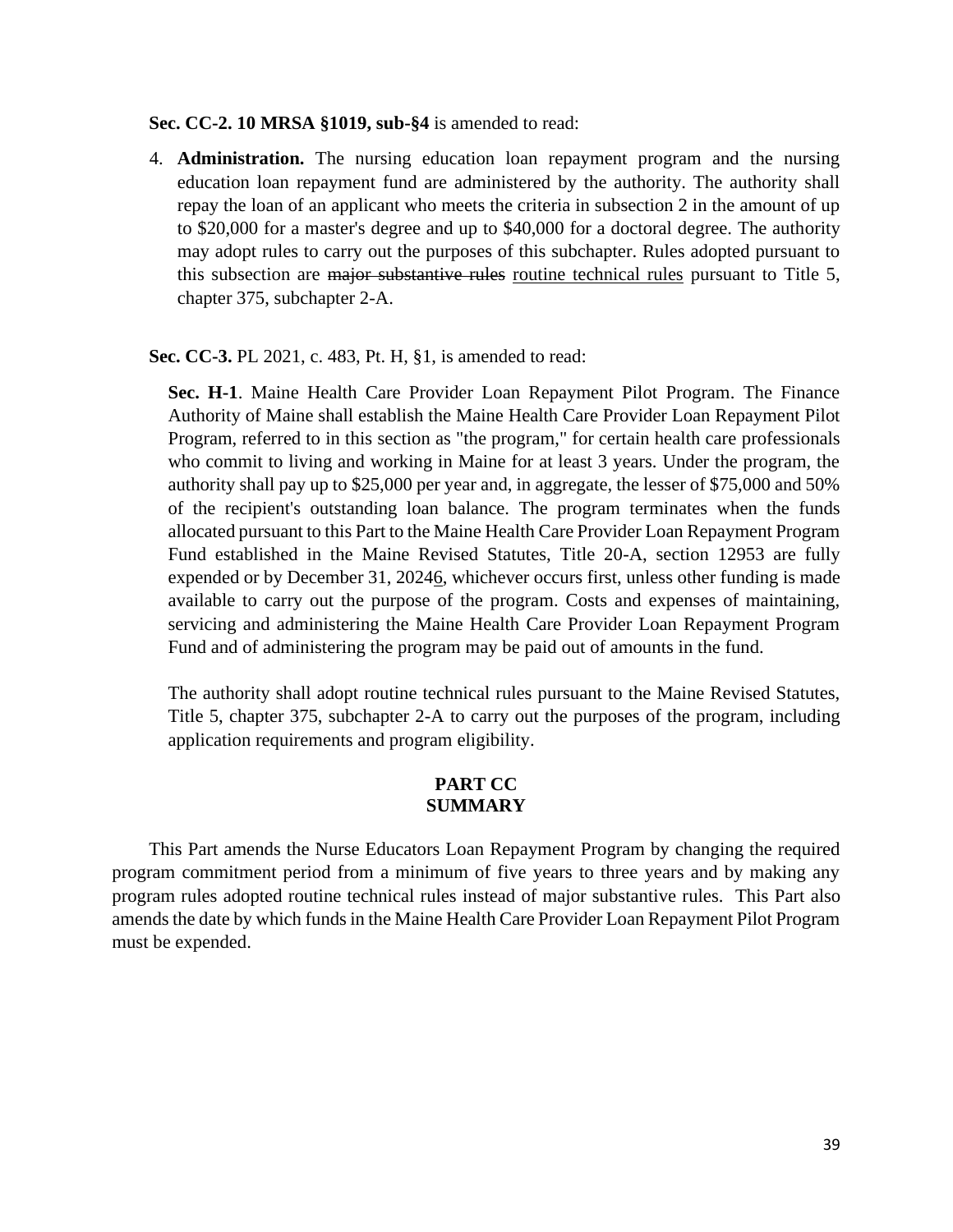**Sec. CC-2. 10 MRSA §1019, sub-§4** is amended to read:

4. **Administration.** The nursing education loan repayment program and the nursing education loan repayment fund are administered by the authority. The authority shall repay the loan of an applicant who meets the criteria in subsection 2 in the amount of up to $20,000 for a master's degree and up to $40,000 for a doctoral degree. The authority may adopt rules to carry out the purposes of this subchapter. Rules adopted pursuant to this subsection are ~~major substantive rules~~ <u>routine technical rules</u> pursuant to Title 5, chapter 375, subchapter 2-A.

**Sec. CC-3.** PL 2021, c. 483, Pt. H, §1, is amended to read:

> **Sec. H-1**. Maine Health Care Provider Loan Repayment Pilot Program. The Finance Authority of Maine shall establish the Maine Health Care Provider Loan Repayment Pilot Program, referred to in this section as "the program," for certain health care professionals who commit to living and working in Maine for at least 3 years. Under the program, the authority shall pay up to $25,000 per year and, in aggregate, the lesser of $75,000 and 50% of the recipient's outstanding loan balance. The program terminates when the funds allocated pursuant to this Part to the Maine Health Care Provider Loan Repayment Program Fund established in the Maine Revised Statutes, Title 20-A, section 12953 are fully expended or by December 31, 202~~4~~<u>6</u>, whichever occurs first, unless other funding is made available to carry out the purpose of the program. Costs and expenses of maintaining, servicing and administering the Maine Health Care Provider Loan Repayment Program Fund and of administering the program may be paid out of amounts in the fund.
>
> The authority shall adopt routine technical rules pursuant to the Maine Revised Statutes, Title 5, chapter 375, subchapter 2-A to carry out the purposes of the program, including application requirements and program eligibility.

**PART CC**
**SUMMARY**

This Part amends the Nurse Educators Loan Repayment Program by changing the required program commitment period from a minimum of five years to three years and by making any program rules adopted routine technical rules instead of major substantive rules. This Part also amends the date by which funds in the Maine Health Care Provider Loan Repayment Pilot Program must be expended.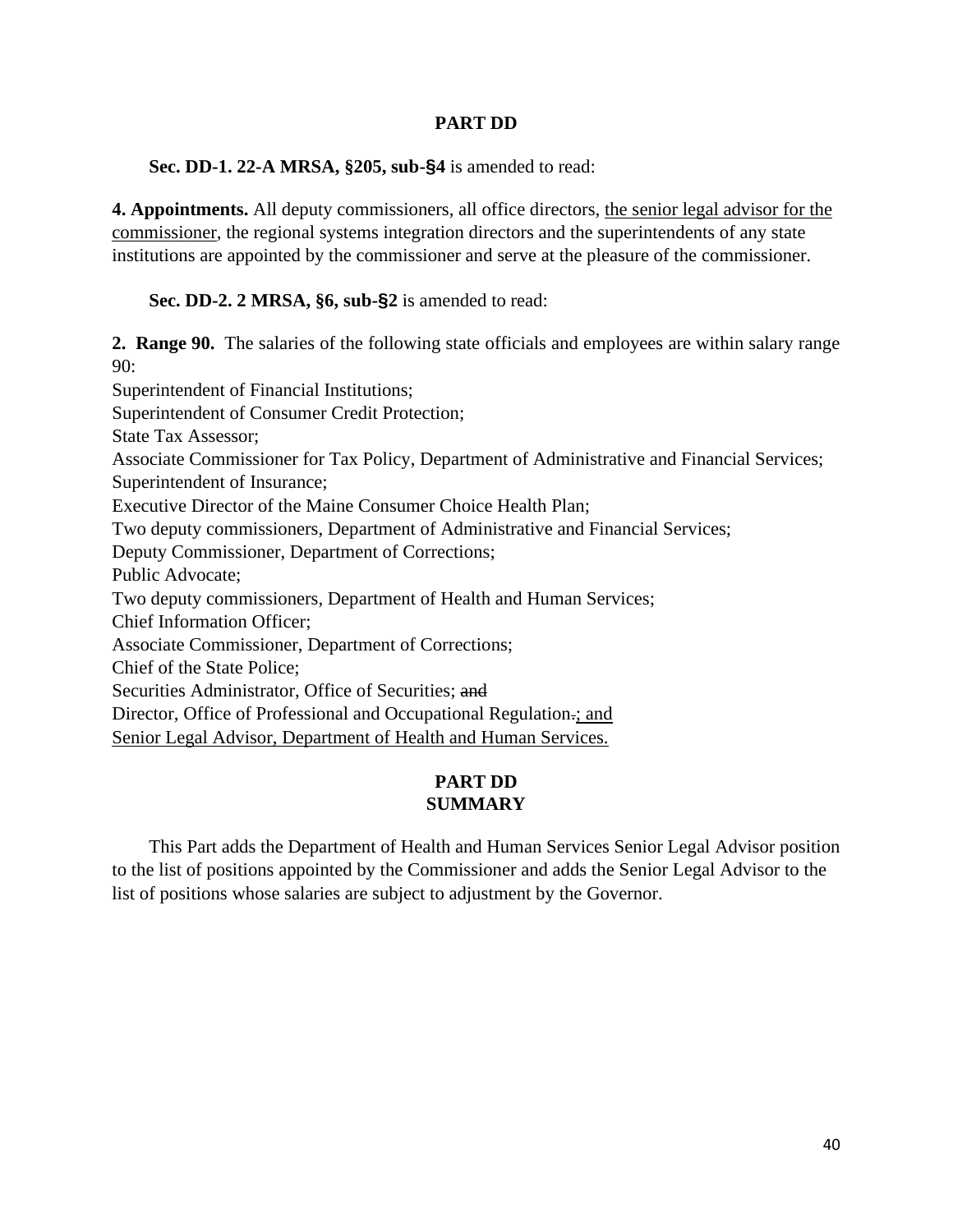**PART DD**

**Sec. DD-1. 22-A MRSA, §205, sub-§4** is amended to read:

**4. Appointments.** All deputy commissioners, all office directors, <u>the senior legal advisor for the commissioner</u>, the regional systems integration directors and the superintendents of any state institutions are appointed by the commissioner and serve at the pleasure of the commissioner.

**Sec. DD-2. 2 MRSA, §6, sub-§2** is amended to read:

**2. Range 90.** The salaries of the following state officials and employees are within salary range 90:

Superintendent of Financial Institutions;
Superintendent of Consumer Credit Protection;
State Tax Assessor;
Associate Commissioner for Tax Policy, Department of Administrative and Financial Services;
Superintendent of Insurance;
Executive Director of the Maine Consumer Choice Health Plan;
Two deputy commissioners, Department of Administrative and Financial Services;
Deputy Commissioner, Department of Corrections;
Public Advocate;
Two deputy commissioners, Department of Health and Human Services;
Chief Information Officer;
Associate Commissioner, Department of Corrections;
Chief of the State Police;
Securities Administrator, Office of Securities; ~~and~~
Director, Office of Professional and Occupational Regulation~~.~~<u>; and</u>
<u>Senior Legal Advisor, Department of Health and Human Services.</u>

**PART DD**
**SUMMARY**

This Part adds the Department of Health and Human Services Senior Legal Advisor position to the list of positions appointed by the Commissioner and adds the Senior Legal Advisor to the list of positions whose salaries are subject to adjustment by the Governor.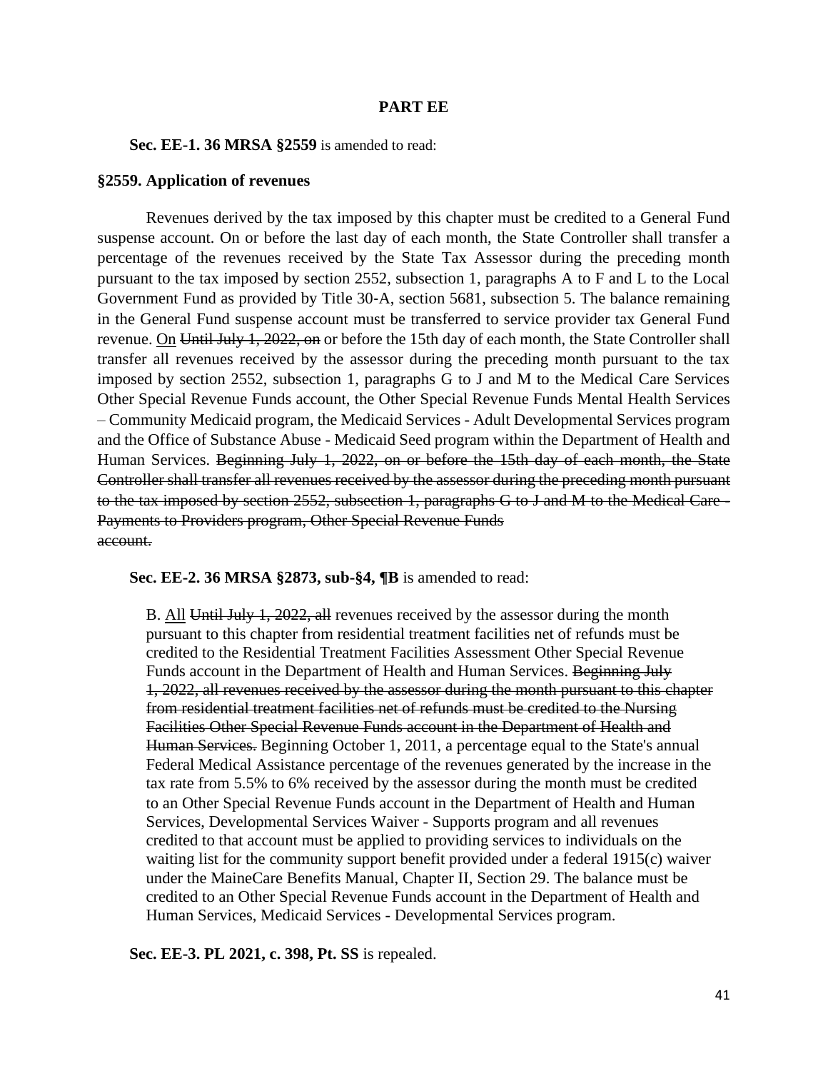## PART EE

**Sec. EE-1. 36 MRSA §2559** is amended to read:

**§2559. Application of revenues**

Revenues derived by the tax imposed by this chapter must be credited to a General Fund suspense account. On or before the last day of each month, the State Controller shall transfer a percentage of the revenues received by the State Tax Assessor during the preceding month pursuant to the tax imposed by section 2552, subsection 1, paragraphs A to F and L to the Local Government Fund as provided by Title 30-A, section 5681, subsection 5. The balance remaining in the General Fund suspense account must be transferred to service provider tax General Fund revenue. <u>On</u> ~~Until July 1, 2022, on~~ or before the 15th day of each month, the State Controller shall transfer all revenues received by the assessor during the preceding month pursuant to the tax imposed by section 2552, subsection 1, paragraphs G to J and M to the Medical Care Services Other Special Revenue Funds account, the Other Special Revenue Funds Mental Health Services – Community Medicaid program, the Medicaid Services - Adult Developmental Services program and the Office of Substance Abuse - Medicaid Seed program within the Department of Health and Human Services. ~~Beginning July 1, 2022, on or before the 15th day of each month, the State Controller shall transfer all revenues received by the assessor during the preceding month pursuant to the tax imposed by section 2552, subsection 1, paragraphs G to J and M to the Medical Care - Payments to Providers program, Other Special Revenue Funds account.~~

**Sec. EE-2. 36 MRSA §2873, sub-§4, ¶B** is amended to read:

B. <u>All</u> ~~Until July 1, 2022, all~~ revenues received by the assessor during the month pursuant to this chapter from residential treatment facilities net of refunds must be credited to the Residential Treatment Facilities Assessment Other Special Revenue Funds account in the Department of Health and Human Services. ~~Beginning July 1, 2022, all revenues received by the assessor during the month pursuant to this chapter from residential treatment facilities net of refunds must be credited to the Nursing Facilities Other Special Revenue Funds account in the Department of Health and Human Services.~~ Beginning October 1, 2011, a percentage equal to the State's annual Federal Medical Assistance percentage of the revenues generated by the increase in the tax rate from 5.5% to 6% received by the assessor during the month must be credited to an Other Special Revenue Funds account in the Department of Health and Human Services, Developmental Services Waiver - Supports program and all revenues credited to that account must be applied to providing services to individuals on the waiting list for the community support benefit provided under a federal 1915(c) waiver under the MaineCare Benefits Manual, Chapter II, Section 29. The balance must be credited to an Other Special Revenue Funds account in the Department of Health and Human Services, Medicaid Services - Developmental Services program.

**Sec. EE-3. PL 2021, c. 398, Pt. SS** is repealed.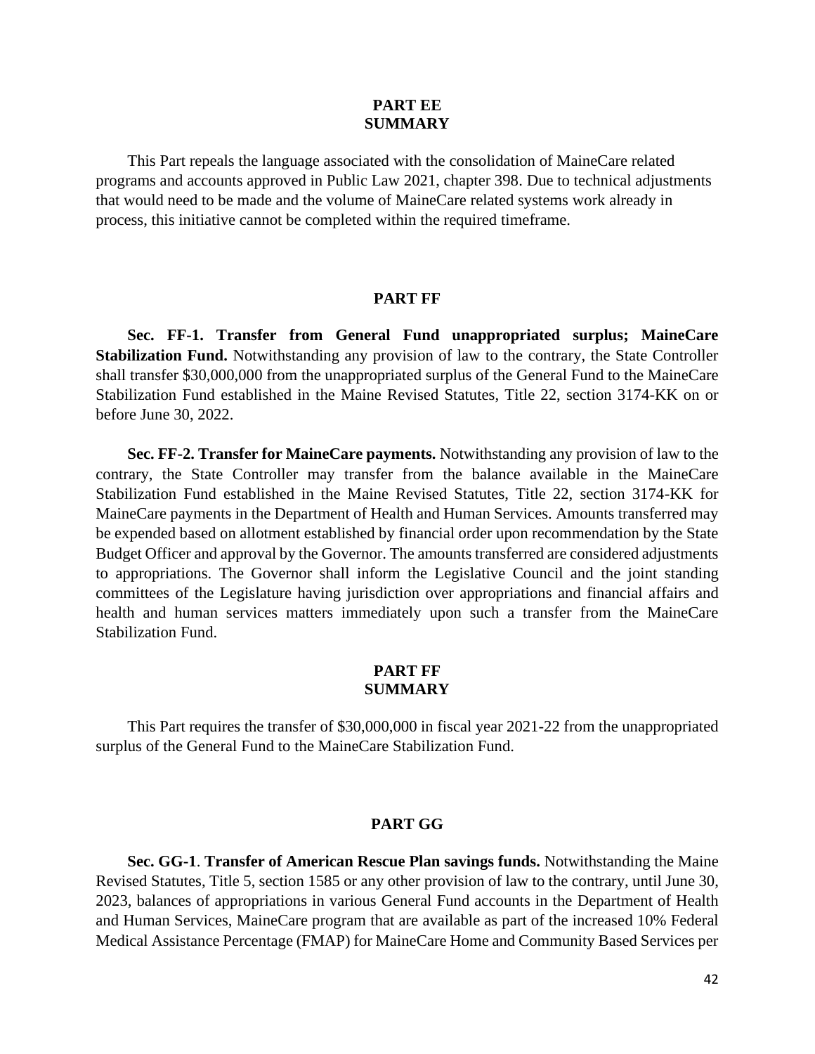**PART EE**
**SUMMARY**

This Part repeals the language associated with the consolidation of MaineCare related programs and accounts approved in Public Law 2021, chapter 398. Due to technical adjustments that would need to be made and the volume of MaineCare related systems work already in process, this initiative cannot be completed within the required timeframe.

**PART FF**

**Sec. FF-1. Transfer from General Fund unappropriated surplus; MaineCare Stabilization Fund.** Notwithstanding any provision of law to the contrary, the State Controller shall transfer $30,000,000 from the unappropriated surplus of the General Fund to the MaineCare Stabilization Fund established in the Maine Revised Statutes, Title 22, section 3174-KK on or before June 30, 2022.

**Sec. FF-2. Transfer for MaineCare payments.** Notwithstanding any provision of law to the contrary, the State Controller may transfer from the balance available in the MaineCare Stabilization Fund established in the Maine Revised Statutes, Title 22, section 3174-KK for MaineCare payments in the Department of Health and Human Services. Amounts transferred may be expended based on allotment established by financial order upon recommendation by the State Budget Officer and approval by the Governor. The amounts transferred are considered adjustments to appropriations. The Governor shall inform the Legislative Council and the joint standing committees of the Legislature having jurisdiction over appropriations and financial affairs and health and human services matters immediately upon such a transfer from the MaineCare Stabilization Fund.

**PART FF**
**SUMMARY**

This Part requires the transfer of $30,000,000 in fiscal year 2021-22 from the unappropriated surplus of the General Fund to the MaineCare Stabilization Fund.

**PART GG**

**Sec. GG-1**. **Transfer of American Rescue Plan savings funds.** Notwithstanding the Maine Revised Statutes, Title 5, section 1585 or any other provision of law to the contrary, until June 30, 2023, balances of appropriations in various General Fund accounts in the Department of Health and Human Services, MaineCare program that are available as part of the increased 10% Federal Medical Assistance Percentage (FMAP) for MaineCare Home and Community Based Services per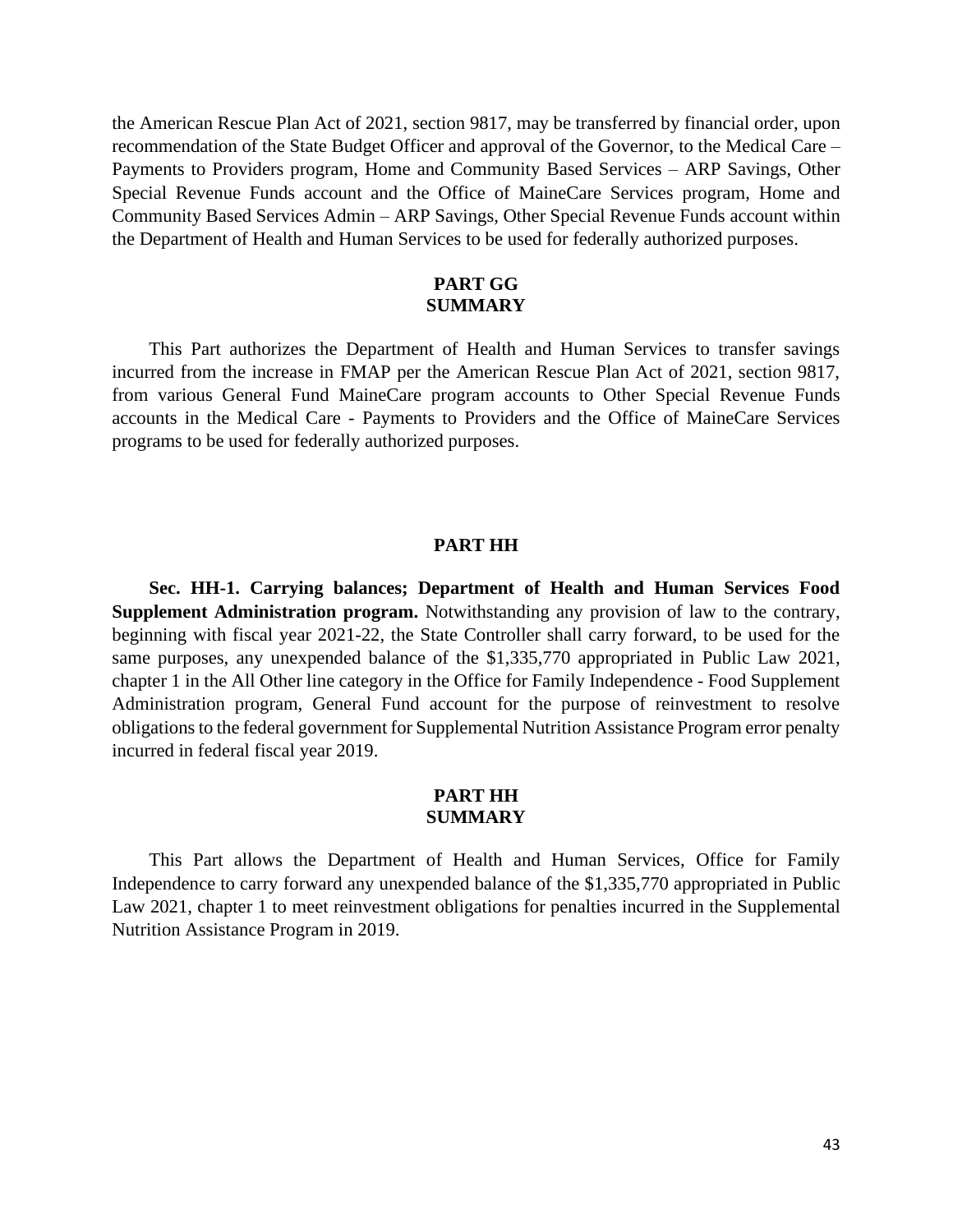the American Rescue Plan Act of 2021, section 9817, may be transferred by financial order, upon recommendation of the State Budget Officer and approval of the Governor, to the Medical Care – Payments to Providers program, Home and Community Based Services – ARP Savings, Other Special Revenue Funds account and the Office of MaineCare Services program, Home and Community Based Services Admin – ARP Savings, Other Special Revenue Funds account within the Department of Health and Human Services to be used for federally authorized purposes.

**PART GG**
**SUMMARY**

This Part authorizes the Department of Health and Human Services to transfer savings incurred from the increase in FMAP per the American Rescue Plan Act of 2021, section 9817, from various General Fund MaineCare program accounts to Other Special Revenue Funds accounts in the Medical Care - Payments to Providers and the Office of MaineCare Services programs to be used for federally authorized purposes.

**PART HH**

**Sec. HH-1. Carrying balances; Department of Health and Human Services Food Supplement Administration program.** Notwithstanding any provision of law to the contrary, beginning with fiscal year 2021-22, the State Controller shall carry forward, to be used for the same purposes, any unexpended balance of the $1,335,770 appropriated in Public Law 2021, chapter 1 in the All Other line category in the Office for Family Independence - Food Supplement Administration program, General Fund account for the purpose of reinvestment to resolve obligations to the federal government for Supplemental Nutrition Assistance Program error penalty incurred in federal fiscal year 2019.

**PART HH**
**SUMMARY**

This Part allows the Department of Health and Human Services, Office for Family Independence to carry forward any unexpended balance of the $1,335,770 appropriated in Public Law 2021, chapter 1 to meet reinvestment obligations for penalties incurred in the Supplemental Nutrition Assistance Program in 2019.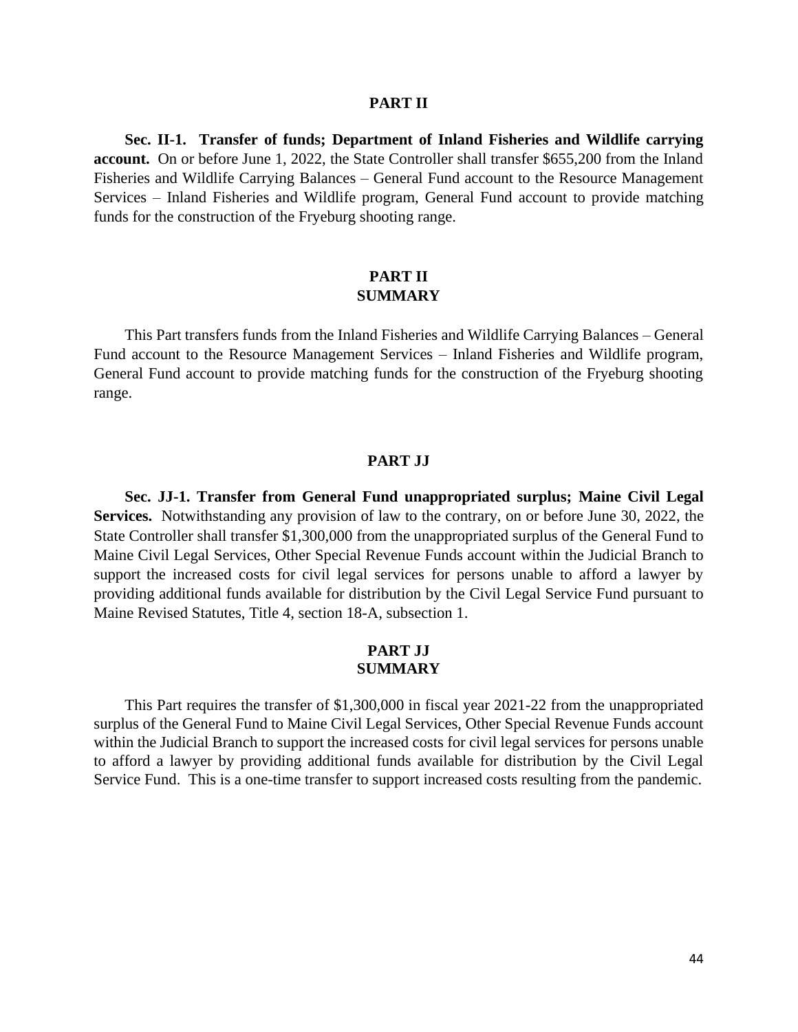## PART II

**Sec. II-1. Transfer of funds; Department of Inland Fisheries and Wildlife carrying account.** On or before June 1, 2022, the State Controller shall transfer $655,200 from the Inland Fisheries and Wildlife Carrying Balances – General Fund account to the Resource Management Services – Inland Fisheries and Wildlife program, General Fund account to provide matching funds for the construction of the Fryeburg shooting range.

## PART II
## SUMMARY

This Part transfers funds from the Inland Fisheries and Wildlife Carrying Balances – General Fund account to the Resource Management Services – Inland Fisheries and Wildlife program, General Fund account to provide matching funds for the construction of the Fryeburg shooting range.

## PART JJ

**Sec. JJ-1. Transfer from General Fund unappropriated surplus; Maine Civil Legal Services.** Notwithstanding any provision of law to the contrary, on or before June 30, 2022, the State Controller shall transfer $1,300,000 from the unappropriated surplus of the General Fund to Maine Civil Legal Services, Other Special Revenue Funds account within the Judicial Branch to support the increased costs for civil legal services for persons unable to afford a lawyer by providing additional funds available for distribution by the Civil Legal Service Fund pursuant to Maine Revised Statutes, Title 4, section 18-A, subsection 1.

## PART JJ
## SUMMARY

This Part requires the transfer of $1,300,000 in fiscal year 2021-22 from the unappropriated surplus of the General Fund to Maine Civil Legal Services, Other Special Revenue Funds account within the Judicial Branch to support the increased costs for civil legal services for persons unable to afford a lawyer by providing additional funds available for distribution by the Civil Legal Service Fund. This is a one-time transfer to support increased costs resulting from the pandemic.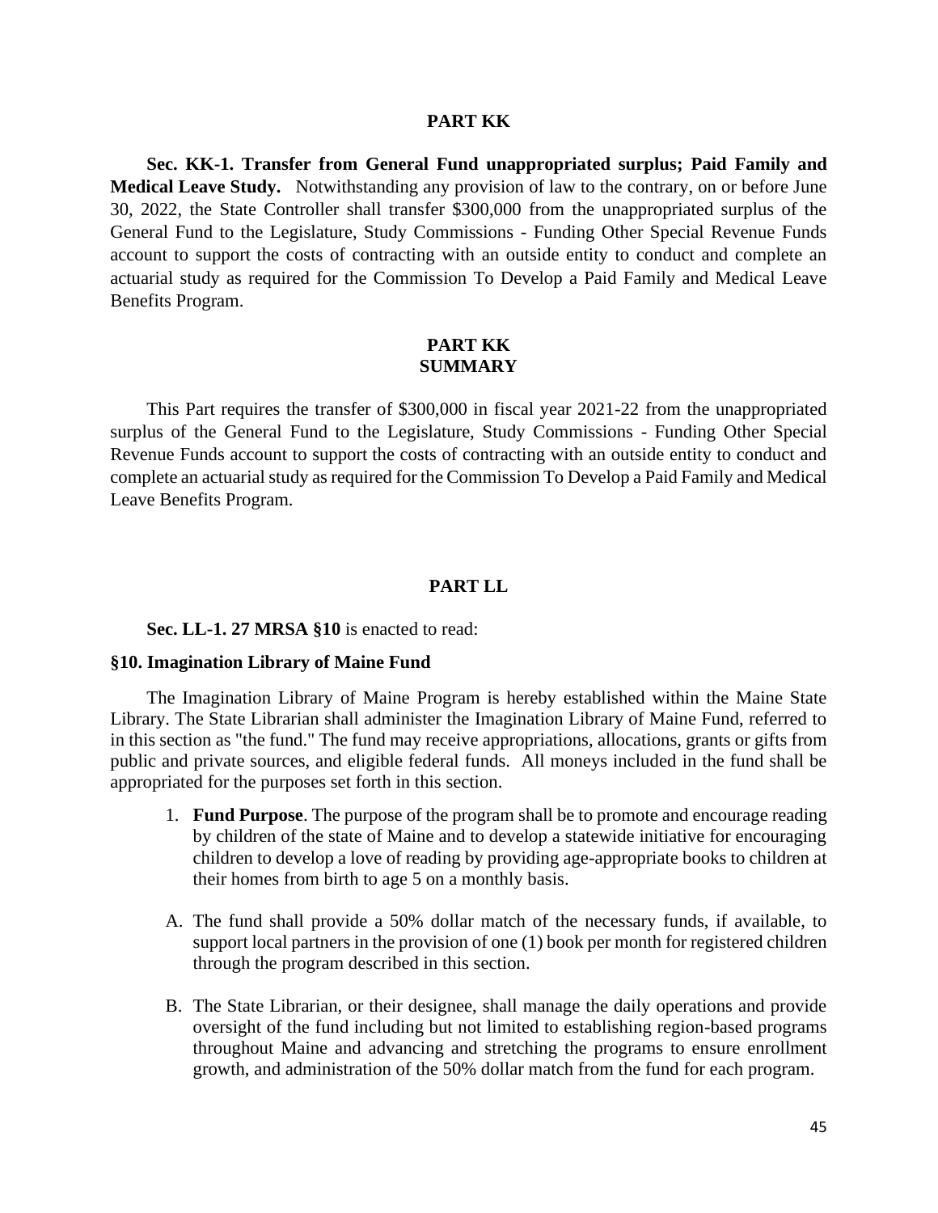## PART KK

**Sec. KK-1. Transfer from General Fund unappropriated surplus; Paid Family and Medical Leave Study.** Notwithstanding any provision of law to the contrary, on or before June 30, 2022, the State Controller shall transfer $300,000 from the unappropriated surplus of the General Fund to the Legislature, Study Commissions - Funding Other Special Revenue Funds account to support the costs of contracting with an outside entity to conduct and complete an actuarial study as required for the Commission To Develop a Paid Family and Medical Leave Benefits Program.

## PART KK SUMMARY

This Part requires the transfer of $300,000 in fiscal year 2021-22 from the unappropriated surplus of the General Fund to the Legislature, Study Commissions - Funding Other Special Revenue Funds account to support the costs of contracting with an outside entity to conduct and complete an actuarial study as required for the Commission To Develop a Paid Family and Medical Leave Benefits Program.

## PART LL

**Sec. LL-1. 27 MRSA §10** is enacted to read:

**§10. Imagination Library of Maine Fund**

The Imagination Library of Maine Program is hereby established within the Maine State Library. The State Librarian shall administer the Imagination Library of Maine Fund, referred to in this section as "the fund." The fund may receive appropriations, allocations, grants or gifts from public and private sources, and eligible federal funds. All moneys included in the fund shall be appropriated for the purposes set forth in this section.

1. **Fund Purpose**. The purpose of the program shall be to promote and encourage reading by children of the state of Maine and to develop a statewide initiative for encouraging children to develop a love of reading by providing age-appropriate books to children at their homes from birth to age 5 on a monthly basis.

A. The fund shall provide a 50% dollar match of the necessary funds, if available, to support local partners in the provision of one (1) book per month for registered children through the program described in this section.

B. The State Librarian, or their designee, shall manage the daily operations and provide oversight of the fund including but not limited to establishing region-based programs throughout Maine and advancing and stretching the programs to ensure enrollment growth, and administration of the 50% dollar match from the fund for each program.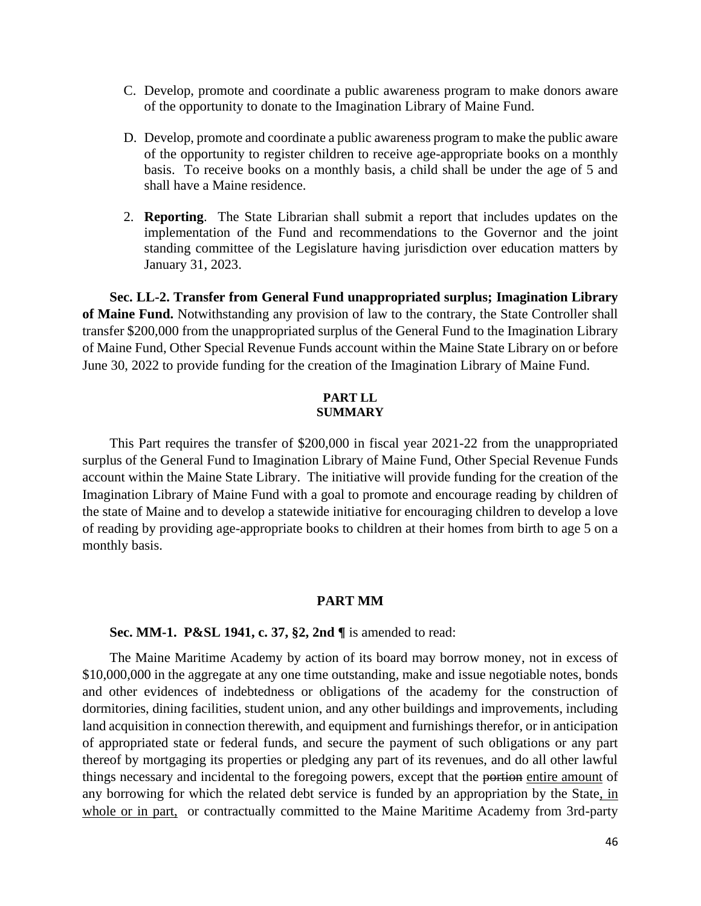C. Develop, promote and coordinate a public awareness program to make donors aware of the opportunity to donate to the Imagination Library of Maine Fund.

D. Develop, promote and coordinate a public awareness program to make the public aware of the opportunity to register children to receive age-appropriate books on a monthly basis. To receive books on a monthly basis, a child shall be under the age of 5 and shall have a Maine residence.

2. **Reporting**. The State Librarian shall submit a report that includes updates on the implementation of the Fund and recommendations to the Governor and the joint standing committee of the Legislature having jurisdiction over education matters by January 31, 2023.

**Sec. LL-2. Transfer from General Fund unappropriated surplus; Imagination Library of Maine Fund.** Notwithstanding any provision of law to the contrary, the State Controller shall transfer $200,000 from the unappropriated surplus of the General Fund to the Imagination Library of Maine Fund, Other Special Revenue Funds account within the Maine State Library on or before June 30, 2022 to provide funding for the creation of the Imagination Library of Maine Fund.

**PART LL**
**SUMMARY**

This Part requires the transfer of $200,000 in fiscal year 2021-22 from the unappropriated surplus of the General Fund to Imagination Library of Maine Fund, Other Special Revenue Funds account within the Maine State Library. The initiative will provide funding for the creation of the Imagination Library of Maine Fund with a goal to promote and encourage reading by children of the state of Maine and to develop a statewide initiative for encouraging children to develop a love of reading by providing age-appropriate books to children at their homes from birth to age 5 on a monthly basis.

## PART MM

**Sec. MM-1. P&SL 1941, c. 37, §2, 2nd ¶** is amended to read:

The Maine Maritime Academy by action of its board may borrow money, not in excess of $10,000,000 in the aggregate at any one time outstanding, make and issue negotiable notes, bonds and other evidences of indebtedness or obligations of the academy for the construction of dormitories, dining facilities, student union, and any other buildings and improvements, including land acquisition in connection therewith, and equipment and furnishings therefor, or in anticipation of appropriated state or federal funds, and secure the payment of such obligations or any part thereof by mortgaging its properties or pledging any part of its revenues, and do all other lawful things necessary and incidental to the foregoing powers, except that the ~~portion~~ <u>entire amount</u> of any borrowing for which the related debt service is funded by an appropriation by the State<u>, in whole or in part,</u> or contractually committed to the Maine Maritime Academy from 3rd-party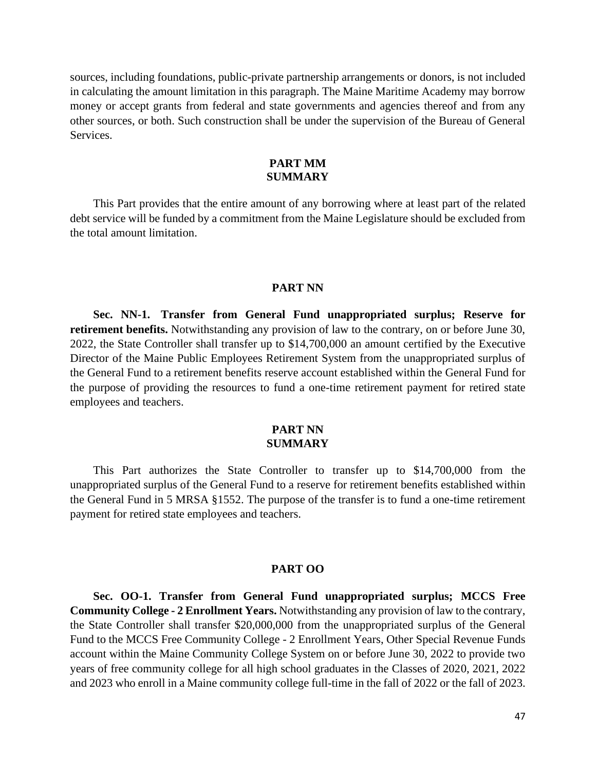sources, including foundations, public-private partnership arrangements or donors, is not included in calculating the amount limitation in this paragraph. The Maine Maritime Academy may borrow money or accept grants from federal and state governments and agencies thereof and from any other sources, or both. Such construction shall be under the supervision of the Bureau of General Services.

**PART MM**
**SUMMARY**

This Part provides that the entire amount of any borrowing where at least part of the related debt service will be funded by a commitment from the Maine Legislature should be excluded from the total amount limitation.

**PART NN**

**Sec. NN-1. Transfer from General Fund unappropriated surplus; Reserve for retirement benefits.** Notwithstanding any provision of law to the contrary, on or before June 30, 2022, the State Controller shall transfer up to $14,700,000 an amount certified by the Executive Director of the Maine Public Employees Retirement System from the unappropriated surplus of the General Fund to a retirement benefits reserve account established within the General Fund for the purpose of providing the resources to fund a one-time retirement payment for retired state employees and teachers.

**PART NN**
**SUMMARY**

This Part authorizes the State Controller to transfer up to $14,700,000 from the unappropriated surplus of the General Fund to a reserve for retirement benefits established within the General Fund in 5 MRSA §1552. The purpose of the transfer is to fund a one-time retirement payment for retired state employees and teachers.

**PART OO**

**Sec. OO-1. Transfer from General Fund unappropriated surplus; MCCS Free Community College - 2 Enrollment Years.** Notwithstanding any provision of law to the contrary, the State Controller shall transfer $20,000,000 from the unappropriated surplus of the General Fund to the MCCS Free Community College - 2 Enrollment Years, Other Special Revenue Funds account within the Maine Community College System on or before June 30, 2022 to provide two years of free community college for all high school graduates in the Classes of 2020, 2021, 2022 and 2023 who enroll in a Maine community college full-time in the fall of 2022 or the fall of 2023.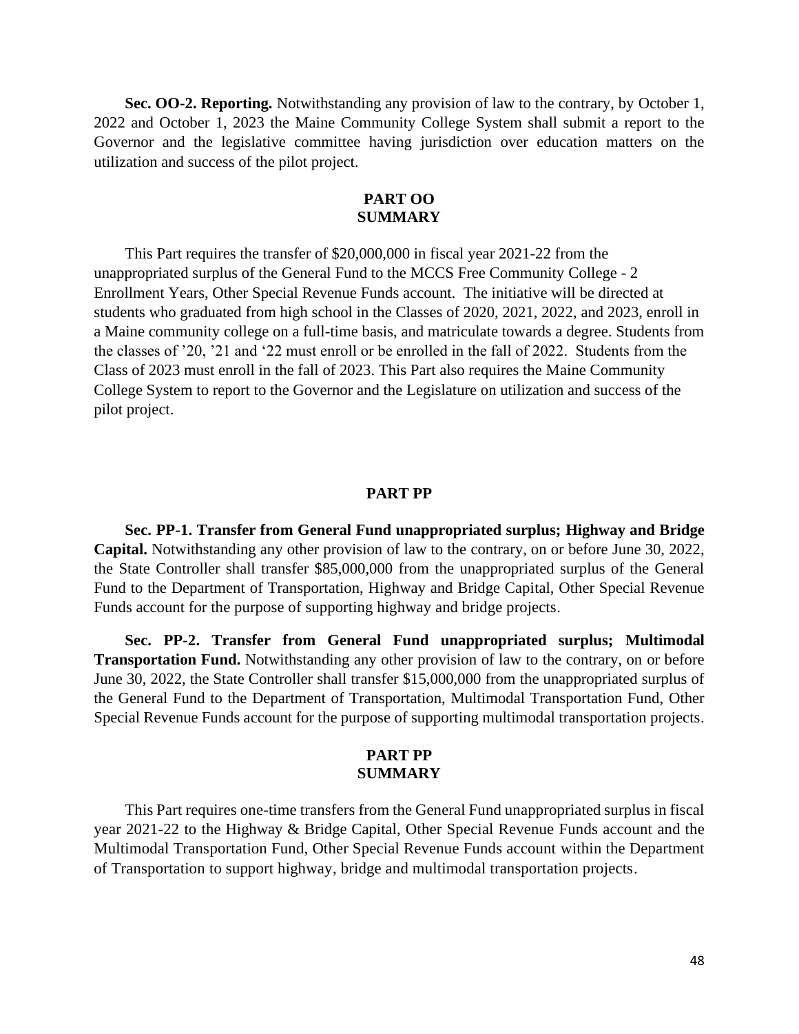**Sec. OO-2. Reporting.** Notwithstanding any provision of law to the contrary, by October 1, 2022 and October 1, 2023 the Maine Community College System shall submit a report to the Governor and the legislative committee having jurisdiction over education matters on the utilization and success of the pilot project.

## PART OO
## SUMMARY

This Part requires the transfer of $20,000,000 in fiscal year 2021-22 from the unappropriated surplus of the General Fund to the MCCS Free Community College - 2 Enrollment Years, Other Special Revenue Funds account. The initiative will be directed at students who graduated from high school in the Classes of 2020, 2021, 2022, and 2023, enroll in a Maine community college on a full-time basis, and matriculate towards a degree. Students from the classes of '20, '21 and '22 must enroll or be enrolled in the fall of 2022. Students from the Class of 2023 must enroll in the fall of 2023. This Part also requires the Maine Community College System to report to the Governor and the Legislature on utilization and success of the pilot project.

## PART PP

**Sec. PP-1. Transfer from General Fund unappropriated surplus; Highway and Bridge Capital.** Notwithstanding any other provision of law to the contrary, on or before June 30, 2022, the State Controller shall transfer $85,000,000 from the unappropriated surplus of the General Fund to the Department of Transportation, Highway and Bridge Capital, Other Special Revenue Funds account for the purpose of supporting highway and bridge projects.

**Sec. PP-2. Transfer from General Fund unappropriated surplus; Multimodal Transportation Fund.** Notwithstanding any other provision of law to the contrary, on or before June 30, 2022, the State Controller shall transfer $15,000,000 from the unappropriated surplus of the General Fund to the Department of Transportation, Multimodal Transportation Fund, Other Special Revenue Funds account for the purpose of supporting multimodal transportation projects.

## PART PP
## SUMMARY

This Part requires one-time transfers from the General Fund unappropriated surplus in fiscal year 2021-22 to the Highway & Bridge Capital, Other Special Revenue Funds account and the Multimodal Transportation Fund, Other Special Revenue Funds account within the Department of Transportation to support highway, bridge and multimodal transportation projects.